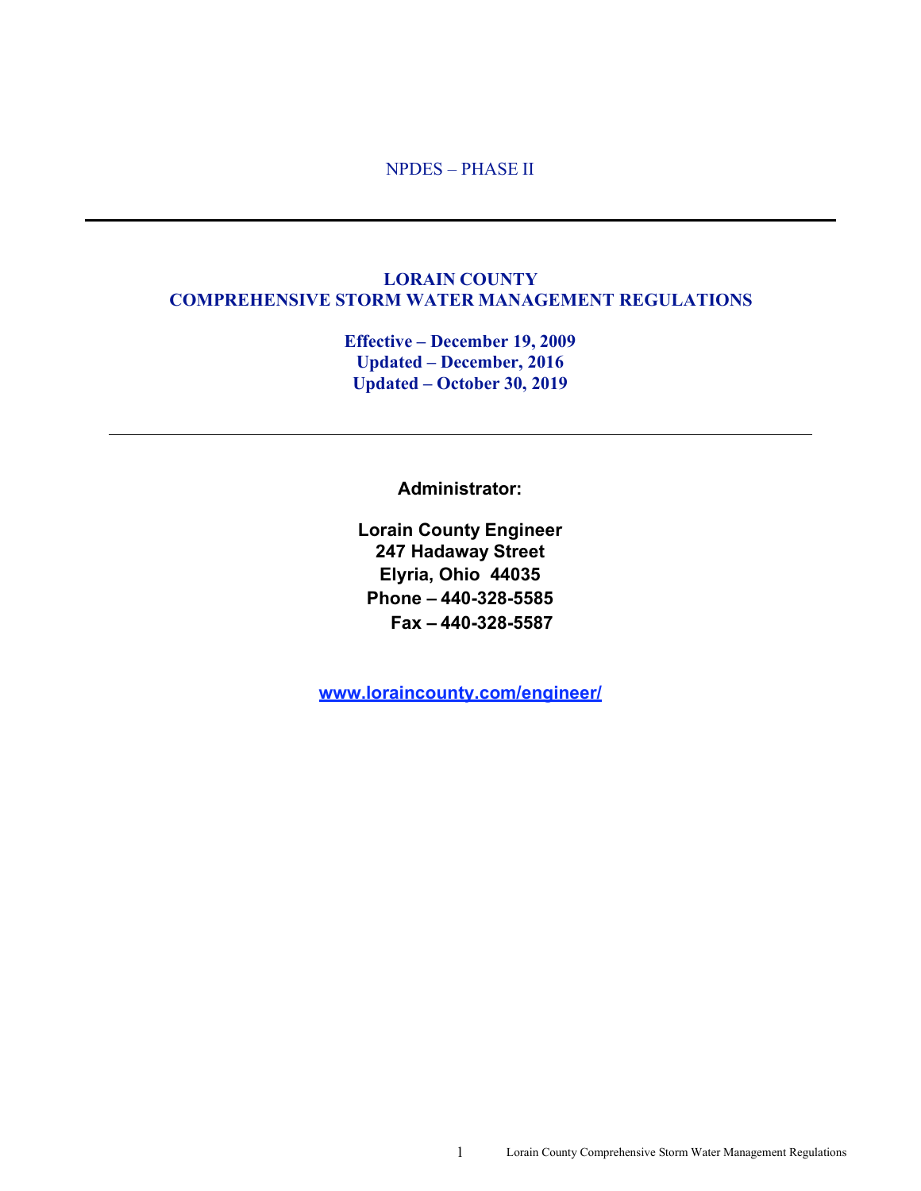NPDES – PHASE II

---

# LORAIN COUNTY
# COMPREHENSIVE STORM WATER MANAGEMENT REGULATIONS

**Effective – December 19, 2009**
**Updated – December, 2016**
**Updated – October 30, 2019**

---

**Administrator:**

**Lorain County Engineer**
**247 Hadaway Street**
**Elyria, Ohio 44035**
**Phone – 440-328-5585**
**Fax – 440-328-5587**

**www.loraincounty.com/engineer/**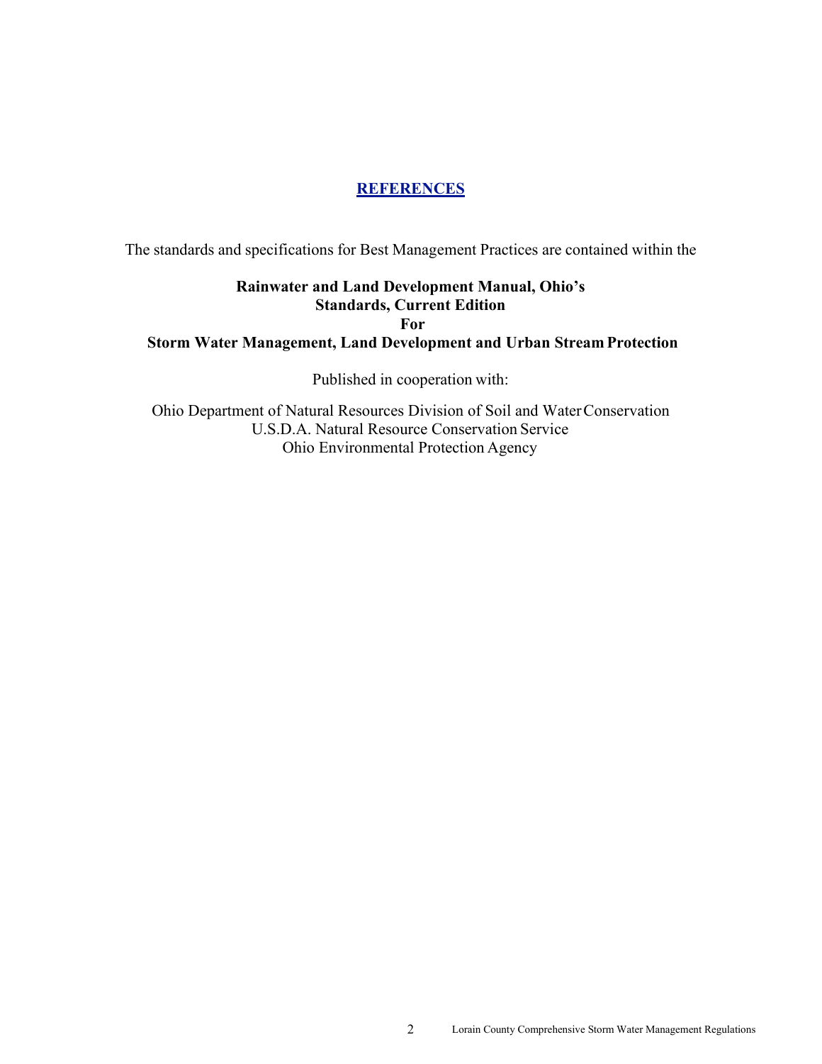# REFERENCES

The standards and specifications for Best Management Practices are contained within the

**Rainwater and Land Development Manual, Ohio's Standards, Current Edition For Storm Water Management, Land Development and Urban Stream Protection**

Published in cooperation with:

Ohio Department of Natural Resources Division of Soil and Water Conservation
U.S.D.A. Natural Resource Conservation Service
Ohio Environmental Protection Agency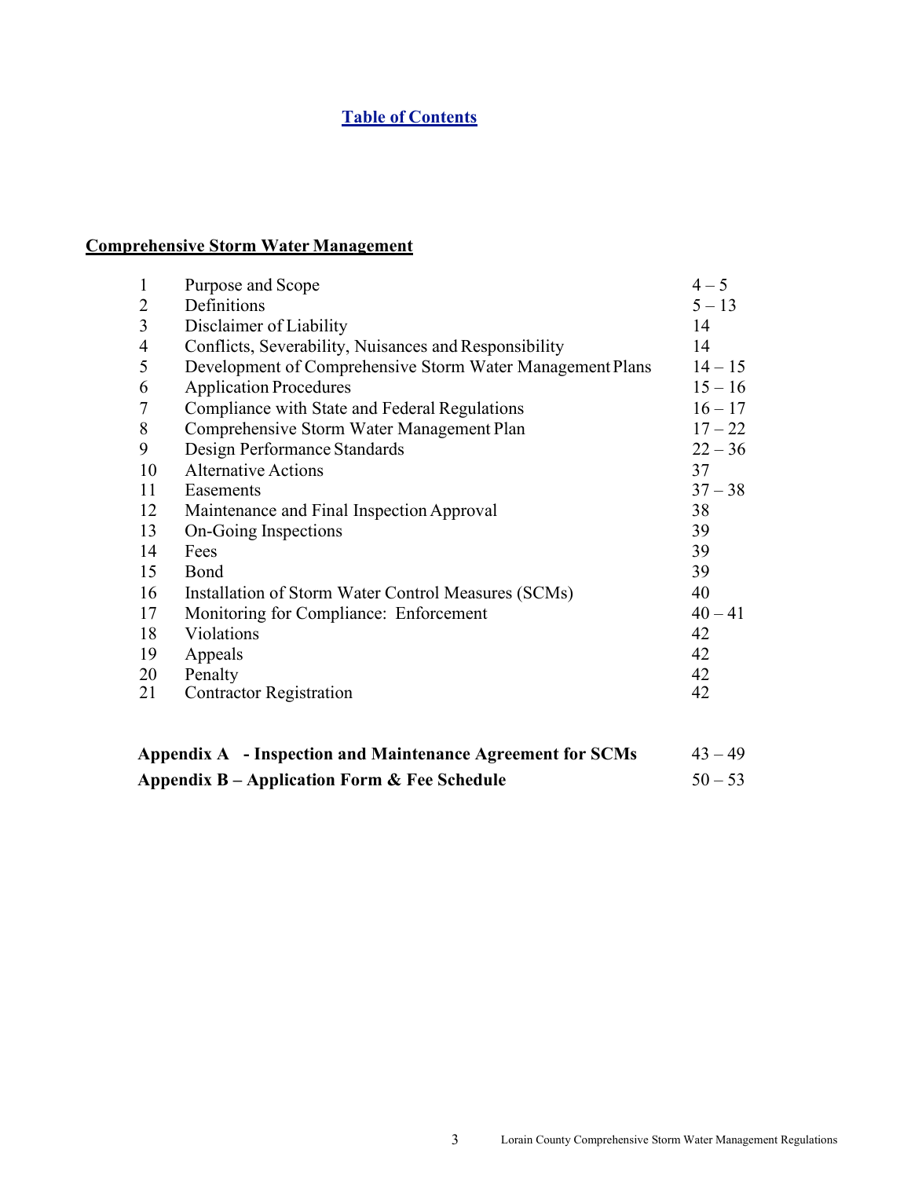# Table of Contents

## Comprehensive Storm Water Management

| | | |
|---|---|---|
| 1 | Purpose and Scope | 4 – 5 |
| 2 | Definitions | 5 – 13 |
| 3 | Disclaimer of Liability | 14 |
| 4 | Conflicts, Severability, Nuisances and Responsibility | 14 |
| 5 | Development of Comprehensive Storm Water Management Plans | 14 – 15 |
| 6 | Application Procedures | 15 – 16 |
| 7 | Compliance with State and Federal Regulations | 16 – 17 |
| 8 | Comprehensive Storm Water Management Plan | 17 – 22 |
| 9 | Design Performance Standards | 22 – 36 |
| 10 | Alternative Actions | 37 |
| 11 | Easements | 37 – 38 |
| 12 | Maintenance and Final Inspection Approval | 38 |
| 13 | On-Going Inspections | 39 |
| 14 | Fees | 39 |
| 15 | Bond | 39 |
| 16 | Installation of Storm Water Control Measures (SCMs) | 40 |
| 17 | Monitoring for Compliance: Enforcement | 40 – 41 |
| 18 | Violations | 42 |
| 19 | Appeals | 42 |
| 20 | Penalty | 42 |
| 21 | Contractor Registration | 42 |

| | |
|---|---|
| **Appendix A - Inspection and Maintenance Agreement for SCMs** | 43 – 49 |
| **Appendix B – Application Form & Fee Schedule** | 50 – 53 |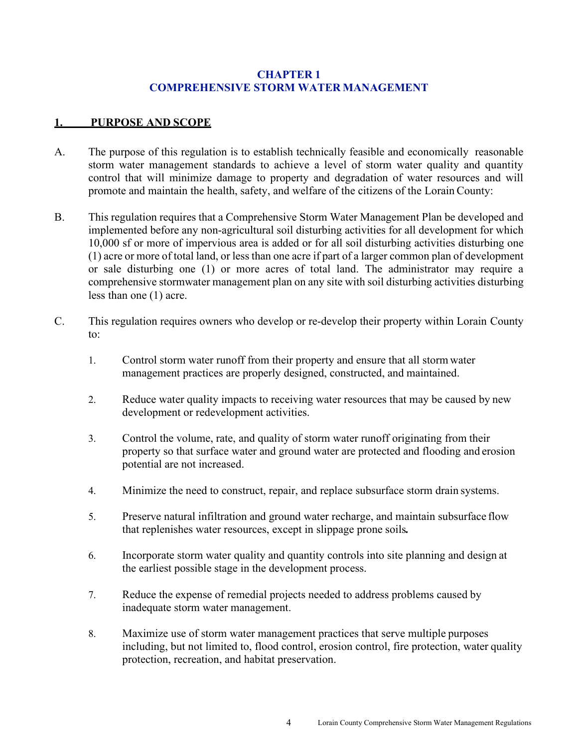# CHAPTER 1
# COMPREHENSIVE STORM WATER MANAGEMENT

## 1. PURPOSE AND SCOPE

A. The purpose of this regulation is to establish technically feasible and economically reasonable storm water management standards to achieve a level of storm water quality and quantity control that will minimize damage to property and degradation of water resources and will promote and maintain the health, safety, and welfare of the citizens of the Lorain County:

B. This regulation requires that a Comprehensive Storm Water Management Plan be developed and implemented before any non-agricultural soil disturbing activities for all development for which 10,000 sf or more of impervious area is added or for all soil disturbing activities disturbing one (1) acre or more of total land, or less than one acre if part of a larger common plan of development or sale disturbing one (1) or more acres of total land. The administrator may require a comprehensive stormwater management plan on any site with soil disturbing activities disturbing less than one (1) acre.

C. This regulation requires owners who develop or re-develop their property within Lorain County to:

1. Control storm water runoff from their property and ensure that all storm water management practices are properly designed, constructed, and maintained.

2. Reduce water quality impacts to receiving water resources that may be caused by new development or redevelopment activities.

3. Control the volume, rate, and quality of storm water runoff originating from their property so that surface water and ground water are protected and flooding and erosion potential are not increased.

4. Minimize the need to construct, repair, and replace subsurface storm drain systems.

5. Preserve natural infiltration and ground water recharge, and maintain subsurface flow that replenishes water resources, except in slippage prone soils.

6. Incorporate storm water quality and quantity controls into site planning and design at the earliest possible stage in the development process.

7. Reduce the expense of remedial projects needed to address problems caused by inadequate storm water management.

8. Maximize use of storm water management practices that serve multiple purposes including, but not limited to, flood control, erosion control, fire protection, water quality protection, recreation, and habitat preservation.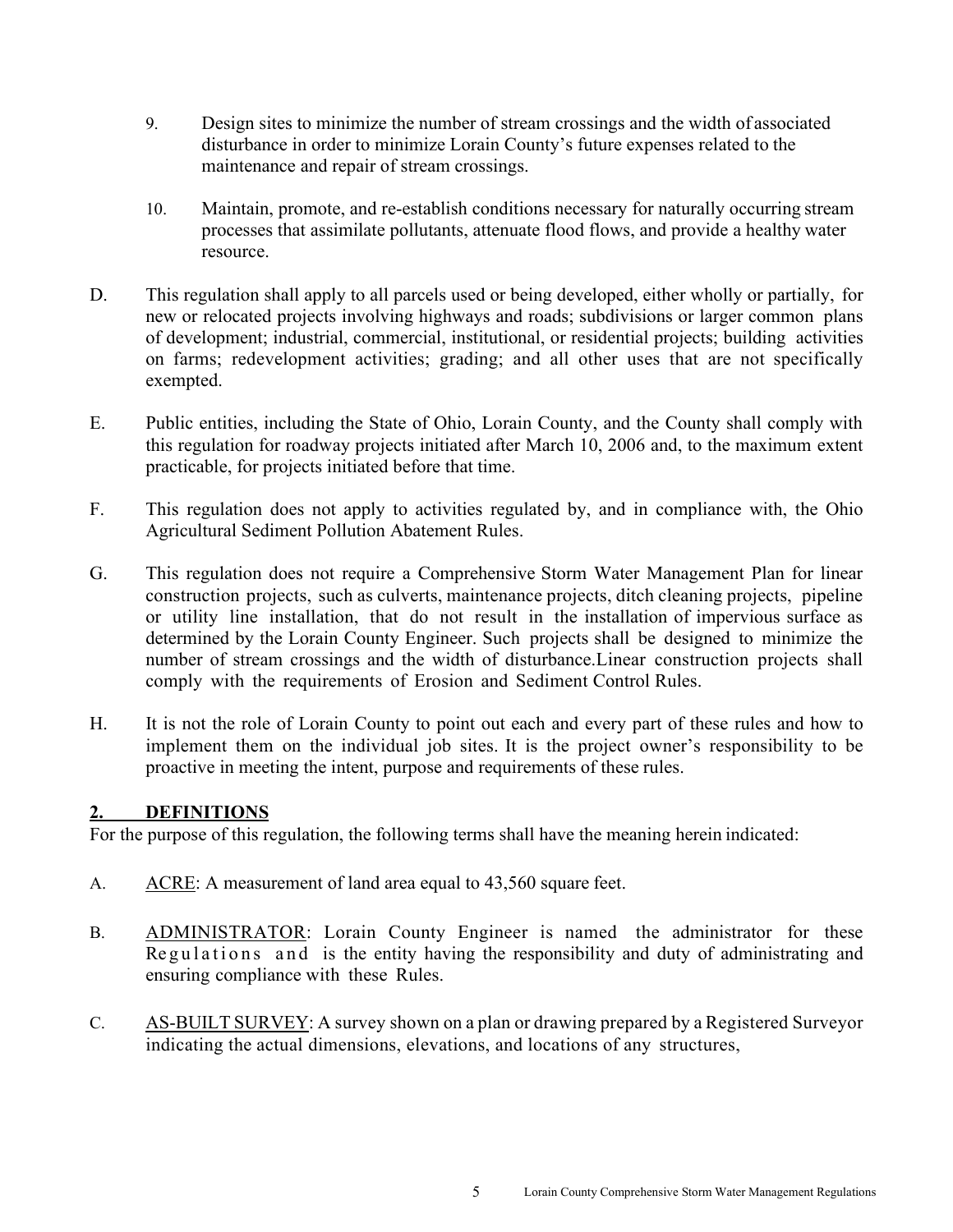9. Design sites to minimize the number of stream crossings and the width of associated disturbance in order to minimize Lorain County's future expenses related to the maintenance and repair of stream crossings.

10. Maintain, promote, and re-establish conditions necessary for naturally occurring stream processes that assimilate pollutants, attenuate flood flows, and provide a healthy water resource.

D. This regulation shall apply to all parcels used or being developed, either wholly or partially, for new or relocated projects involving highways and roads; subdivisions or larger common plans of development; industrial, commercial, institutional, or residential projects; building activities on farms; redevelopment activities; grading; and all other uses that are not specifically exempted.

E. Public entities, including the State of Ohio, Lorain County, and the County shall comply with this regulation for roadway projects initiated after March 10, 2006 and, to the maximum extent practicable, for projects initiated before that time.

F. This regulation does not apply to activities regulated by, and in compliance with, the Ohio Agricultural Sediment Pollution Abatement Rules.

G. This regulation does not require a Comprehensive Storm Water Management Plan for linear construction projects, such as culverts, maintenance projects, ditch cleaning projects, pipeline or utility line installation, that do not result in the installation of impervious surface as determined by the Lorain County Engineer. Such projects shall be designed to minimize the number of stream crossings and the width of disturbance.Linear construction projects shall comply with the requirements of Erosion and Sediment Control Rules.

H. It is not the role of Lorain County to point out each and every part of these rules and how to implement them on the individual job sites. It is the project owner's responsibility to be proactive in meeting the intent, purpose and requirements of these rules.

## 2. DEFINITIONS

For the purpose of this regulation, the following terms shall have the meaning herein indicated:

A. ACRE: A measurement of land area equal to 43,560 square feet.

B. ADMINISTRATOR: Lorain County Engineer is named the administrator for these Regulations and is the entity having the responsibility and duty of administrating and ensuring compliance with these Rules.

C. AS-BUILT SURVEY: A survey shown on a plan or drawing prepared by a Registered Surveyor indicating the actual dimensions, elevations, and locations of any structures,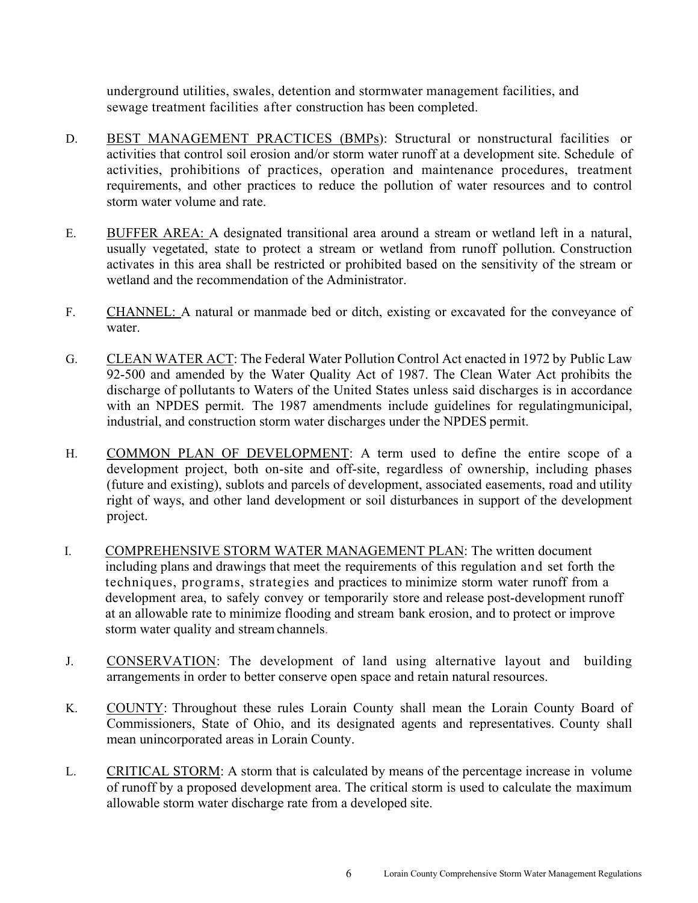underground utilities, swales, detention and stormwater management facilities, and sewage treatment facilities after construction has been completed.

D. <u>BEST MANAGEMENT PRACTICES (BMPs)</u>: Structural or nonstructural facilities or activities that control soil erosion and/or storm water runoff at a development site. Schedule of activities, prohibitions of practices, operation and maintenance procedures, treatment requirements, and other practices to reduce the pollution of water resources and to control storm water volume and rate.

E. <u>BUFFER AREA:</u> A designated transitional area around a stream or wetland left in a natural, usually vegetated, state to protect a stream or wetland from runoff pollution. Construction activates in this area shall be restricted or prohibited based on the sensitivity of the stream or wetland and the recommendation of the Administrator.

F. <u>CHANNEL:</u> A natural or manmade bed or ditch, existing or excavated for the conveyance of water.

G. <u>CLEAN WATER ACT</u>: The Federal Water Pollution Control Act enacted in 1972 by Public Law 92-500 and amended by the Water Quality Act of 1987. The Clean Water Act prohibits the discharge of pollutants to Waters of the United States unless said discharges is in accordance with an NPDES permit. The 1987 amendments include guidelines for regulatingmunicipal, industrial, and construction storm water discharges under the NPDES permit.

H. <u>COMMON PLAN OF DEVELOPMENT</u>: A term used to define the entire scope of a development project, both on-site and off-site, regardless of ownership, including phases (future and existing), sublots and parcels of development, associated easements, road and utility right of ways, and other land development or soil disturbances in support of the development project.

I. <u>COMPREHENSIVE STORM WATER MANAGEMENT PLAN</u>: The written document including plans and drawings that meet the requirements of this regulation and set forth the techniques, programs, strategies and practices to minimize storm water runoff from a development area, to safely convey or temporarily store and release post-development runoff at an allowable rate to minimize flooding and stream bank erosion, and to protect or improve storm water quality and stream channels.

J. <u>CONSERVATION</u>: The development of land using alternative layout and building arrangements in order to better conserve open space and retain natural resources.

K. <u>COUNTY</u>: Throughout these rules Lorain County shall mean the Lorain County Board of Commissioners, State of Ohio, and its designated agents and representatives. County shall mean unincorporated areas in Lorain County.

L. <u>CRITICAL STORM</u>: A storm that is calculated by means of the percentage increase in volume of runoff by a proposed development area. The critical storm is used to calculate the maximum allowable storm water discharge rate from a developed site.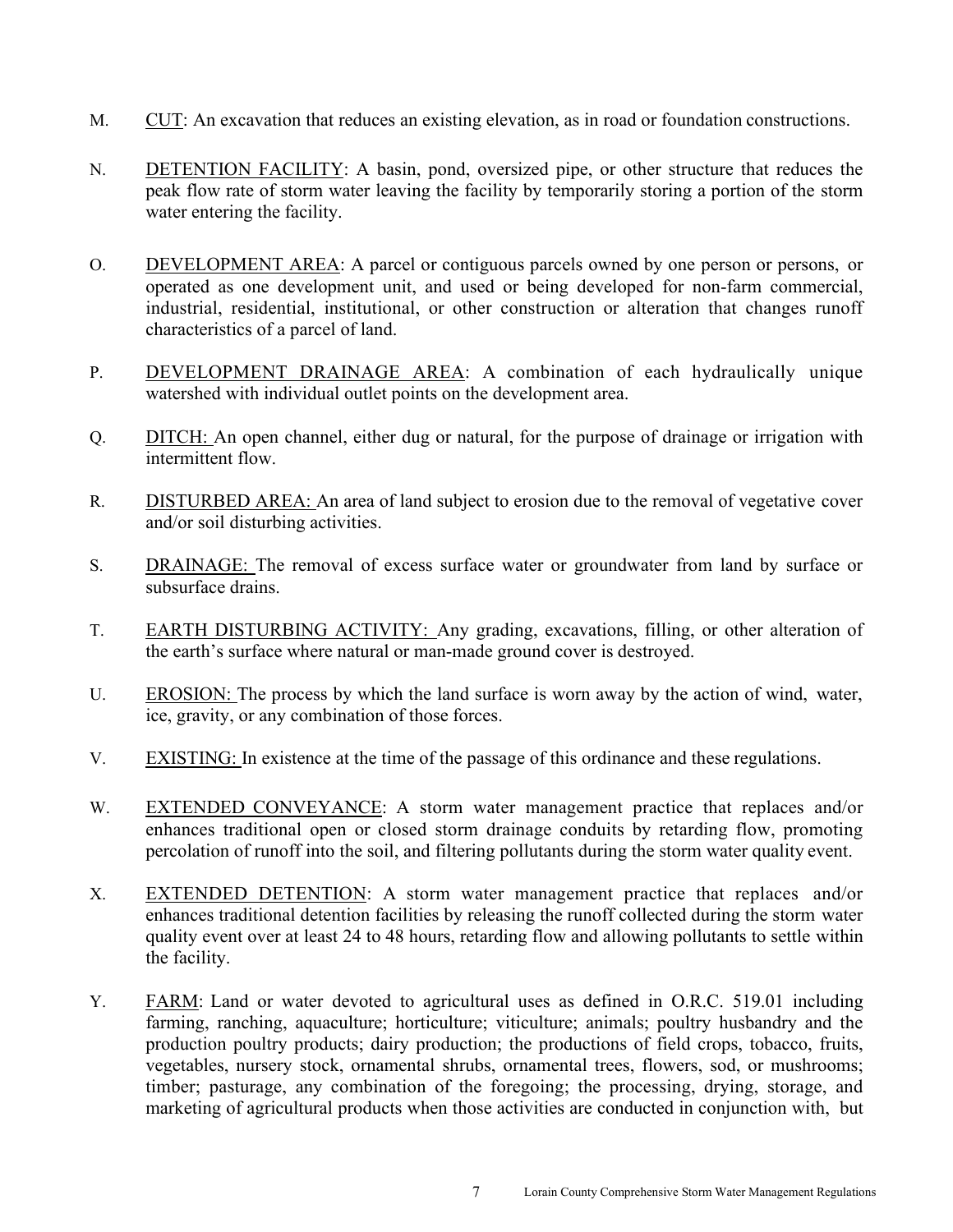M. <u>CUT</u>: An excavation that reduces an existing elevation, as in road or foundation constructions.

N. <u>DETENTION FACILITY</u>: A basin, pond, oversized pipe, or other structure that reduces the peak flow rate of storm water leaving the facility by temporarily storing a portion of the storm water entering the facility.

O. <u>DEVELOPMENT AREA</u>: A parcel or contiguous parcels owned by one person or persons, or operated as one development unit, and used or being developed for non-farm commercial, industrial, residential, institutional, or other construction or alteration that changes runoff characteristics of a parcel of land.

P. <u>DEVELOPMENT DRAINAGE AREA</u>: A combination of each hydraulically unique watershed with individual outlet points on the development area.

Q. <u>DITCH:</u> An open channel, either dug or natural, for the purpose of drainage or irrigation with intermittent flow.

R. <u>DISTURBED AREA:</u> An area of land subject to erosion due to the removal of vegetative cover and/or soil disturbing activities.

S. <u>DRAINAGE:</u> The removal of excess surface water or groundwater from land by surface or subsurface drains.

T. <u>EARTH DISTURBING ACTIVITY:</u> Any grading, excavations, filling, or other alteration of the earth's surface where natural or man-made ground cover is destroyed.

U. <u>EROSION:</u> The process by which the land surface is worn away by the action of wind, water, ice, gravity, or any combination of those forces.

V. <u>EXISTING:</u> In existence at the time of the passage of this ordinance and these regulations.

W. <u>EXTENDED CONVEYANCE</u>: A storm water management practice that replaces and/or enhances traditional open or closed storm drainage conduits by retarding flow, promoting percolation of runoff into the soil, and filtering pollutants during the storm water quality event.

X. <u>EXTENDED DETENTION</u>: A storm water management practice that replaces and/or enhances traditional detention facilities by releasing the runoff collected during the storm water quality event over at least 24 to 48 hours, retarding flow and allowing pollutants to settle within the facility.

Y. <u>FARM</u>: Land or water devoted to agricultural uses as defined in O.R.C. 519.01 including farming, ranching, aquaculture; horticulture; viticulture; animals; poultry husbandry and the production poultry products; dairy production; the productions of field crops, tobacco, fruits, vegetables, nursery stock, ornamental shrubs, ornamental trees, flowers, sod, or mushrooms; timber; pasturage, any combination of the foregoing; the processing, drying, storage, and marketing of agricultural products when those activities are conducted in conjunction with, but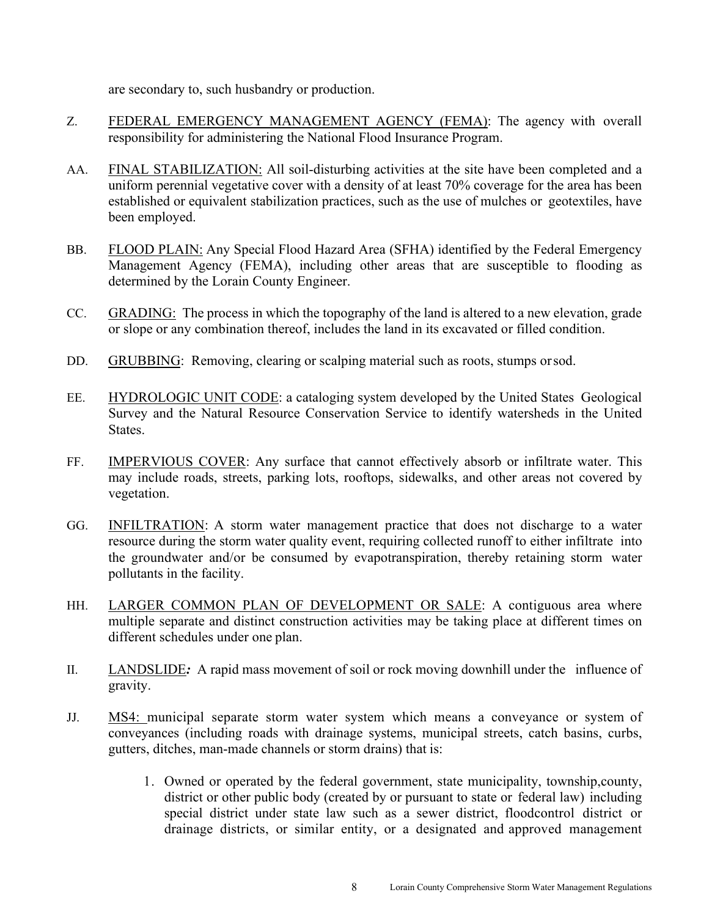are secondary to, such husbandry or production.

Z. FEDERAL EMERGENCY MANAGEMENT AGENCY (FEMA): The agency with overall responsibility for administering the National Flood Insurance Program.

AA. FINAL STABILIZATION: All soil-disturbing activities at the site have been completed and a uniform perennial vegetative cover with a density of at least 70% coverage for the area has been established or equivalent stabilization practices, such as the use of mulches or geotextiles, have been employed.

BB. FLOOD PLAIN: Any Special Flood Hazard Area (SFHA) identified by the Federal Emergency Management Agency (FEMA), including other areas that are susceptible to flooding as determined by the Lorain County Engineer.

CC. GRADING: The process in which the topography of the land is altered to a new elevation, grade or slope or any combination thereof, includes the land in its excavated or filled condition.

DD. GRUBBING: Removing, clearing or scalping material such as roots, stumps or sod.

EE. HYDROLOGIC UNIT CODE: a cataloging system developed by the United States Geological Survey and the Natural Resource Conservation Service to identify watersheds in the United States.

FF. IMPERVIOUS COVER: Any surface that cannot effectively absorb or infiltrate water. This may include roads, streets, parking lots, rooftops, sidewalks, and other areas not covered by vegetation.

GG. INFILTRATION: A storm water management practice that does not discharge to a water resource during the storm water quality event, requiring collected runoff to either infiltrate into the groundwater and/or be consumed by evapotranspiration, thereby retaining storm water pollutants in the facility.

HH. LARGER COMMON PLAN OF DEVELOPMENT OR SALE: A contiguous area where multiple separate and distinct construction activities may be taking place at different times on different schedules under one plan.

II. LANDSLIDE***:*** A rapid mass movement of soil or rock moving downhill under the influence of gravity.

JJ. MS4: municipal separate storm water system which means a conveyance or system of conveyances (including roads with drainage systems, municipal streets, catch basins, curbs, gutters, ditches, man-made channels or storm drains) that is:

1. Owned or operated by the federal government, state municipality, township, county, district or other public body (created by or pursuant to state or federal law) including special district under state law such as a sewer district, flood control district or drainage districts, or similar entity, or a designated and approved management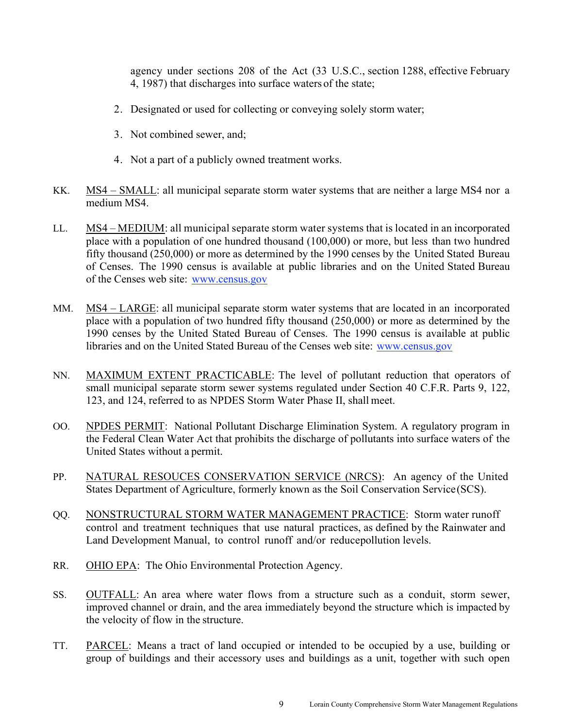agency under sections 208 of the Act (33 U.S.C., section 1288, effective February 4, 1987) that discharges into surface waters of the state;

2. Designated or used for collecting or conveying solely storm water;

3. Not combined sewer, and;

4. Not a part of a publicly owned treatment works.

KK. MS4 – SMALL: all municipal separate storm water systems that are neither a large MS4 nor a medium MS4.

LL. MS4 – MEDIUM: all municipal separate storm water systems that is located in an incorporated place with a population of one hundred thousand (100,000) or more, but less than two hundred fifty thousand (250,000) or more as determined by the 1990 censes by the United Stated Bureau of Censes. The 1990 census is available at public libraries and on the United Stated Bureau of the Censes web site: www.census.gov

MM. MS4 – LARGE: all municipal separate storm water systems that are located in an incorporated place with a population of two hundred fifty thousand (250,000) or more as determined by the 1990 censes by the United Stated Bureau of Censes. The 1990 census is available at public libraries and on the United Stated Bureau of the Censes web site: www.census.gov

NN. MAXIMUM EXTENT PRACTICABLE: The level of pollutant reduction that operators of small municipal separate storm sewer systems regulated under Section 40 C.F.R. Parts 9, 122, 123, and 124, referred to as NPDES Storm Water Phase II, shall meet.

OO. NPDES PERMIT: National Pollutant Discharge Elimination System. A regulatory program in the Federal Clean Water Act that prohibits the discharge of pollutants into surface waters of the United States without a permit.

PP. NATURAL RESOUCES CONSERVATION SERVICE (NRCS): An agency of the United States Department of Agriculture, formerly known as the Soil Conservation Service (SCS).

QQ. NONSTRUCTURAL STORM WATER MANAGEMENT PRACTICE: Storm water runoff control and treatment techniques that use natural practices, as defined by the Rainwater and Land Development Manual, to control runoff and/or reducepollution levels.

RR. OHIO EPA: The Ohio Environmental Protection Agency.

SS. OUTFALL: An area where water flows from a structure such as a conduit, storm sewer, improved channel or drain, and the area immediately beyond the structure which is impacted by the velocity of flow in the structure.

TT. PARCEL: Means a tract of land occupied or intended to be occupied by a use, building or group of buildings and their accessory uses and buildings as a unit, together with such open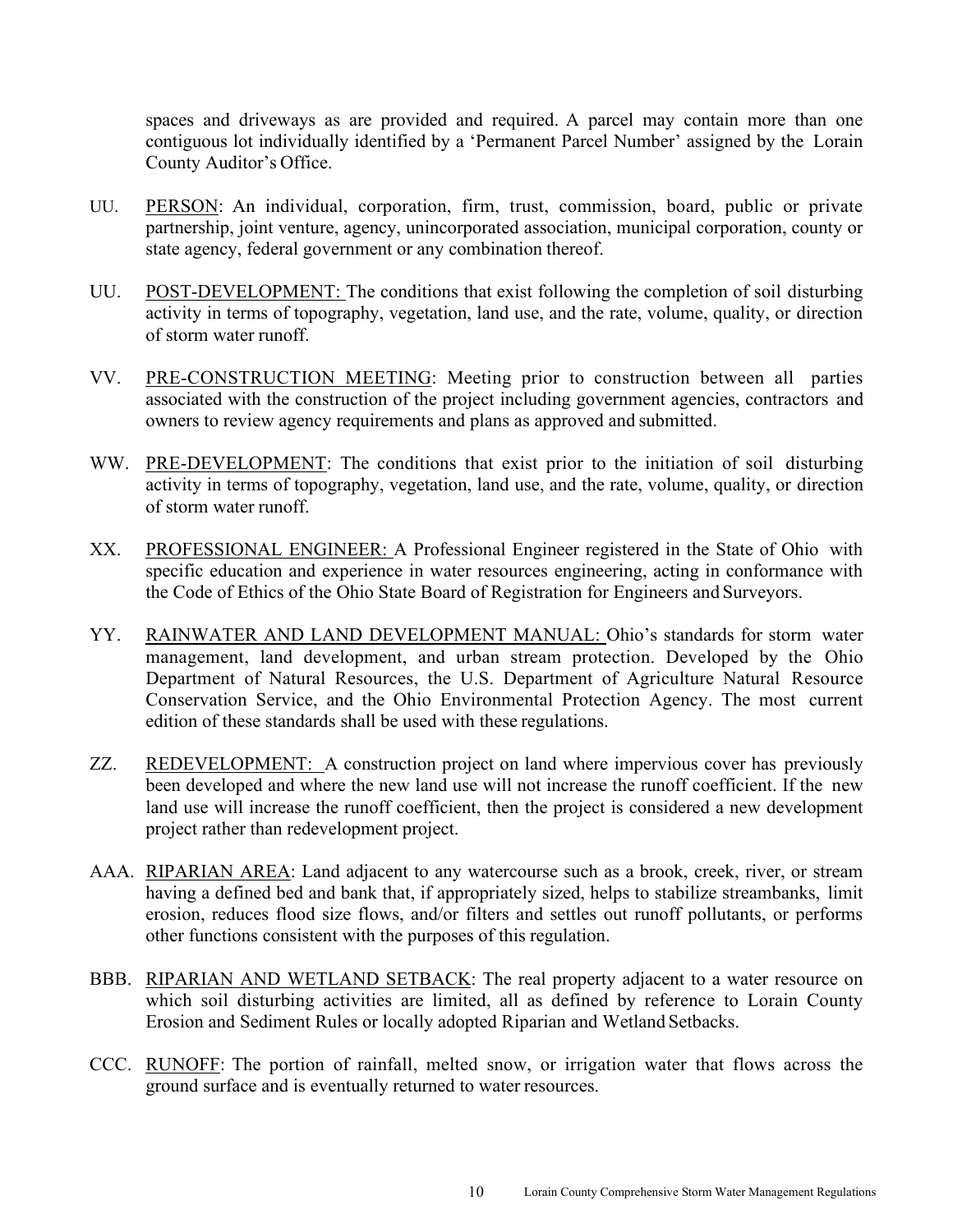spaces and driveways as are provided and required. A parcel may contain more than one contiguous lot individually identified by a 'Permanent Parcel Number' assigned by the Lorain County Auditor's Office.

UU. <u>PERSON</u>: An individual, corporation, firm, trust, commission, board, public or private partnership, joint venture, agency, unincorporated association, municipal corporation, county or state agency, federal government or any combination thereof.

UU. <u>POST-DEVELOPMENT:</u> The conditions that exist following the completion of soil disturbing activity in terms of topography, vegetation, land use, and the rate, volume, quality, or direction of storm water runoff.

VV. <u>PRE-CONSTRUCTION MEETING</u>: Meeting prior to construction between all parties associated with the construction of the project including government agencies, contractors and owners to review agency requirements and plans as approved and submitted.

WW. <u>PRE-DEVELOPMENT</u>: The conditions that exist prior to the initiation of soil disturbing activity in terms of topography, vegetation, land use, and the rate, volume, quality, or direction of storm water runoff.

XX. <u>PROFESSIONAL ENGINEER:</u> A Professional Engineer registered in the State of Ohio with specific education and experience in water resources engineering, acting in conformance with the Code of Ethics of the Ohio State Board of Registration for Engineers and Surveyors.

YY. <u>RAINWATER AND LAND DEVELOPMENT MANUAL:</u> Ohio's standards for storm water management, land development, and urban stream protection. Developed by the Ohio Department of Natural Resources, the U.S. Department of Agriculture Natural Resource Conservation Service, and the Ohio Environmental Protection Agency. The most current edition of these standards shall be used with these regulations.

ZZ. <u>REDEVELOPMENT:</u> A construction project on land where impervious cover has previously been developed and where the new land use will not increase the runoff coefficient. If the new land use will increase the runoff coefficient, then the project is considered a new development project rather than redevelopment project.

AAA. <u>RIPARIAN AREA</u>: Land adjacent to any watercourse such as a brook, creek, river, or stream having a defined bed and bank that, if appropriately sized, helps to stabilize streambanks, limit erosion, reduces flood size flows, and/or filters and settles out runoff pollutants, or performs other functions consistent with the purposes of this regulation.

BBB. <u>RIPARIAN AND WETLAND SETBACK</u>: The real property adjacent to a water resource on which soil disturbing activities are limited, all as defined by reference to Lorain County Erosion and Sediment Rules or locally adopted Riparian and Wetland Setbacks.

CCC. <u>RUNOFF</u>: The portion of rainfall, melted snow, or irrigation water that flows across the ground surface and is eventually returned to water resources.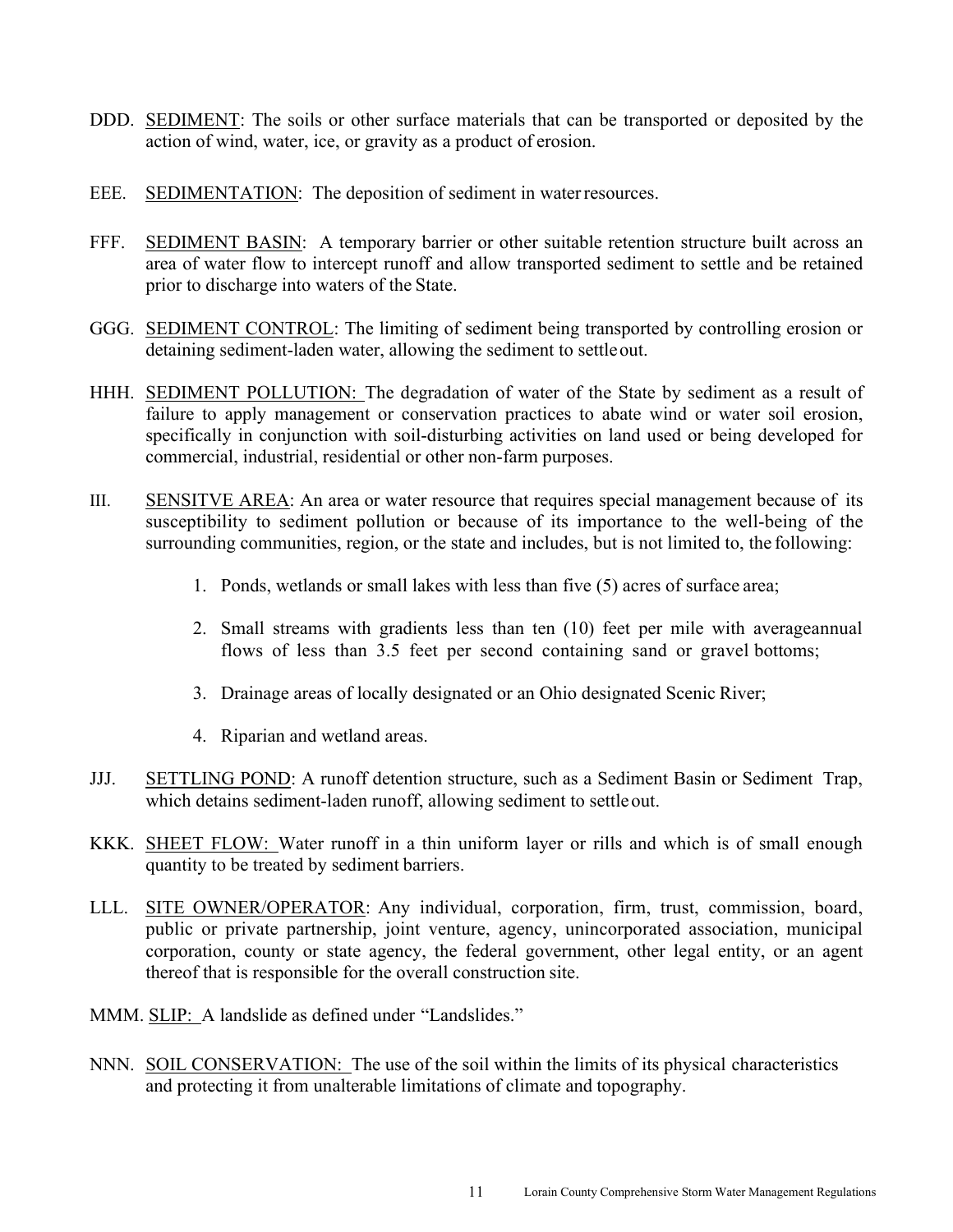DDD. SEDIMENT: The soils or other surface materials that can be transported or deposited by the action of wind, water, ice, or gravity as a product of erosion.

EEE. SEDIMENTATION: The deposition of sediment in water resources.

FFF. SEDIMENT BASIN: A temporary barrier or other suitable retention structure built across an area of water flow to intercept runoff and allow transported sediment to settle and be retained prior to discharge into waters of the State.

GGG. SEDIMENT CONTROL: The limiting of sediment being transported by controlling erosion or detaining sediment-laden water, allowing the sediment to settle out.

HHH. SEDIMENT POLLUTION: The degradation of water of the State by sediment as a result of failure to apply management or conservation practices to abate wind or water soil erosion, specifically in conjunction with soil-disturbing activities on land used or being developed for commercial, industrial, residential or other non-farm purposes.

III. SENSITVE AREA: An area or water resource that requires special management because of its susceptibility to sediment pollution or because of its importance to the well-being of the surrounding communities, region, or the state and includes, but is not limited to, the following:

1. Ponds, wetlands or small lakes with less than five (5) acres of surface area;
2. Small streams with gradients less than ten (10) feet per mile with averageannual flows of less than 3.5 feet per second containing sand or gravel bottoms;
3. Drainage areas of locally designated or an Ohio designated Scenic River;
4. Riparian and wetland areas.

JJJ. SETTLING POND: A runoff detention structure, such as a Sediment Basin or Sediment Trap, which detains sediment-laden runoff, allowing sediment to settle out.

KKK. SHEET FLOW: Water runoff in a thin uniform layer or rills and which is of small enough quantity to be treated by sediment barriers.

LLL. SITE OWNER/OPERATOR: Any individual, corporation, firm, trust, commission, board, public or private partnership, joint venture, agency, unincorporated association, municipal corporation, county or state agency, the federal government, other legal entity, or an agent thereof that is responsible for the overall construction site.

MMM. SLIP: A landslide as defined under "Landslides."

NNN. SOIL CONSERVATION: The use of the soil within the limits of its physical characteristics and protecting it from unalterable limitations of climate and topography.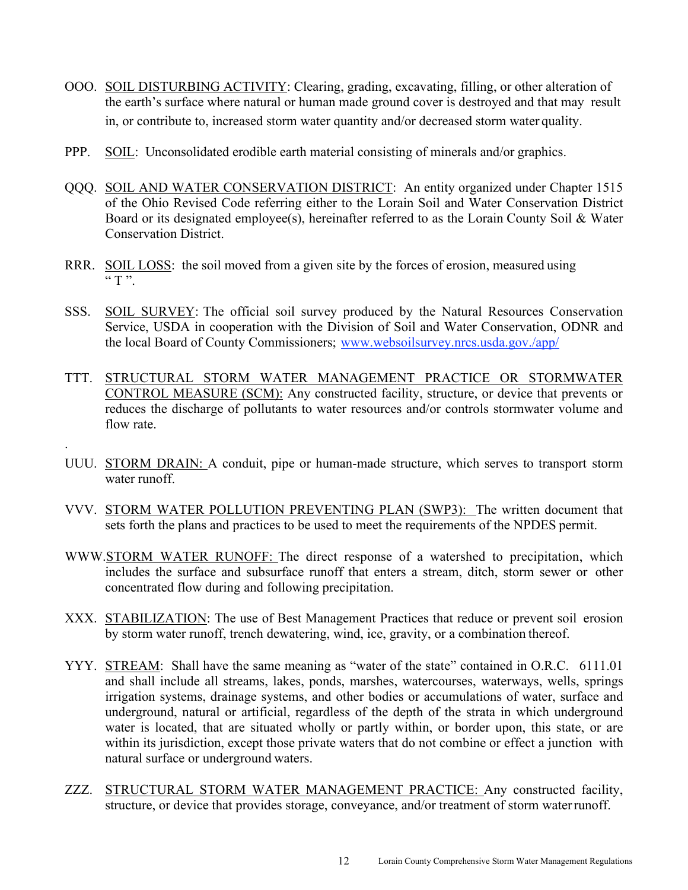OOO. SOIL DISTURBING ACTIVITY: Clearing, grading, excavating, filling, or other alteration of the earth's surface where natural or human made ground cover is destroyed and that may result in, or contribute to, increased storm water quantity and/or decreased storm water quality.

PPP. SOIL: Unconsolidated erodible earth material consisting of minerals and/or graphics.

QQQ. SOIL AND WATER CONSERVATION DISTRICT: An entity organized under Chapter 1515 of the Ohio Revised Code referring either to the Lorain Soil and Water Conservation District Board or its designated employee(s), hereinafter referred to as the Lorain County Soil & Water Conservation District.

RRR. SOIL LOSS: the soil moved from a given site by the forces of erosion, measured using " T ".

SSS. SOIL SURVEY: The official soil survey produced by the Natural Resources Conservation Service, USDA in cooperation with the Division of Soil and Water Conservation, ODNR and the local Board of County Commissioners; www.websoilsurvey.nrcs.usda.gov./app/

TTT. STRUCTURAL STORM WATER MANAGEMENT PRACTICE OR STORMWATER CONTROL MEASURE (SCM): Any constructed facility, structure, or device that prevents or reduces the discharge of pollutants to water resources and/or controls stormwater volume and flow rate.

.

UUU. STORM DRAIN: A conduit, pipe or human-made structure, which serves to transport storm water runoff.

VVV. STORM WATER POLLUTION PREVENTING PLAN (SWP3): The written document that sets forth the plans and practices to be used to meet the requirements of the NPDES permit.

WWW. STORM WATER RUNOFF: The direct response of a watershed to precipitation, which includes the surface and subsurface runoff that enters a stream, ditch, storm sewer or other concentrated flow during and following precipitation.

XXX. STABILIZATION: The use of Best Management Practices that reduce or prevent soil erosion by storm water runoff, trench dewatering, wind, ice, gravity, or a combination thereof.

YYY. STREAM: Shall have the same meaning as "water of the state" contained in O.R.C. 6111.01 and shall include all streams, lakes, ponds, marshes, watercourses, waterways, wells, springs irrigation systems, drainage systems, and other bodies or accumulations of water, surface and underground, natural or artificial, regardless of the depth of the strata in which underground water is located, that are situated wholly or partly within, or border upon, this state, or are within its jurisdiction, except those private waters that do not combine or effect a junction with natural surface or underground waters.

ZZZ. STRUCTURAL STORM WATER MANAGEMENT PRACTICE: Any constructed facility, structure, or device that provides storage, conveyance, and/or treatment of storm water runoff.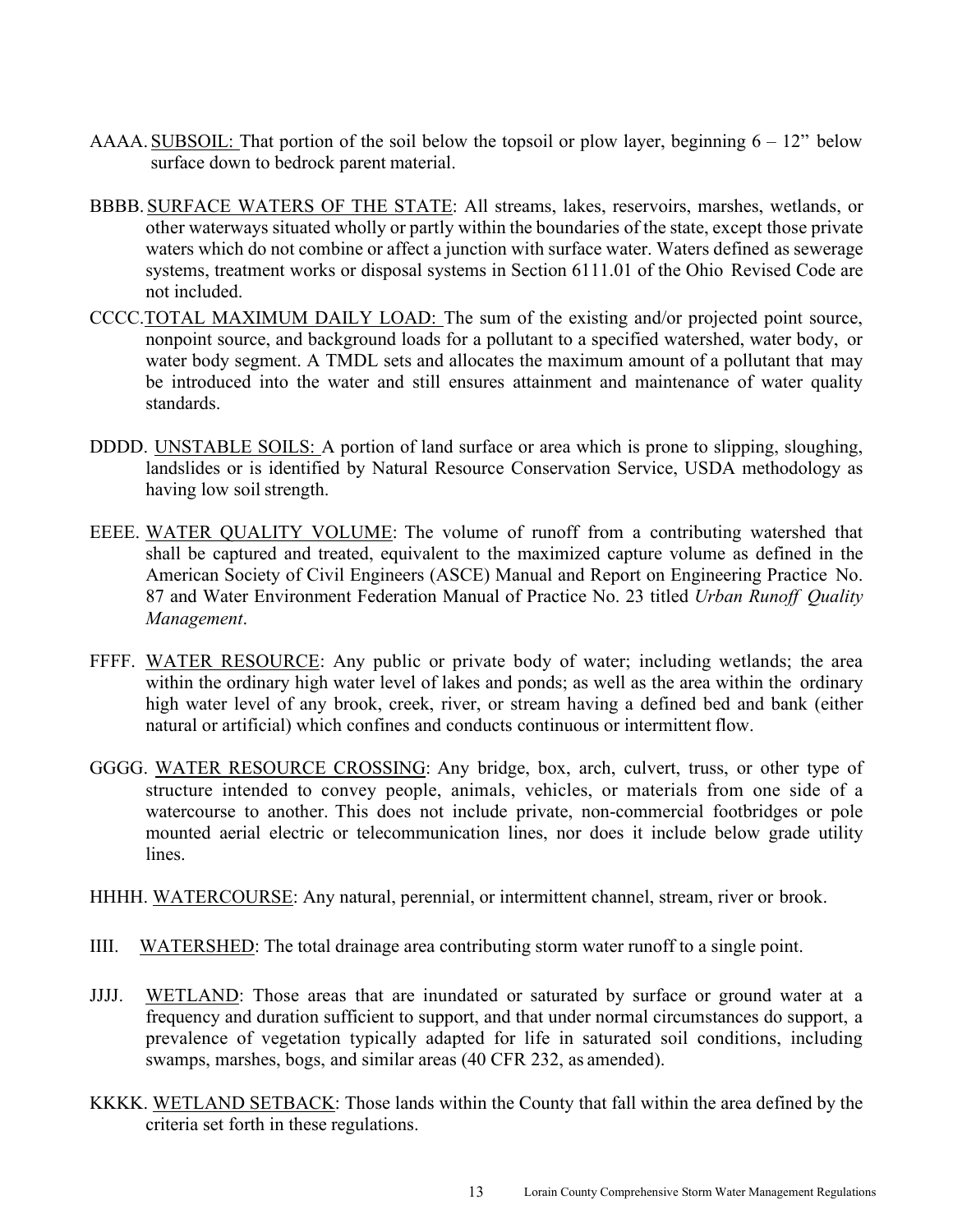AAAA. <u>SUBSOIL:</u> That portion of the soil below the topsoil or plow layer, beginning 6 – 12" below surface down to bedrock parent material.

BBBB. <u>SURFACE WATERS OF THE STATE</u>: All streams, lakes, reservoirs, marshes, wetlands, or other waterways situated wholly or partly within the boundaries of the state, except those private waters which do not combine or affect a junction with surface water. Waters defined as sewerage systems, treatment works or disposal systems in Section 6111.01 of the Ohio Revised Code are not included.

CCCC. <u>TOTAL MAXIMUM DAILY LOAD:</u> The sum of the existing and/or projected point source, nonpoint source, and background loads for a pollutant to a specified watershed, water body, or water body segment. A TMDL sets and allocates the maximum amount of a pollutant that may be introduced into the water and still ensures attainment and maintenance of water quality standards.

DDDD. <u>UNSTABLE SOILS:</u> A portion of land surface or area which is prone to slipping, sloughing, landslides or is identified by Natural Resource Conservation Service, USDA methodology as having low soil strength.

EEEE. <u>WATER QUALITY VOLUME</u>: The volume of runoff from a contributing watershed that shall be captured and treated, equivalent to the maximized capture volume as defined in the American Society of Civil Engineers (ASCE) Manual and Report on Engineering Practice No. 87 and Water Environment Federation Manual of Practice No. 23 titled *Urban Runoff Quality Management*.

FFFF. <u>WATER RESOURCE</u>: Any public or private body of water; including wetlands; the area within the ordinary high water level of lakes and ponds; as well as the area within the ordinary high water level of any brook, creek, river, or stream having a defined bed and bank (either natural or artificial) which confines and conducts continuous or intermittent flow.

GGGG. <u>WATER RESOURCE CROSSING</u>: Any bridge, box, arch, culvert, truss, or other type of structure intended to convey people, animals, vehicles, or materials from one side of a watercourse to another. This does not include private, non-commercial footbridges or pole mounted aerial electric or telecommunication lines, nor does it include below grade utility lines.

HHHH. <u>WATERCOURSE</u>: Any natural, perennial, or intermittent channel, stream, river or brook.

IIII. <u>WATERSHED</u>: The total drainage area contributing storm water runoff to a single point.

JJJJ. <u>WETLAND</u>: Those areas that are inundated or saturated by surface or ground water at a frequency and duration sufficient to support, and that under normal circumstances do support, a prevalence of vegetation typically adapted for life in saturated soil conditions, including swamps, marshes, bogs, and similar areas (40 CFR 232, as amended).

KKKK. <u>WETLAND SETBACK</u>: Those lands within the County that fall within the area defined by the criteria set forth in these regulations.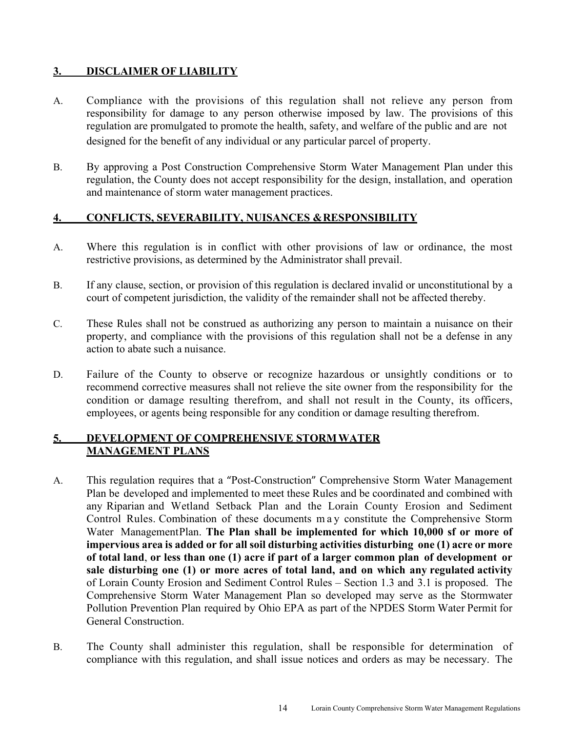## 3. DISCLAIMER OF LIABILITY

A. Compliance with the provisions of this regulation shall not relieve any person from responsibility for damage to any person otherwise imposed by law. The provisions of this regulation are promulgated to promote the health, safety, and welfare of the public and are not designed for the benefit of any individual or any particular parcel of property.

B. By approving a Post Construction Comprehensive Storm Water Management Plan under this regulation, the County does not accept responsibility for the design, installation, and operation and maintenance of storm water management practices.

## 4. CONFLICTS, SEVERABILITY, NUISANCES & RESPONSIBILITY

A. Where this regulation is in conflict with other provisions of law or ordinance, the most restrictive provisions, as determined by the Administrator shall prevail.

B. If any clause, section, or provision of this regulation is declared invalid or unconstitutional by a court of competent jurisdiction, the validity of the remainder shall not be affected thereby.

C. These Rules shall not be construed as authorizing any person to maintain a nuisance on their property, and compliance with the provisions of this regulation shall not be a defense in any action to abate such a nuisance.

D. Failure of the County to observe or recognize hazardous or unsightly conditions or to recommend corrective measures shall not relieve the site owner from the responsibility for the condition or damage resulting therefrom, and shall not result in the County, its officers, employees, or agents being responsible for any condition or damage resulting therefrom.

## 5. DEVELOPMENT OF COMPREHENSIVE STORM WATER MANAGEMENT PLANS

A. This regulation requires that a "Post-Construction" Comprehensive Storm Water Management Plan be developed and implemented to meet these Rules and be coordinated and combined with any Riparian and Wetland Setback Plan and the Lorain County Erosion and Sediment Control Rules. Combination of these documents may constitute the Comprehensive Storm Water ManagementPlan. **The Plan shall be implemented for which 10,000 sf or more of impervious area is added or for all soil disturbing activities disturbing one (1) acre or more of total land**, **or less than one (1) acre if part of a larger common plan of development or sale disturbing one (1) or more acres of total land, and on which any regulated activity** of Lorain County Erosion and Sediment Control Rules – Section 1.3 and 3.1 is proposed. The Comprehensive Storm Water Management Plan so developed may serve as the Stormwater Pollution Prevention Plan required by Ohio EPA as part of the NPDES Storm Water Permit for General Construction.

B. The County shall administer this regulation, shall be responsible for determination of compliance with this regulation, and shall issue notices and orders as may be necessary. The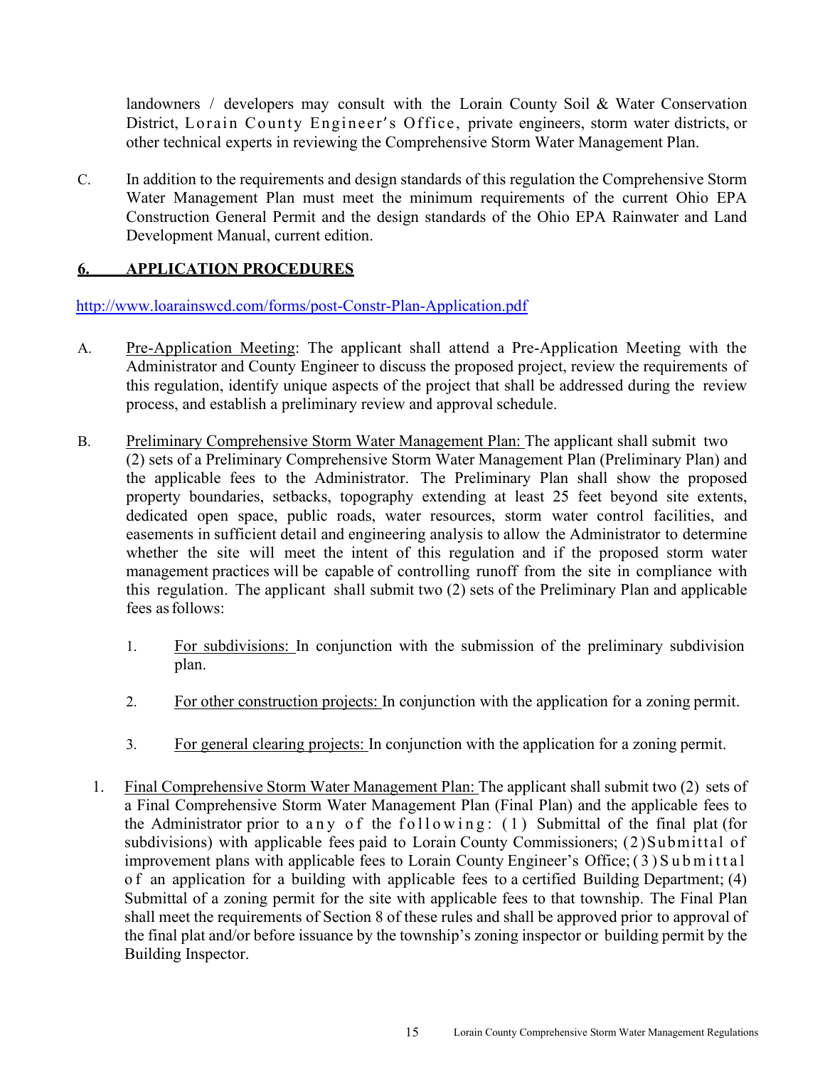landowners / developers may consult with the Lorain County Soil & Water Conservation District, Lorain County Engineer's Office, private engineers, storm water districts, or other technical experts in reviewing the Comprehensive Storm Water Management Plan.

C. In addition to the requirements and design standards of this regulation the Comprehensive Storm Water Management Plan must meet the minimum requirements of the current Ohio EPA Construction General Permit and the design standards of the Ohio EPA Rainwater and Land Development Manual, current edition.

## 6. APPLICATION PROCEDURES

http://www.loarainswcd.com/forms/post-Constr-Plan-Application.pdf

A. Pre-Application Meeting: The applicant shall attend a Pre-Application Meeting with the Administrator and County Engineer to discuss the proposed project, review the requirements of this regulation, identify unique aspects of the project that shall be addressed during the review process, and establish a preliminary review and approval schedule.

B. Preliminary Comprehensive Storm Water Management Plan: The applicant shall submit two (2) sets of a Preliminary Comprehensive Storm Water Management Plan (Preliminary Plan) and the applicable fees to the Administrator. The Preliminary Plan shall show the proposed property boundaries, setbacks, topography extending at least 25 feet beyond site extents, dedicated open space, public roads, water resources, storm water control facilities, and easements in sufficient detail and engineering analysis to allow the Administrator to determine whether the site will meet the intent of this regulation and if the proposed storm water management practices will be capable of controlling runoff from the site in compliance with this regulation. The applicant shall submit two (2) sets of the Preliminary Plan and applicable fees as follows:

   1. For subdivisions: In conjunction with the submission of the preliminary subdivision plan.

   2. For other construction projects: In conjunction with the application for a zoning permit.

   3. For general clearing projects: In conjunction with the application for a zoning permit.

1. Final Comprehensive Storm Water Management Plan: The applicant shall submit two (2) sets of a Final Comprehensive Storm Water Management Plan (Final Plan) and the applicable fees to the Administrator prior to any of the following: (1) Submittal of the final plat (for subdivisions) with applicable fees paid to Lorain County Commissioners; (2) Submittal of improvement plans with applicable fees to Lorain County Engineer's Office; (3) Submittal of an application for a building with applicable fees to a certified Building Department; (4) Submittal of a zoning permit for the site with applicable fees to that township. The Final Plan shall meet the requirements of Section 8 of these rules and shall be approved prior to approval of the final plat and/or before issuance by the township's zoning inspector or building permit by the Building Inspector.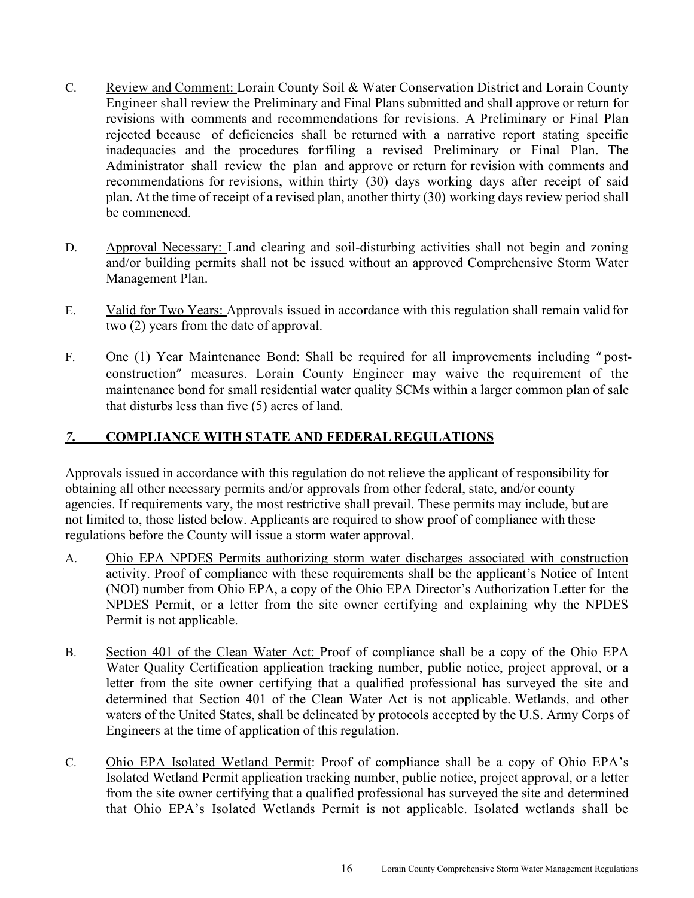C. Review and Comment: Lorain County Soil & Water Conservation District and Lorain County Engineer shall review the Preliminary and Final Plans submitted and shall approve or return for revisions with comments and recommendations for revisions. A Preliminary or Final Plan rejected because of deficiencies shall be returned with a narrative report stating specific inadequacies and the procedures for filing a revised Preliminary or Final Plan. The Administrator shall review the plan and approve or return for revision with comments and recommendations for revisions, within thirty (30) days working days after receipt of said plan. At the time of receipt of a revised plan, another thirty (30) working days review period shall be commenced.

D. Approval Necessary: Land clearing and soil-disturbing activities shall not begin and zoning and/or building permits shall not be issued without an approved Comprehensive Storm Water Management Plan.

E. Valid for Two Years: Approvals issued in accordance with this regulation shall remain valid for two (2) years from the date of approval.

F. One (1) Year Maintenance Bond: Shall be required for all improvements including "post-construction" measures. Lorain County Engineer may waive the requirement of the maintenance bond for small residential water quality SCMs within a larger common plan of sale that disturbs less than five (5) acres of land.

## *7.* COMPLIANCE WITH STATE AND FEDERAL REGULATIONS

Approvals issued in accordance with this regulation do not relieve the applicant of responsibility for obtaining all other necessary permits and/or approvals from other federal, state, and/or county agencies. If requirements vary, the most restrictive shall prevail. These permits may include, but are not limited to, those listed below. Applicants are required to show proof of compliance with these regulations before the County will issue a storm water approval.

A. Ohio EPA NPDES Permits authorizing storm water discharges associated with construction activity. Proof of compliance with these requirements shall be the applicant's Notice of Intent (NOI) number from Ohio EPA, a copy of the Ohio EPA Director's Authorization Letter for the NPDES Permit, or a letter from the site owner certifying and explaining why the NPDES Permit is not applicable.

B. Section 401 of the Clean Water Act: Proof of compliance shall be a copy of the Ohio EPA Water Quality Certification application tracking number, public notice, project approval, or a letter from the site owner certifying that a qualified professional has surveyed the site and determined that Section 401 of the Clean Water Act is not applicable. Wetlands, and other waters of the United States, shall be delineated by protocols accepted by the U.S. Army Corps of Engineers at the time of application of this regulation.

C. Ohio EPA Isolated Wetland Permit: Proof of compliance shall be a copy of Ohio EPA's Isolated Wetland Permit application tracking number, public notice, project approval, or a letter from the site owner certifying that a qualified professional has surveyed the site and determined that Ohio EPA's Isolated Wetlands Permit is not applicable. Isolated wetlands shall be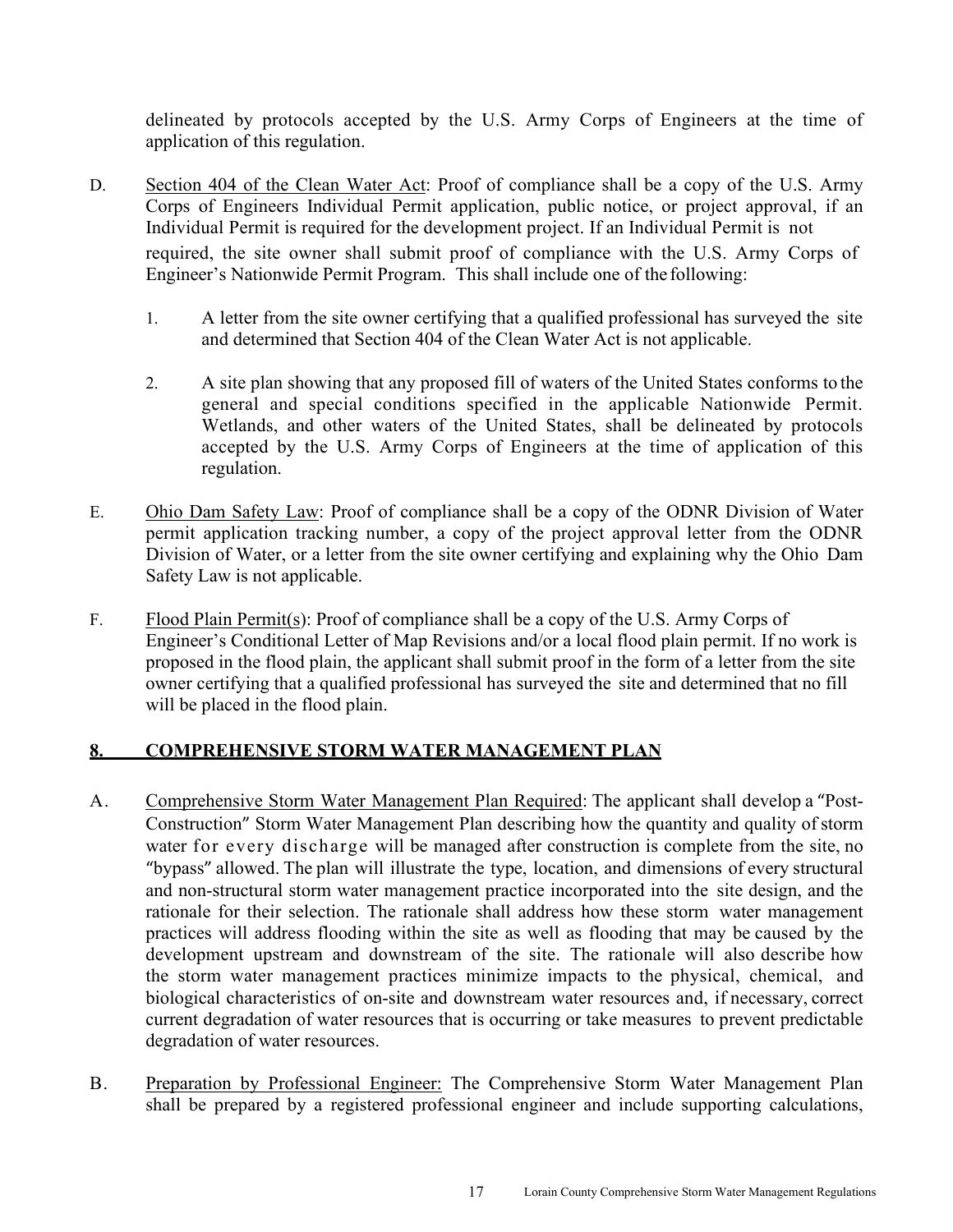delineated by protocols accepted by the U.S. Army Corps of Engineers at the time of application of this regulation.

D. Section 404 of the Clean Water Act: Proof of compliance shall be a copy of the U.S. Army Corps of Engineers Individual Permit application, public notice, or project approval, if an Individual Permit is required for the development project. If an Individual Permit is not required, the site owner shall submit proof of compliance with the U.S. Army Corps of Engineer's Nationwide Permit Program. This shall include one of the following:

1. A letter from the site owner certifying that a qualified professional has surveyed the site and determined that Section 404 of the Clean Water Act is not applicable.

2. A site plan showing that any proposed fill of waters of the United States conforms to the general and special conditions specified in the applicable Nationwide Permit. Wetlands, and other waters of the United States, shall be delineated by protocols accepted by the U.S. Army Corps of Engineers at the time of application of this regulation.

E. Ohio Dam Safety Law: Proof of compliance shall be a copy of the ODNR Division of Water permit application tracking number, a copy of the project approval letter from the ODNR Division of Water, or a letter from the site owner certifying and explaining why the Ohio Dam Safety Law is not applicable.

F. Flood Plain Permit(s): Proof of compliance shall be a copy of the U.S. Army Corps of Engineer's Conditional Letter of Map Revisions and/or a local flood plain permit. If no work is proposed in the flood plain, the applicant shall submit proof in the form of a letter from the site owner certifying that a qualified professional has surveyed the site and determined that no fill will be placed in the flood plain.

## 8. COMPREHENSIVE STORM WATER MANAGEMENT PLAN

A. Comprehensive Storm Water Management Plan Required: The applicant shall develop a "Post-Construction" Storm Water Management Plan describing how the quantity and quality of storm water for every discharge will be managed after construction is complete from the site, no "bypass" allowed. The plan will illustrate the type, location, and dimensions of every structural and non-structural storm water management practice incorporated into the site design, and the rationale for their selection. The rationale shall address how these storm water management practices will address flooding within the site as well as flooding that may be caused by the development upstream and downstream of the site. The rationale will also describe how the storm water management practices minimize impacts to the physical, chemical, and biological characteristics of on-site and downstream water resources and, if necessary, correct current degradation of water resources that is occurring or take measures to prevent predictable degradation of water resources.

B. Preparation by Professional Engineer: The Comprehensive Storm Water Management Plan shall be prepared by a registered professional engineer and include supporting calculations,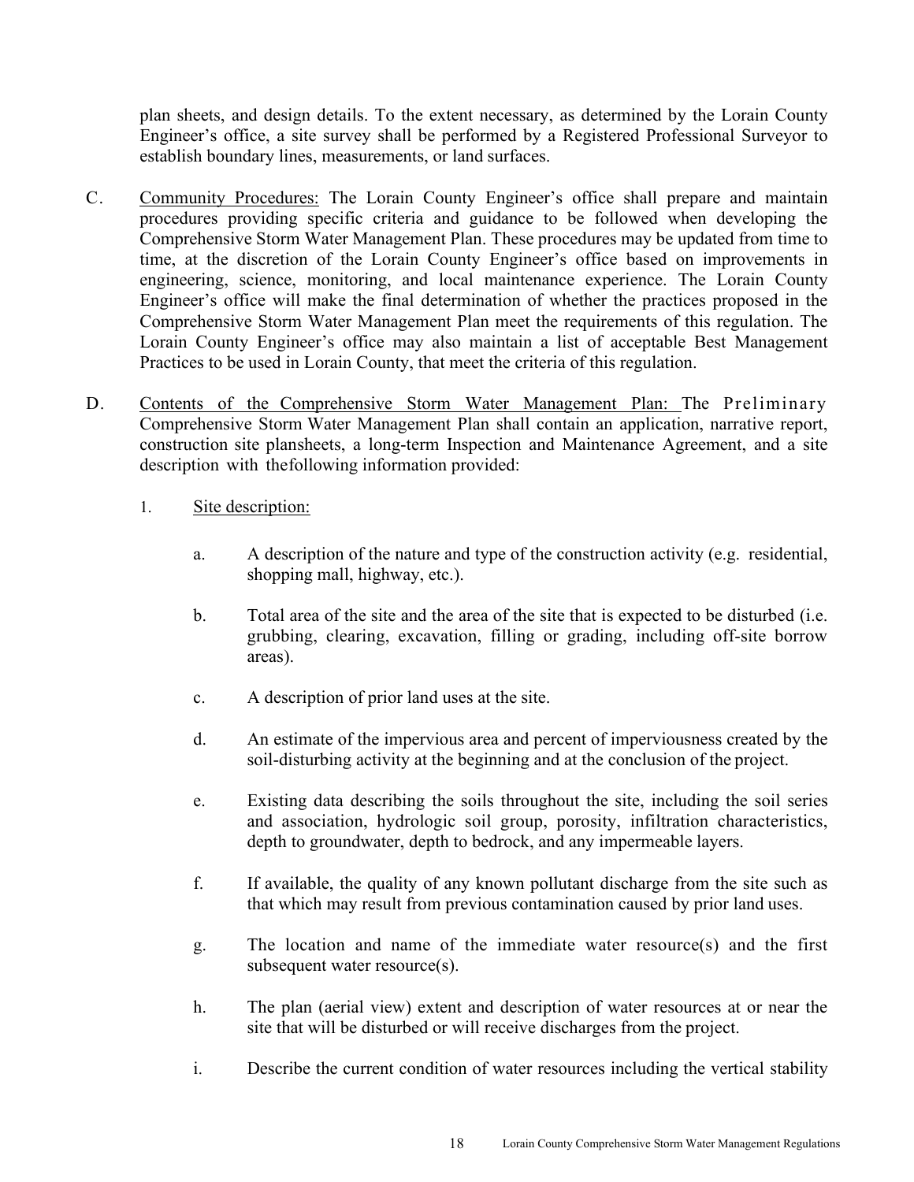plan sheets, and design details. To the extent necessary, as determined by the Lorain County Engineer's office, a site survey shall be performed by a Registered Professional Surveyor to establish boundary lines, measurements, or land surfaces.

C. Community Procedures: The Lorain County Engineer's office shall prepare and maintain procedures providing specific criteria and guidance to be followed when developing the Comprehensive Storm Water Management Plan. These procedures may be updated from time to time, at the discretion of the Lorain County Engineer's office based on improvements in engineering, science, monitoring, and local maintenance experience. The Lorain County Engineer's office will make the final determination of whether the practices proposed in the Comprehensive Storm Water Management Plan meet the requirements of this regulation. The Lorain County Engineer's office may also maintain a list of acceptable Best Management Practices to be used in Lorain County, that meet the criteria of this regulation.

D. Contents of the Comprehensive Storm Water Management Plan: The Preliminary Comprehensive Storm Water Management Plan shall contain an application, narrative report, construction site plansheets, a long-term Inspection and Maintenance Agreement, and a site description with thefollowing information provided:

1. Site description:

   a. A description of the nature and type of the construction activity (e.g. residential, shopping mall, highway, etc.).

   b. Total area of the site and the area of the site that is expected to be disturbed (i.e. grubbing, clearing, excavation, filling or grading, including off-site borrow areas).

   c. A description of prior land uses at the site.

   d. An estimate of the impervious area and percent of imperviousness created by the soil-disturbing activity at the beginning and at the conclusion of the project.

   e. Existing data describing the soils throughout the site, including the soil series and association, hydrologic soil group, porosity, infiltration characteristics, depth to groundwater, depth to bedrock, and any impermeable layers.

   f. If available, the quality of any known pollutant discharge from the site such as that which may result from previous contamination caused by prior land uses.

   g. The location and name of the immediate water resource(s) and the first subsequent water resource(s).

   h. The plan (aerial view) extent and description of water resources at or near the site that will be disturbed or will receive discharges from the project.

   i. Describe the current condition of water resources including the vertical stability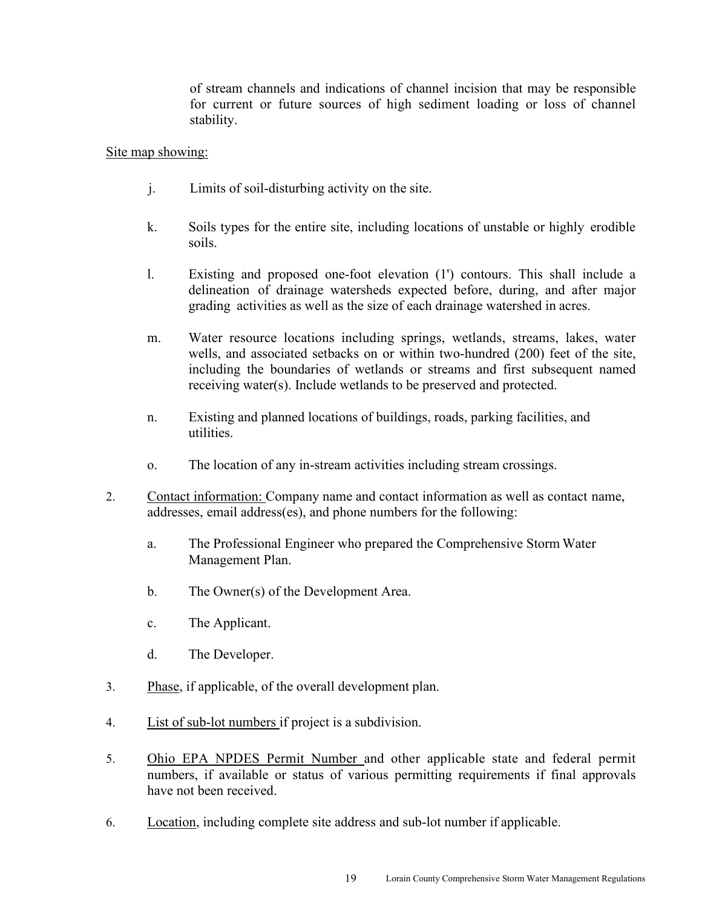of stream channels and indications of channel incision that may be responsible for current or future sources of high sediment loading or loss of channel stability.

Site map showing:

j. Limits of soil-disturbing activity on the site.

k. Soils types for the entire site, including locations of unstable or highly erodible soils.

l. Existing and proposed one-foot elevation (1') contours. This shall include a delineation of drainage watersheds expected before, during, and after major grading activities as well as the size of each drainage watershed in acres.

m. Water resource locations including springs, wetlands, streams, lakes, water wells, and associated setbacks on or within two-hundred (200) feet of the site, including the boundaries of wetlands or streams and first subsequent named receiving water(s). Include wetlands to be preserved and protected.

n. Existing and planned locations of buildings, roads, parking facilities, and utilities.

o. The location of any in-stream activities including stream crossings.

2. Contact information: Company name and contact information as well as contact name, addresses, email address(es), and phone numbers for the following:

   a. The Professional Engineer who prepared the Comprehensive Storm Water Management Plan.

   b. The Owner(s) of the Development Area.

   c. The Applicant.

   d. The Developer.

3. Phase, if applicable, of the overall development plan.

4. List of sub-lot numbers if project is a subdivision.

5. Ohio EPA NPDES Permit Number and other applicable state and federal permit numbers, if available or status of various permitting requirements if final approvals have not been received.

6. Location, including complete site address and sub-lot number if applicable.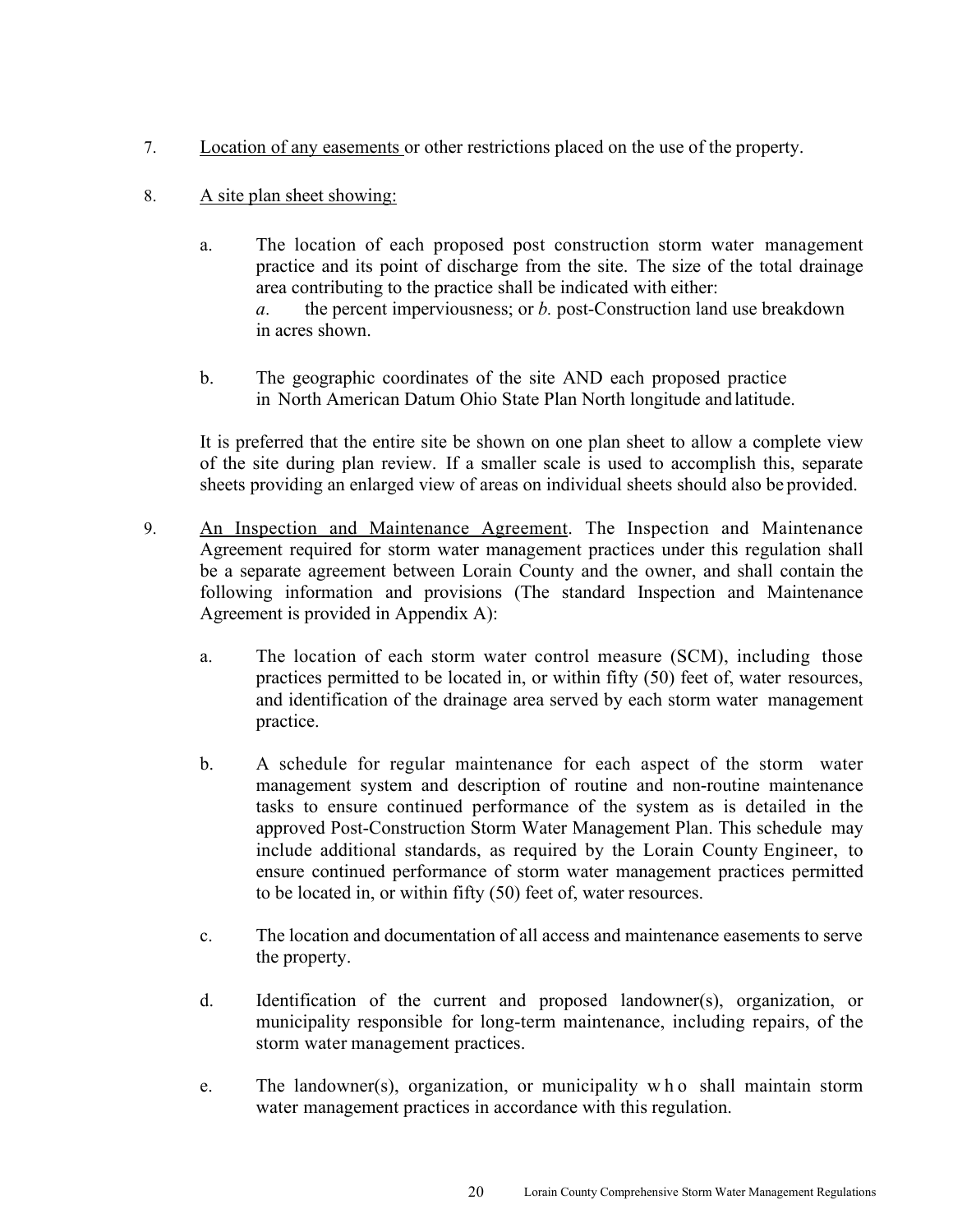7. Location of any easements or other restrictions placed on the use of the property.

8. A site plan sheet showing:

   a. The location of each proposed post construction storm water management practice and its point of discharge from the site. The size of the total drainage area contributing to the practice shall be indicated with either:
   *a.* the percent imperviousness; or *b.* post-Construction land use breakdown in acres shown.

   b. The geographic coordinates of the site AND each proposed practice in North American Datum Ohio State Plan North longitude and latitude.

   It is preferred that the entire site be shown on one plan sheet to allow a complete view of the site during plan review. If a smaller scale is used to accomplish this, separate sheets providing an enlarged view of areas on individual sheets should also be provided.

9. An Inspection and Maintenance Agreement. The Inspection and Maintenance Agreement required for storm water management practices under this regulation shall be a separate agreement between Lorain County and the owner, and shall contain the following information and provisions (The standard Inspection and Maintenance Agreement is provided in Appendix A):

   a. The location of each storm water control measure (SCM), including those practices permitted to be located in, or within fifty (50) feet of, water resources, and identification of the drainage area served by each storm water management practice.

   b. A schedule for regular maintenance for each aspect of the storm water management system and description of routine and non-routine maintenance tasks to ensure continued performance of the system as is detailed in the approved Post-Construction Storm Water Management Plan. This schedule may include additional standards, as required by the Lorain County Engineer, to ensure continued performance of storm water management practices permitted to be located in, or within fifty (50) feet of, water resources.

   c. The location and documentation of all access and maintenance easements to serve the property.

   d. Identification of the current and proposed landowner(s), organization, or municipality responsible for long-term maintenance, including repairs, of the storm water management practices.

   e. The landowner(s), organization, or municipality who shall maintain storm water management practices in accordance with this regulation.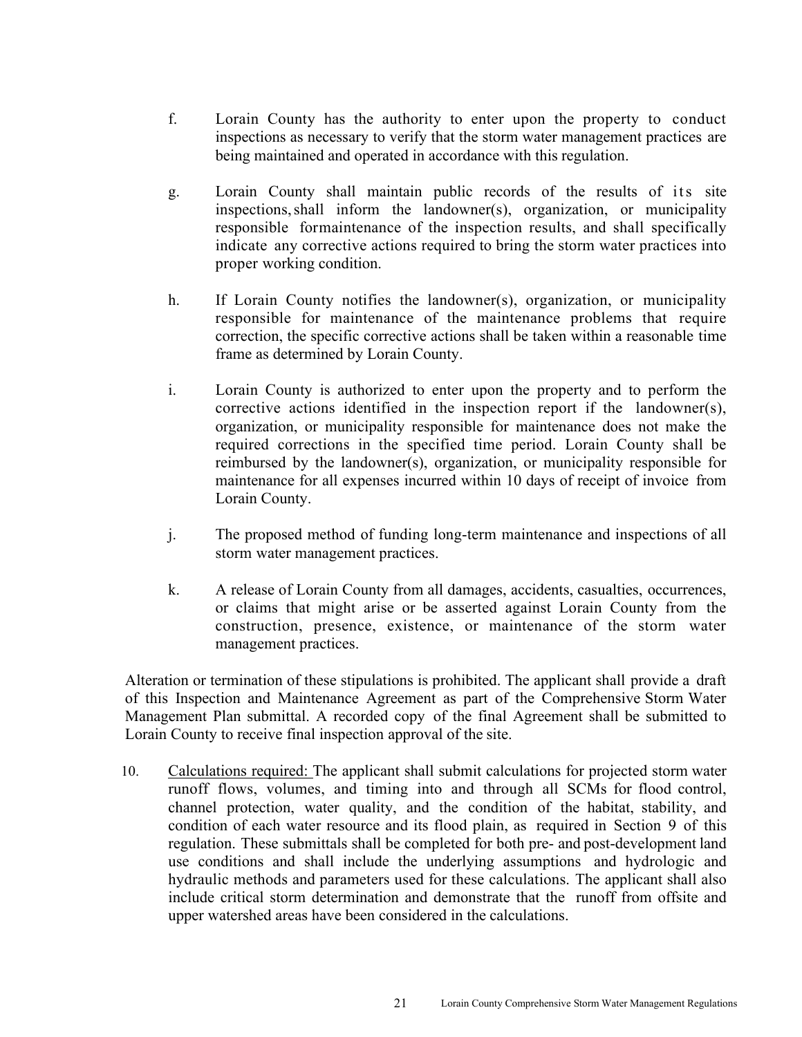f. Lorain County has the authority to enter upon the property to conduct inspections as necessary to verify that the storm water management practices are being maintained and operated in accordance with this regulation.

g. Lorain County shall maintain public records of the results of its site inspections, shall inform the landowner(s), organization, or municipality responsible for maintenance of the inspection results, and shall specifically indicate any corrective actions required to bring the storm water practices into proper working condition.

h. If Lorain County notifies the landowner(s), organization, or municipality responsible for maintenance of the maintenance problems that require correction, the specific corrective actions shall be taken within a reasonable time frame as determined by Lorain County.

i. Lorain County is authorized to enter upon the property and to perform the corrective actions identified in the inspection report if the landowner(s), organization, or municipality responsible for maintenance does not make the required corrections in the specified time period. Lorain County shall be reimbursed by the landowner(s), organization, or municipality responsible for maintenance for all expenses incurred within 10 days of receipt of invoice from Lorain County.

j. The proposed method of funding long-term maintenance and inspections of all storm water management practices.

k. A release of Lorain County from all damages, accidents, casualties, occurrences, or claims that might arise or be asserted against Lorain County from the construction, presence, existence, or maintenance of the storm water management practices.

Alteration or termination of these stipulations is prohibited. The applicant shall provide a draft of this Inspection and Maintenance Agreement as part of the Comprehensive Storm Water Management Plan submittal. A recorded copy of the final Agreement shall be submitted to Lorain County to receive final inspection approval of the site.

10. Calculations required: The applicant shall submit calculations for projected storm water runoff flows, volumes, and timing into and through all SCMs for flood control, channel protection, water quality, and the condition of the habitat, stability, and condition of each water resource and its flood plain, as required in Section 9 of this regulation. These submittals shall be completed for both pre- and post-development land use conditions and shall include the underlying assumptions and hydrologic and hydraulic methods and parameters used for these calculations. The applicant shall also include critical storm determination and demonstrate that the runoff from offsite and upper watershed areas have been considered in the calculations.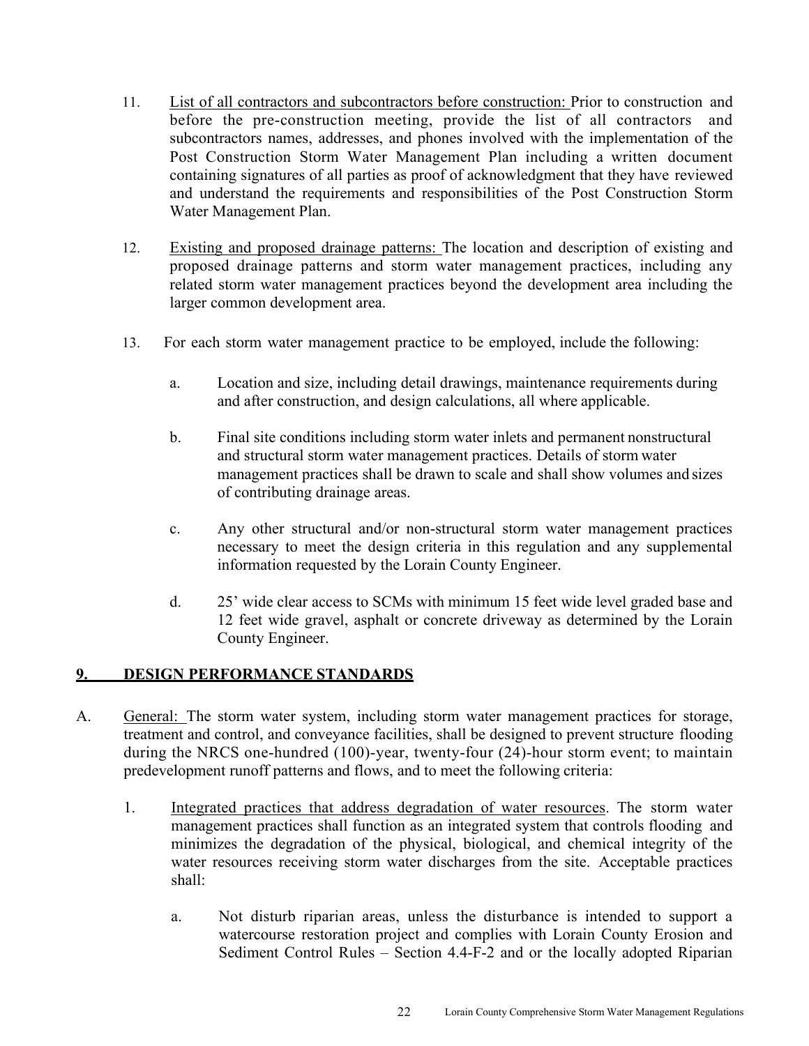11. <u>List of all contractors and subcontractors before construction:</u> Prior to construction and before the pre-construction meeting, provide the list of all contractors and subcontractors names, addresses, and phones involved with the implementation of the Post Construction Storm Water Management Plan including a written document containing signatures of all parties as proof of acknowledgment that they have reviewed and understand the requirements and responsibilities of the Post Construction Storm Water Management Plan.

12. <u>Existing and proposed drainage patterns:</u> The location and description of existing and proposed drainage patterns and storm water management practices, including any related storm water management practices beyond the development area including the larger common development area.

13. For each storm water management practice to be employed, include the following:

    a. Location and size, including detail drawings, maintenance requirements during and after construction, and design calculations, all where applicable.

    b. Final site conditions including storm water inlets and permanent nonstructural and structural storm water management practices. Details of storm water management practices shall be drawn to scale and shall show volumes and sizes of contributing drainage areas.

    c. Any other structural and/or non-structural storm water management practices necessary to meet the design criteria in this regulation and any supplemental information requested by the Lorain County Engineer.

    d. 25' wide clear access to SCMs with minimum 15 feet wide level graded base and 12 feet wide gravel, asphalt or concrete driveway as determined by the Lorain County Engineer.

## 9. DESIGN PERFORMANCE STANDARDS

A. <u>General:</u> The storm water system, including storm water management practices for storage, treatment and control, and conveyance facilities, shall be designed to prevent structure flooding during the NRCS one-hundred (100)-year, twenty-four (24)-hour storm event; to maintain predevelopment runoff patterns and flows, and to meet the following criteria:

   1. <u>Integrated practices that address degradation of water resources</u>. The storm water management practices shall function as an integrated system that controls flooding and minimizes the degradation of the physical, biological, and chemical integrity of the water resources receiving storm water discharges from the site. Acceptable practices shall:

      a. Not disturb riparian areas, unless the disturbance is intended to support a watercourse restoration project and complies with Lorain County Erosion and Sediment Control Rules – Section 4.4-F-2 and or the locally adopted Riparian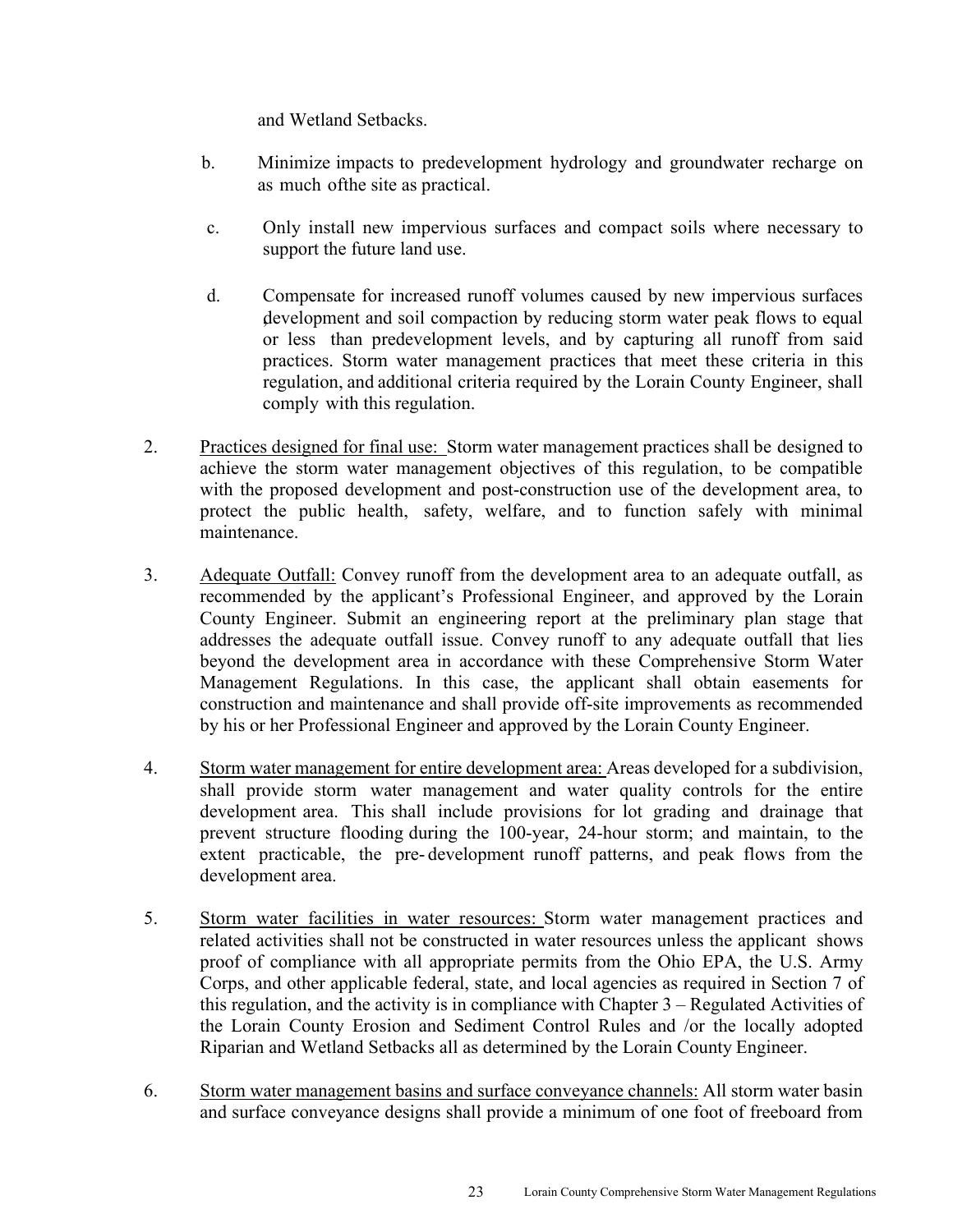and Wetland Setbacks.

b. Minimize impacts to predevelopment hydrology and groundwater recharge on as much ofthe site as practical.

c. Only install new impervious surfaces and compact soils where necessary to support the future land use.

d. Compensate for increased runoff volumes caused by new impervious surfaces development and soil compaction by reducing storm water peak flows to equal or less than predevelopment levels, and by capturing all runoff from said practices. Storm water management practices that meet these criteria in this regulation, and additional criteria required by the Lorain County Engineer, shall comply with this regulation.

2. <u>Practices designed for final use:</u> Storm water management practices shall be designed to achieve the storm water management objectives of this regulation, to be compatible with the proposed development and post-construction use of the development area, to protect the public health, safety, welfare, and to function safely with minimal maintenance.

3. <u>Adequate Outfall:</u> Convey runoff from the development area to an adequate outfall, as recommended by the applicant's Professional Engineer, and approved by the Lorain County Engineer. Submit an engineering report at the preliminary plan stage that addresses the adequate outfall issue. Convey runoff to any adequate outfall that lies beyond the development area in accordance with these Comprehensive Storm Water Management Regulations. In this case, the applicant shall obtain easements for construction and maintenance and shall provide off-site improvements as recommended by his or her Professional Engineer and approved by the Lorain County Engineer.

4. <u>Storm water management for entire development area:</u> Areas developed for a subdivision, shall provide storm water management and water quality controls for the entire development area. This shall include provisions for lot grading and drainage that prevent structure flooding during the 100-year, 24-hour storm; and maintain, to the extent practicable, the pre-development runoff patterns, and peak flows from the development area.

5. <u>Storm water facilities in water resources:</u> Storm water management practices and related activities shall not be constructed in water resources unless the applicant shows proof of compliance with all appropriate permits from the Ohio EPA, the U.S. Army Corps, and other applicable federal, state, and local agencies as required in Section 7 of this regulation, and the activity is in compliance with Chapter 3 – Regulated Activities of the Lorain County Erosion and Sediment Control Rules and /or the locally adopted Riparian and Wetland Setbacks all as determined by the Lorain County Engineer.

6. <u>Storm water management basins and surface conveyance channels:</u> All storm water basin and surface conveyance designs shall provide a minimum of one foot of freeboard from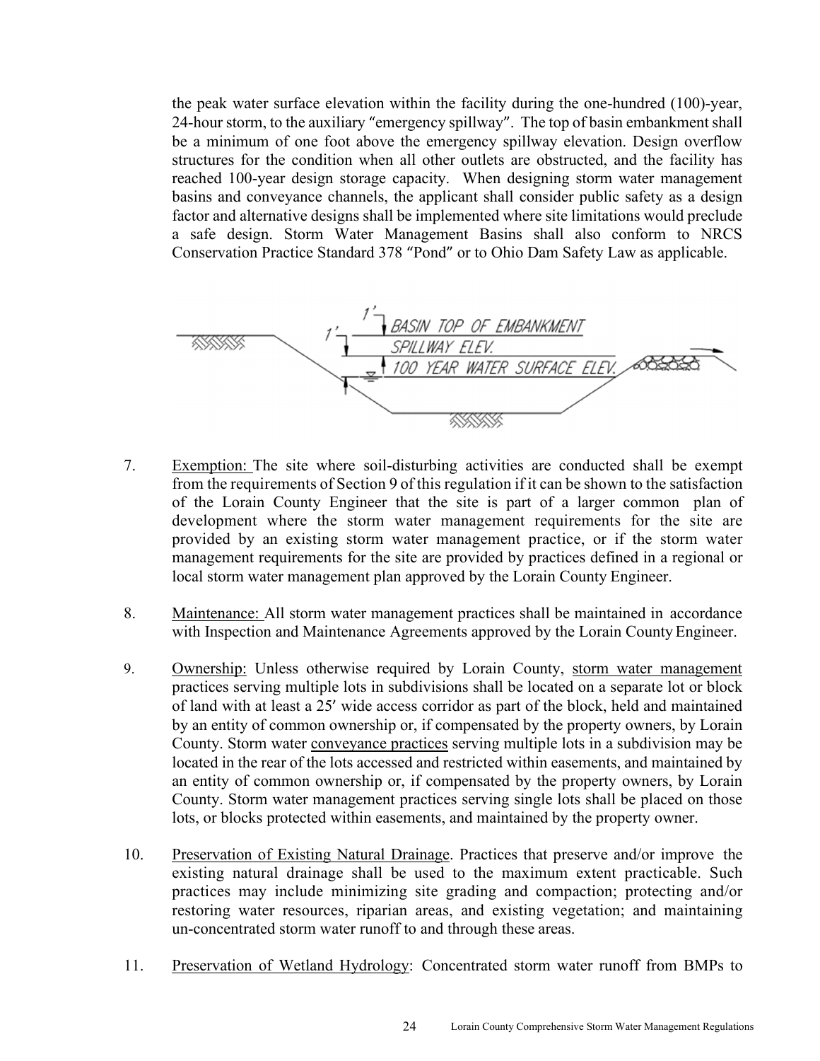the peak water surface elevation within the facility during the one-hundred (100)-year, 24-hour storm, to the auxiliary "emergency spillway". The top of basin embankment shall be a minimum of one foot above the emergency spillway elevation. Design overflow structures for the condition when all other outlets are obstructed, and the facility has reached 100-year design storage capacity. When designing storm water management basins and conveyance channels, the applicant shall consider public safety as a design factor and alternative designs shall be implemented where site limitations would preclude a safe design. Storm Water Management Basins shall also conform to NRCS Conservation Practice Standard 378 "Pond" or to Ohio Dam Safety Law as applicable.

1' BASIN TOP OF EMBANKMENT
1' SPILLWAY ELEV.
100 YEAR WATER SURFACE ELEV.

7. Exemption: The site where soil-disturbing activities are conducted shall be exempt from the requirements of Section 9 of this regulation if it can be shown to the satisfaction of the Lorain County Engineer that the site is part of a larger common plan of development where the storm water management requirements for the site are provided by an existing storm water management practice, or if the storm water management requirements for the site are provided by practices defined in a regional or local storm water management plan approved by the Lorain County Engineer.

8. Maintenance: All storm water management practices shall be maintained in accordance with Inspection and Maintenance Agreements approved by the Lorain County Engineer.

9. Ownership: Unless otherwise required by Lorain County, storm water management practices serving multiple lots in subdivisions shall be located on a separate lot or block of land with at least a 25′ wide access corridor as part of the block, held and maintained by an entity of common ownership or, if compensated by the property owners, by Lorain County. Storm water conveyance practices serving multiple lots in a subdivision may be located in the rear of the lots accessed and restricted within easements, and maintained by an entity of common ownership or, if compensated by the property owners, by Lorain County. Storm water management practices serving single lots shall be placed on those lots, or blocks protected within easements, and maintained by the property owner.

10. Preservation of Existing Natural Drainage. Practices that preserve and/or improve the existing natural drainage shall be used to the maximum extent practicable. Such practices may include minimizing site grading and compaction; protecting and/or restoring water resources, riparian areas, and existing vegetation; and maintaining un-concentrated storm water runoff to and through these areas.

11. Preservation of Wetland Hydrology: Concentrated storm water runoff from BMPs to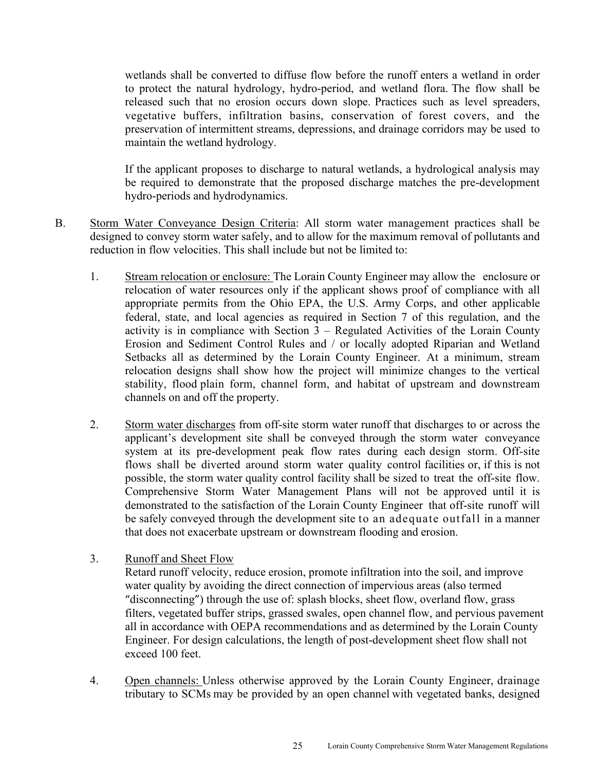wetlands shall be converted to diffuse flow before the runoff enters a wetland in order to protect the natural hydrology, hydro-period, and wetland flora. The flow shall be released such that no erosion occurs down slope. Practices such as level spreaders, vegetative buffers, infiltration basins, conservation of forest covers, and the preservation of intermittent streams, depressions, and drainage corridors may be used to maintain the wetland hydrology.

If the applicant proposes to discharge to natural wetlands, a hydrological analysis may be required to demonstrate that the proposed discharge matches the pre-development hydro-periods and hydrodynamics.

B. Storm Water Conveyance Design Criteria: All storm water management practices shall be designed to convey storm water safely, and to allow for the maximum removal of pollutants and reduction in flow velocities. This shall include but not be limited to:

1. Stream relocation or enclosure: The Lorain County Engineer may allow the enclosure or relocation of water resources only if the applicant shows proof of compliance with all appropriate permits from the Ohio EPA, the U.S. Army Corps, and other applicable federal, state, and local agencies as required in Section 7 of this regulation, and the activity is in compliance with Section 3 – Regulated Activities of the Lorain County Erosion and Sediment Control Rules and / or locally adopted Riparian and Wetland Setbacks all as determined by the Lorain County Engineer. At a minimum, stream relocation designs shall show how the project will minimize changes to the vertical stability, flood plain form, channel form, and habitat of upstream and downstream channels on and off the property.

2. Storm water discharges from off-site storm water runoff that discharges to or across the applicant's development site shall be conveyed through the storm water conveyance system at its pre-development peak flow rates during each design storm. Off-site flows shall be diverted around storm water quality control facilities or, if this is not possible, the storm water quality control facility shall be sized to treat the off-site flow. Comprehensive Storm Water Management Plans will not be approved until it is demonstrated to the satisfaction of the Lorain County Engineer that off-site runoff will be safely conveyed through the development site to an adequate outfall in a manner that does not exacerbate upstream or downstream flooding and erosion.

3. Runoff and Sheet Flow
Retard runoff velocity, reduce erosion, promote infiltration into the soil, and improve water quality by avoiding the direct connection of impervious areas (also termed "disconnecting") through the use of: splash blocks, sheet flow, overland flow, grass filters, vegetated buffer strips, grassed swales, open channel flow, and pervious pavement all in accordance with OEPA recommendations and as determined by the Lorain County Engineer. For design calculations, the length of post-development sheet flow shall not exceed 100 feet.

4. Open channels: Unless otherwise approved by the Lorain County Engineer, drainage tributary to SCMs may be provided by an open channel with vegetated banks, designed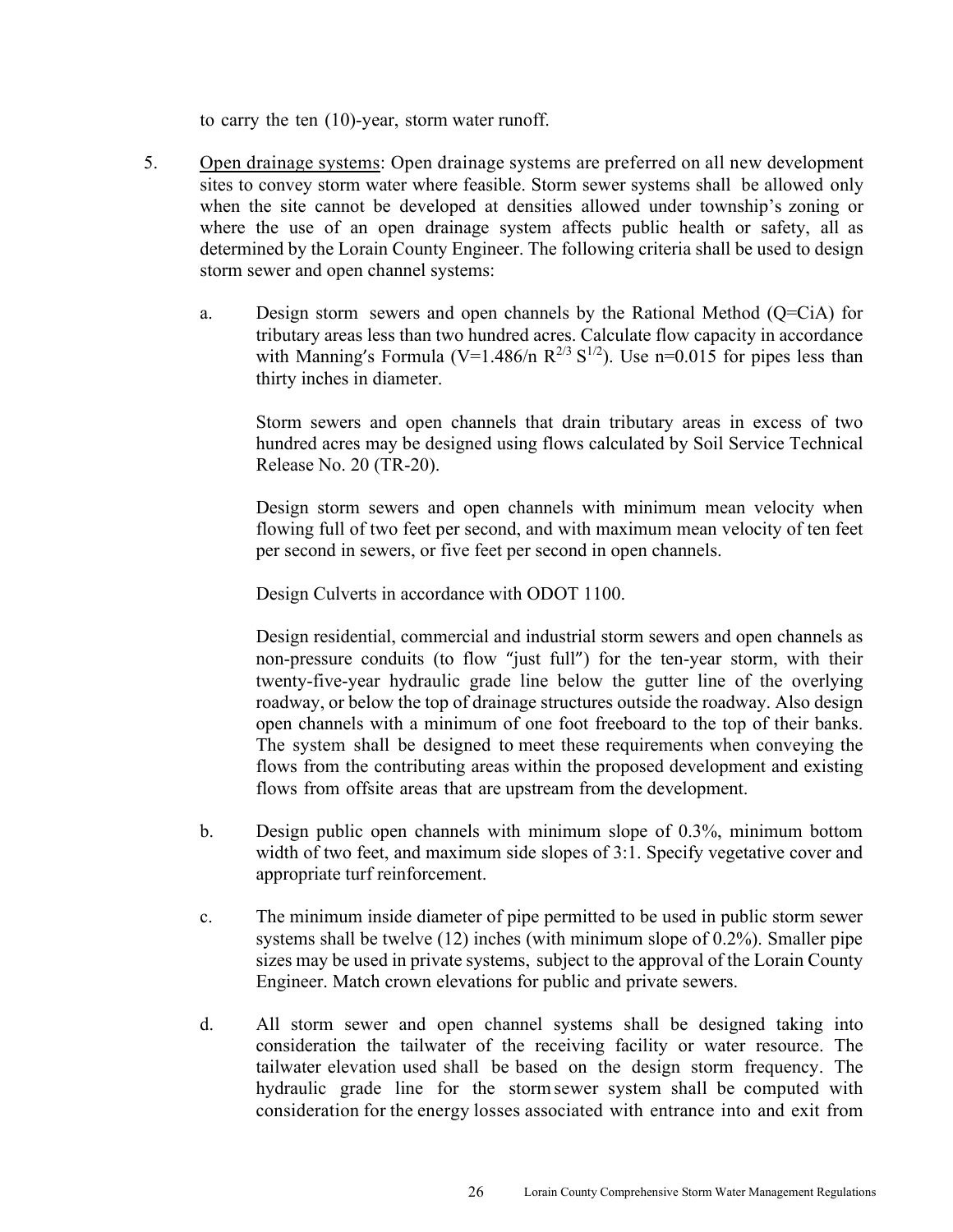to carry the ten (10)-year, storm water runoff.

5. Open drainage systems: Open drainage systems are preferred on all new development sites to convey storm water where feasible. Storm sewer systems shall be allowed only when the site cannot be developed at densities allowed under township's zoning or where the use of an open drainage system affects public health or safety, all as determined by the Lorain County Engineer. The following criteria shall be used to design storm sewer and open channel systems:

   a. Design storm sewers and open channels by the Rational Method (Q=CiA) for tributary areas less than two hundred acres. Calculate flow capacity in accordance with Manning's Formula ($V=1.486/n\ R^{2/3}\ S^{1/2}$). Use n=0.015 for pipes less than thirty inches in diameter.

      Storm sewers and open channels that drain tributary areas in excess of two hundred acres may be designed using flows calculated by Soil Service Technical Release No. 20 (TR-20).

      Design storm sewers and open channels with minimum mean velocity when flowing full of two feet per second, and with maximum mean velocity of ten feet per second in sewers, or five feet per second in open channels.

      Design Culverts in accordance with ODOT 1100.

      Design residential, commercial and industrial storm sewers and open channels as non-pressure conduits (to flow "just full") for the ten-year storm, with their twenty-five-year hydraulic grade line below the gutter line of the overlying roadway, or below the top of drainage structures outside the roadway. Also design open channels with a minimum of one foot freeboard to the top of their banks. The system shall be designed to meet these requirements when conveying the flows from the contributing areas within the proposed development and existing flows from offsite areas that are upstream from the development.

   b. Design public open channels with minimum slope of 0.3%, minimum bottom width of two feet, and maximum side slopes of 3:1. Specify vegetative cover and appropriate turf reinforcement.

   c. The minimum inside diameter of pipe permitted to be used in public storm sewer systems shall be twelve (12) inches (with minimum slope of 0.2%). Smaller pipe sizes may be used in private systems, subject to the approval of the Lorain County Engineer. Match crown elevations for public and private sewers.

   d. All storm sewer and open channel systems shall be designed taking into consideration the tailwater of the receiving facility or water resource. The tailwater elevation used shall be based on the design storm frequency. The hydraulic grade line for the storm sewer system shall be computed with consideration for the energy losses associated with entrance into and exit from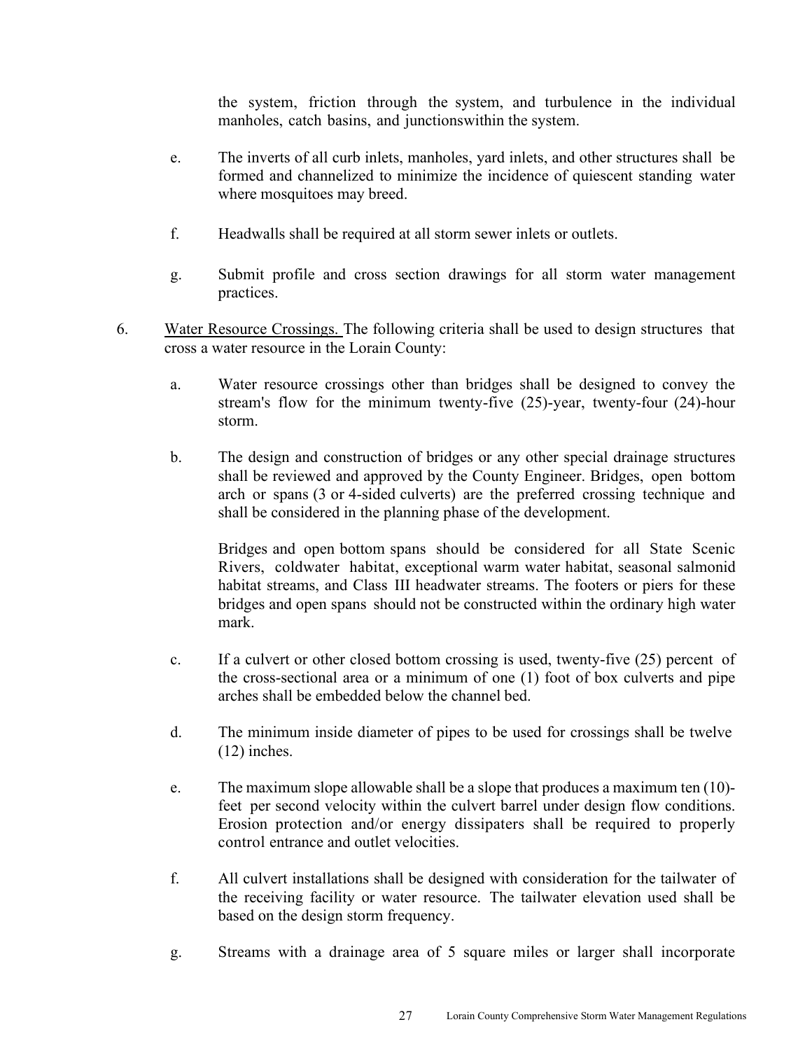the system, friction through the system, and turbulence in the individual manholes, catch basins, and junctionswithin the system.

e. The inverts of all curb inlets, manholes, yard inlets, and other structures shall be formed and channelized to minimize the incidence of quiescent standing water where mosquitoes may breed.

f. Headwalls shall be required at all storm sewer inlets or outlets.

g. Submit profile and cross section drawings for all storm water management practices.

6. Water Resource Crossings. The following criteria shall be used to design structures that cross a water resource in the Lorain County:

   a. Water resource crossings other than bridges shall be designed to convey the stream's flow for the minimum twenty-five (25)-year, twenty-four (24)-hour storm.

   b. The design and construction of bridges or any other special drainage structures shall be reviewed and approved by the County Engineer. Bridges, open bottom arch or spans (3 or 4-sided culverts) are the preferred crossing technique and shall be considered in the planning phase of the development.

      Bridges and open bottom spans should be considered for all State Scenic Rivers, coldwater habitat, exceptional warm water habitat, seasonal salmonid habitat streams, and Class III headwater streams. The footers or piers for these bridges and open spans should not be constructed within the ordinary high water mark.

   c. If a culvert or other closed bottom crossing is used, twenty-five (25) percent of the cross-sectional area or a minimum of one (1) foot of box culverts and pipe arches shall be embedded below the channel bed.

   d. The minimum inside diameter of pipes to be used for crossings shall be twelve (12) inches.

   e. The maximum slope allowable shall be a slope that produces a maximum ten (10)-feet per second velocity within the culvert barrel under design flow conditions. Erosion protection and/or energy dissipaters shall be required to properly control entrance and outlet velocities.

   f. All culvert installations shall be designed with consideration for the tailwater of the receiving facility or water resource. The tailwater elevation used shall be based on the design storm frequency.

   g. Streams with a drainage area of 5 square miles or larger shall incorporate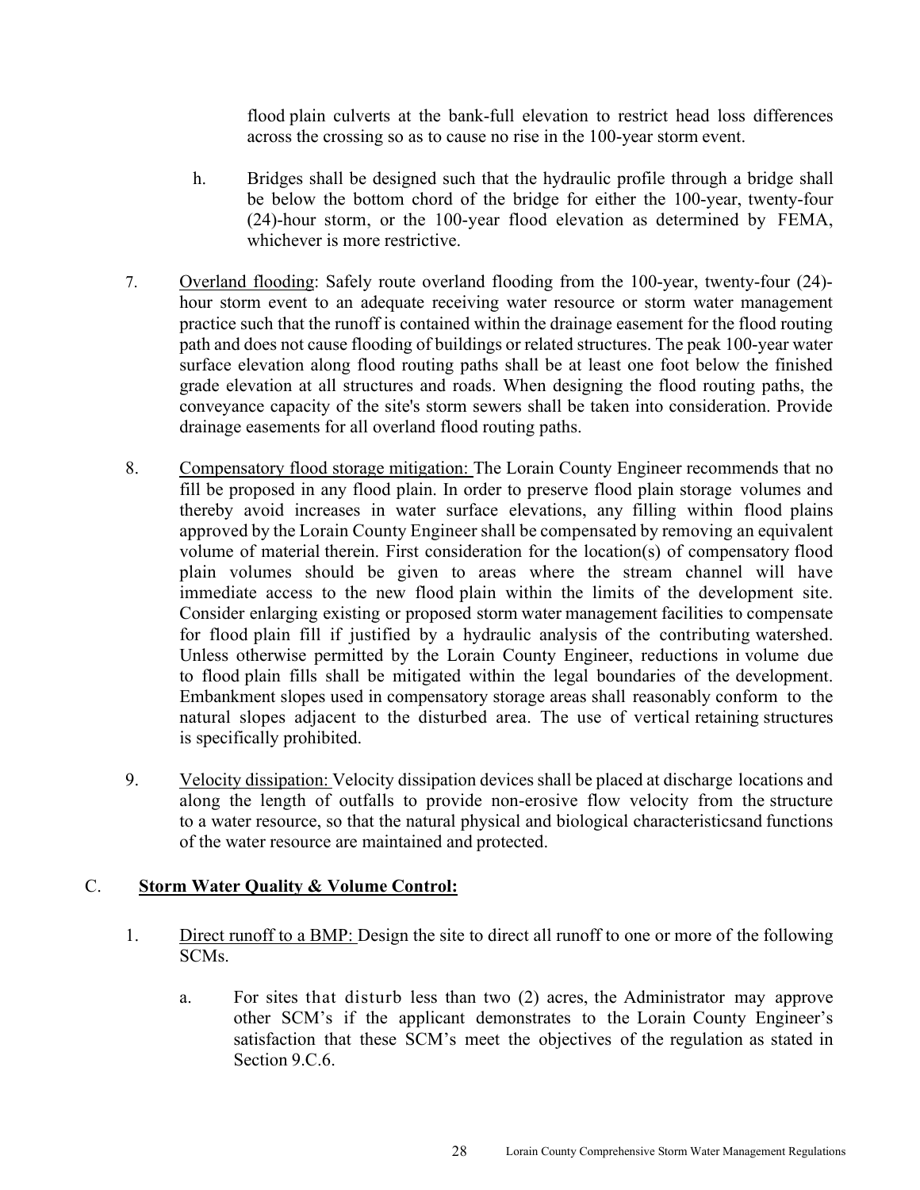flood plain culverts at the bank-full elevation to restrict head loss differences across the crossing so as to cause no rise in the 100-year storm event.

h. Bridges shall be designed such that the hydraulic profile through a bridge shall be below the bottom chord of the bridge for either the 100-year, twenty-four (24)-hour storm, or the 100-year flood elevation as determined by FEMA, whichever is more restrictive.

7. Overland flooding: Safely route overland flooding from the 100-year, twenty-four (24)-hour storm event to an adequate receiving water resource or storm water management practice such that the runoff is contained within the drainage easement for the flood routing path and does not cause flooding of buildings or related structures. The peak 100-year water surface elevation along flood routing paths shall be at least one foot below the finished grade elevation at all structures and roads. When designing the flood routing paths, the conveyance capacity of the site's storm sewers shall be taken into consideration. Provide drainage easements for all overland flood routing paths.

8. Compensatory flood storage mitigation: The Lorain County Engineer recommends that no fill be proposed in any flood plain. In order to preserve flood plain storage volumes and thereby avoid increases in water surface elevations, any filling within flood plains approved by the Lorain County Engineer shall be compensated by removing an equivalent volume of material therein. First consideration for the location(s) of compensatory flood plain volumes should be given to areas where the stream channel will have immediate access to the new flood plain within the limits of the development site. Consider enlarging existing or proposed storm water management facilities to compensate for flood plain fill if justified by a hydraulic analysis of the contributing watershed. Unless otherwise permitted by the Lorain County Engineer, reductions in volume due to flood plain fills shall be mitigated within the legal boundaries of the development. Embankment slopes used in compensatory storage areas shall reasonably conform to the natural slopes adjacent to the disturbed area. The use of vertical retaining structures is specifically prohibited.

9. Velocity dissipation: Velocity dissipation devices shall be placed at discharge locations and along the length of outfalls to provide non-erosive flow velocity from the structure to a water resource, so that the natural physical and biological characteristicsand functions of the water resource are maintained and protected.

## C. **Storm Water Quality & Volume Control:**

1. Direct runoff to a BMP: Design the site to direct all runoff to one or more of the following SCMs.

   a. For sites that disturb less than two (2) acres, the Administrator may approve other SCM's if the applicant demonstrates to the Lorain County Engineer's satisfaction that these SCM's meet the objectives of the regulation as stated in Section 9.C.6.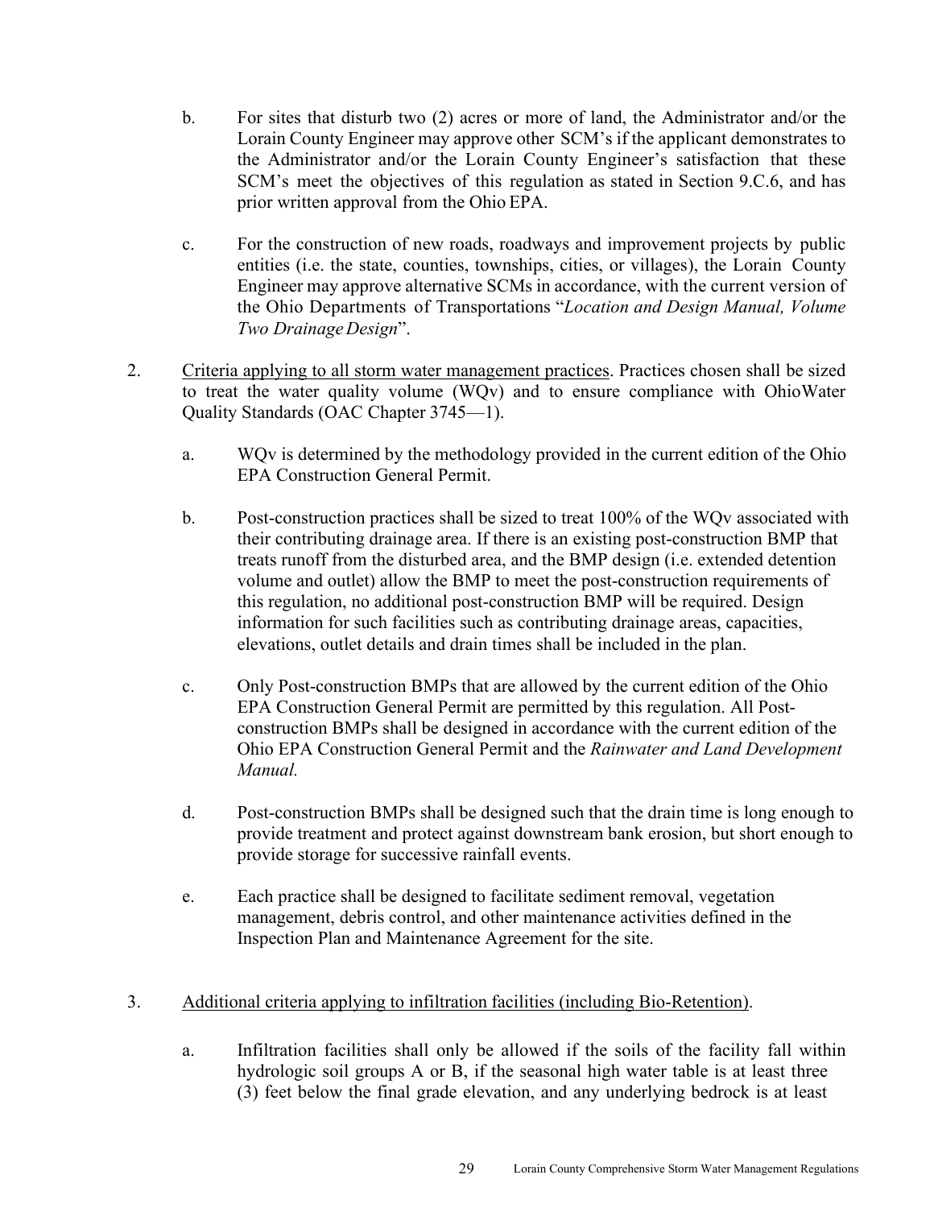b. For sites that disturb two (2) acres or more of land, the Administrator and/or the Lorain County Engineer may approve other SCM's if the applicant demonstrates to the Administrator and/or the Lorain County Engineer's satisfaction that these SCM's meet the objectives of this regulation as stated in Section 9.C.6, and has prior written approval from the Ohio EPA.

c. For the construction of new roads, roadways and improvement projects by public entities (i.e. the state, counties, townships, cities, or villages), the Lorain County Engineer may approve alternative SCMs in accordance, with the current version of the Ohio Departments of Transportations "*Location and Design Manual, Volume Two Drainage Design*".

2. <u>Criteria applying to all storm water management practices</u>. Practices chosen shall be sized to treat the water quality volume (WQv) and to ensure compliance with OhioWater Quality Standards (OAC Chapter 3745—1).

   a. WQv is determined by the methodology provided in the current edition of the Ohio EPA Construction General Permit.

   b. Post-construction practices shall be sized to treat 100% of the WQv associated with their contributing drainage area. If there is an existing post-construction BMP that treats runoff from the disturbed area, and the BMP design (i.e. extended detention volume and outlet) allow the BMP to meet the post-construction requirements of this regulation, no additional post-construction BMP will be required. Design information for such facilities such as contributing drainage areas, capacities, elevations, outlet details and drain times shall be included in the plan.

   c. Only Post-construction BMPs that are allowed by the current edition of the Ohio EPA Construction General Permit are permitted by this regulation. All Post-construction BMPs shall be designed in accordance with the current edition of the Ohio EPA Construction General Permit and the *Rainwater and Land Development Manual.*

   d. Post-construction BMPs shall be designed such that the drain time is long enough to provide treatment and protect against downstream bank erosion, but short enough to provide storage for successive rainfall events.

   e. Each practice shall be designed to facilitate sediment removal, vegetation management, debris control, and other maintenance activities defined in the Inspection Plan and Maintenance Agreement for the site.

3. <u>Additional criteria applying to infiltration facilities (including Bio-Retention)</u>.

   a. Infiltration facilities shall only be allowed if the soils of the facility fall within hydrologic soil groups A or B, if the seasonal high water table is at least three (3) feet below the final grade elevation, and any underlying bedrock is at least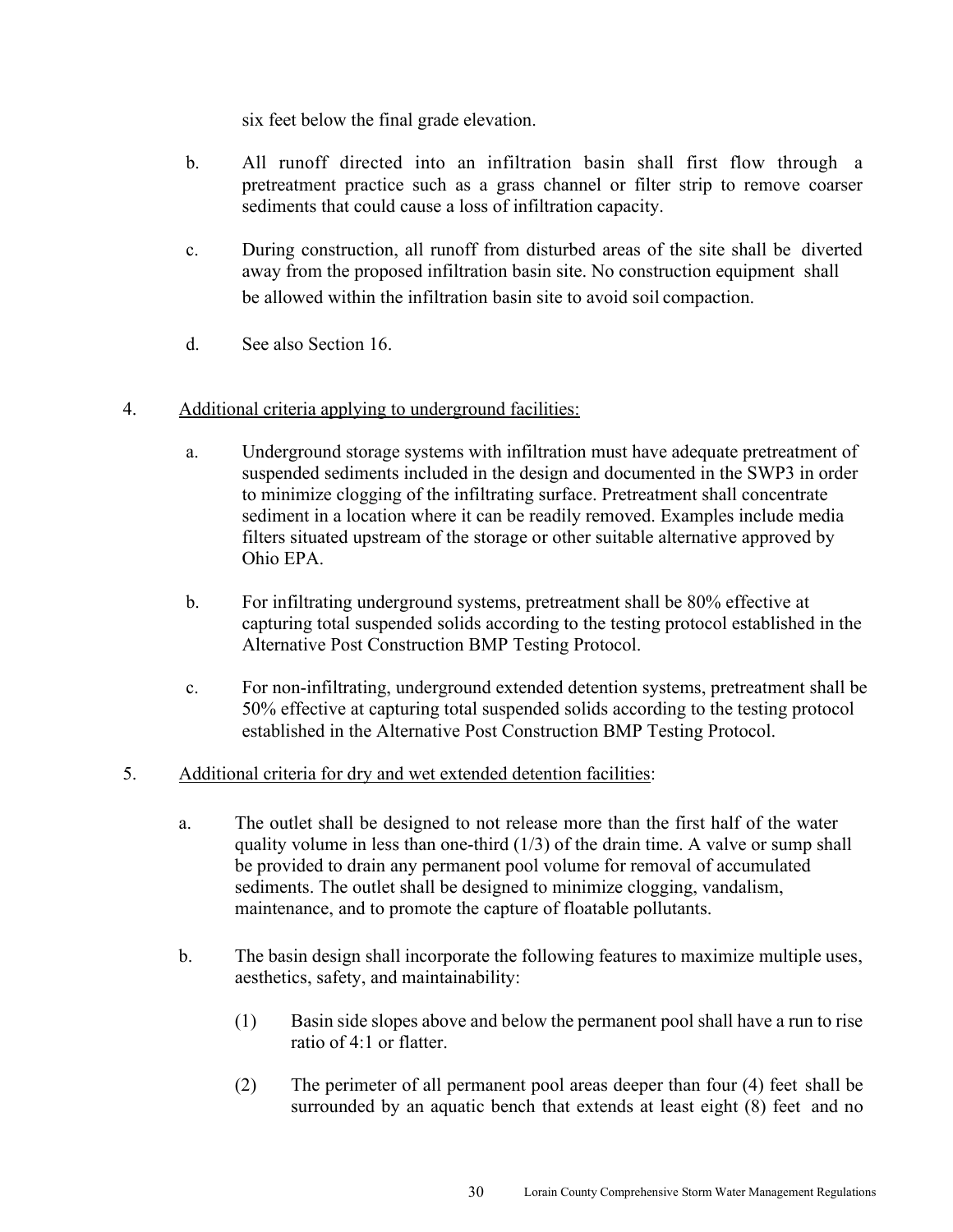six feet below the final grade elevation.

b. All runoff directed into an infiltration basin shall first flow through a pretreatment practice such as a grass channel or filter strip to remove coarser sediments that could cause a loss of infiltration capacity.

c. During construction, all runoff from disturbed areas of the site shall be diverted away from the proposed infiltration basin site. No construction equipment shall be allowed within the infiltration basin site to avoid soil compaction.

d. See also Section 16.

4. <u>Additional criteria applying to underground facilities:</u>

a. Underground storage systems with infiltration must have adequate pretreatment of suspended sediments included in the design and documented in the SWP3 in order to minimize clogging of the infiltrating surface. Pretreatment shall concentrate sediment in a location where it can be readily removed. Examples include media filters situated upstream of the storage or other suitable alternative approved by Ohio EPA.

b. For infiltrating underground systems, pretreatment shall be 80% effective at capturing total suspended solids according to the testing protocol established in the Alternative Post Construction BMP Testing Protocol.

c. For non-infiltrating, underground extended detention systems, pretreatment shall be 50% effective at capturing total suspended solids according to the testing protocol established in the Alternative Post Construction BMP Testing Protocol.

5. <u>Additional criteria for dry and wet extended detention facilities</u>:

a. The outlet shall be designed to not release more than the first half of the water quality volume in less than one-third (1/3) of the drain time. A valve or sump shall be provided to drain any permanent pool volume for removal of accumulated sediments. The outlet shall be designed to minimize clogging, vandalism, maintenance, and to promote the capture of floatable pollutants.

b. The basin design shall incorporate the following features to maximize multiple uses, aesthetics, safety, and maintainability:

(1) Basin side slopes above and below the permanent pool shall have a run to rise ratio of 4:1 or flatter.

(2) The perimeter of all permanent pool areas deeper than four (4) feet shall be surrounded by an aquatic bench that extends at least eight (8) feet and no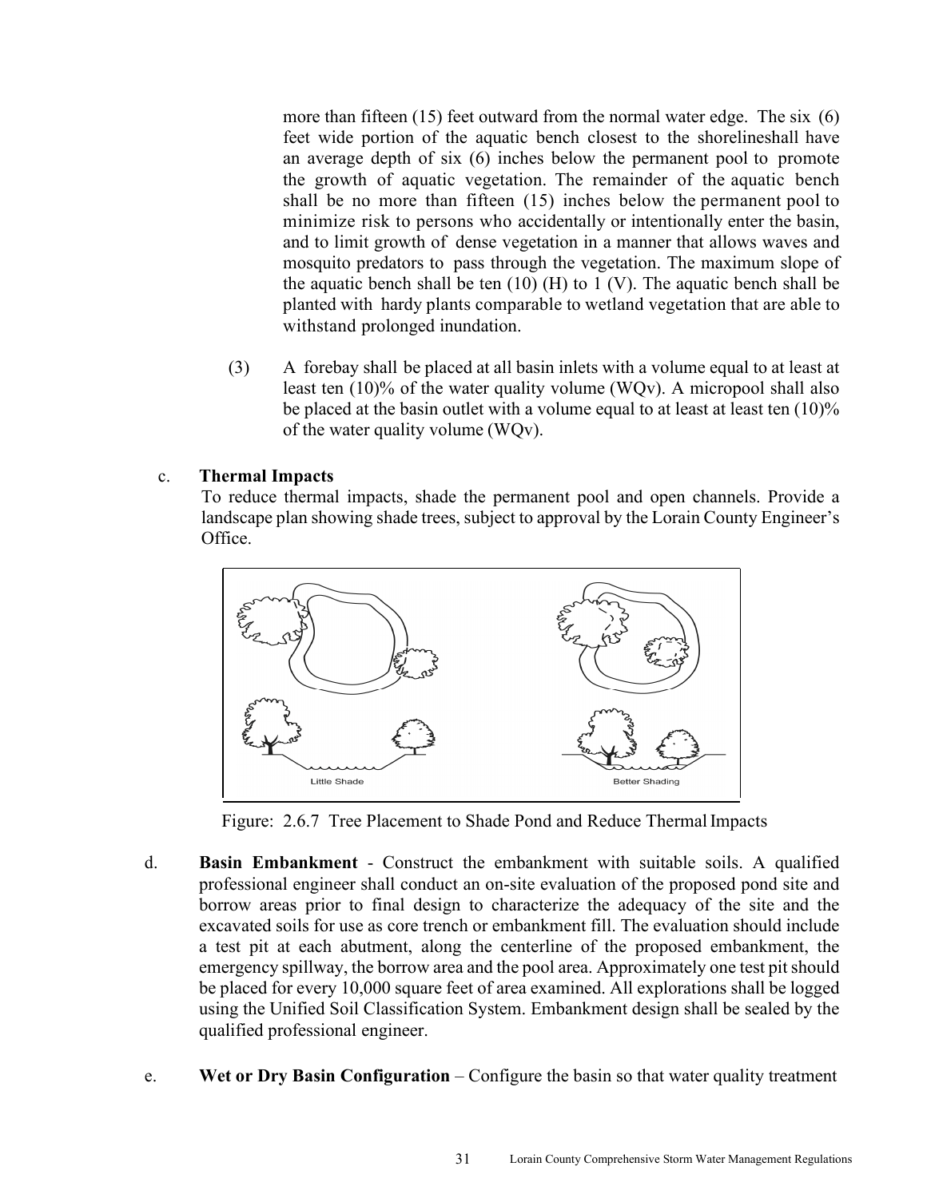more than fifteen (15) feet outward from the normal water edge. The six (6) feet wide portion of the aquatic bench closest to the shorelineshall have an average depth of six (6) inches below the permanent pool to promote the growth of aquatic vegetation. The remainder of the aquatic bench shall be no more than fifteen (15) inches below the permanent pool to minimize risk to persons who accidentally or intentionally enter the basin, and to limit growth of dense vegetation in a manner that allows waves and mosquito predators to pass through the vegetation. The maximum slope of the aquatic bench shall be ten (10) (H) to 1 (V). The aquatic bench shall be planted with hardy plants comparable to wetland vegetation that are able to withstand prolonged inundation.

(3) A forebay shall be placed at all basin inlets with a volume equal to at least at least ten (10)% of the water quality volume (WQv). A micropool shall also be placed at the basin outlet with a volume equal to at least at least ten (10)% of the water quality volume (WQv).

c. **Thermal Impacts**

To reduce thermal impacts, shade the permanent pool and open channels. Provide a landscape plan showing shade trees, subject to approval by the Lorain County Engineer's Office.

Figure: 2.6.7 Tree Placement to Shade Pond and Reduce Thermal Impacts

d. **Basin Embankment** - Construct the embankment with suitable soils. A qualified professional engineer shall conduct an on-site evaluation of the proposed pond site and borrow areas prior to final design to characterize the adequacy of the site and the excavated soils for use as core trench or embankment fill. The evaluation should include a test pit at each abutment, along the centerline of the proposed embankment, the emergency spillway, the borrow area and the pool area. Approximately one test pit should be placed for every 10,000 square feet of area examined. All explorations shall be logged using the Unified Soil Classification System. Embankment design shall be sealed by the qualified professional engineer.

e. **Wet or Dry Basin Configuration** – Configure the basin so that water quality treatment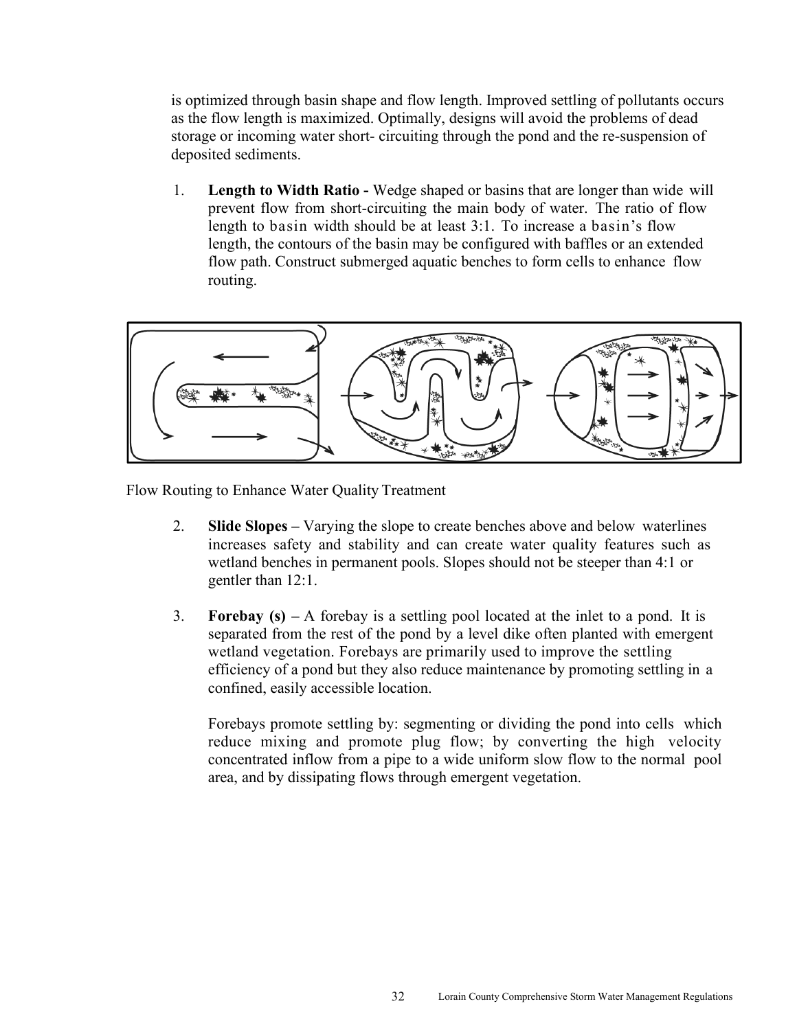is optimized through basin shape and flow length. Improved settling of pollutants occurs as the flow length is maximized. Optimally, designs will avoid the problems of dead storage or incoming water short- circuiting through the pond and the re-suspension of deposited sediments.

1. **Length to Width Ratio -** Wedge shaped or basins that are longer than wide will prevent flow from short-circuiting the main body of water. The ratio of flow length to basin width should be at least 3:1. To increase a basin's flow length, the contours of the basin may be configured with baffles or an extended flow path. Construct submerged aquatic benches to form cells to enhance flow routing.

Flow Routing to Enhance Water Quality Treatment

2. **Slide Slopes –** Varying the slope to create benches above and below waterlines increases safety and stability and can create water quality features such as wetland benches in permanent pools. Slopes should not be steeper than 4:1 or gentler than 12:1.

3. **Forebay (s) –** A forebay is a settling pool located at the inlet to a pond. It is separated from the rest of the pond by a level dike often planted with emergent wetland vegetation. Forebays are primarily used to improve the settling efficiency of a pond but they also reduce maintenance by promoting settling in a confined, easily accessible location.

   Forebays promote settling by: segmenting or dividing the pond into cells which reduce mixing and promote plug flow; by converting the high velocity concentrated inflow from a pipe to a wide uniform slow flow to the normal pool area, and by dissipating flows through emergent vegetation.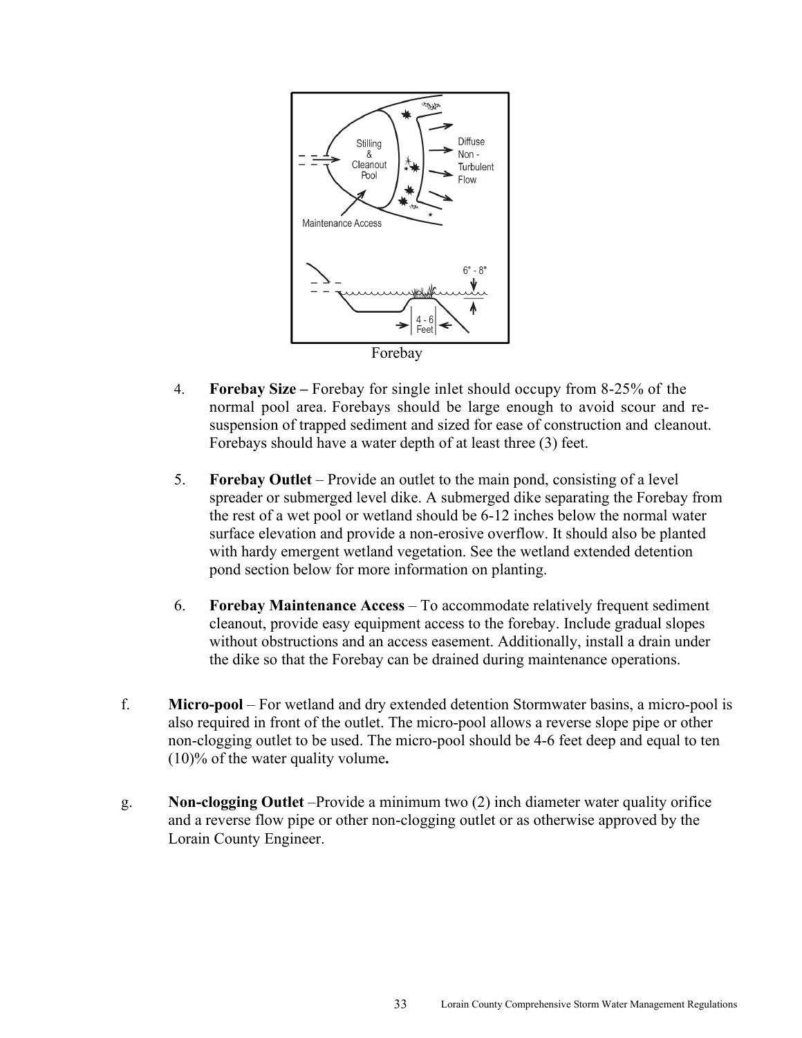Forebay

4. **Forebay Size –** Forebay for single inlet should occupy from 8-25% of the normal pool area. Forebays should be large enough to avoid scour and re-suspension of trapped sediment and sized for ease of construction and cleanout. Forebays should have a water depth of at least three (3) feet.

5. **Forebay Outlet** – Provide an outlet to the main pond, consisting of a level spreader or submerged level dike. A submerged dike separating the Forebay from the rest of a wet pool or wetland should be 6-12 inches below the normal water surface elevation and provide a non-erosive overflow. It should also be planted with hardy emergent wetland vegetation. See the wetland extended detention pond section below for more information on planting.

6. **Forebay Maintenance Access** – To accommodate relatively frequent sediment cleanout, provide easy equipment access to the forebay. Include gradual slopes without obstructions and an access easement. Additionally, install a drain under the dike so that the Forebay can be drained during maintenance operations.

f. **Micro-pool** – For wetland and dry extended detention Stormwater basins, a micro-pool is also required in front of the outlet. The micro-pool allows a reverse slope pipe or other non-clogging outlet to be used. The micro-pool should be 4-6 feet deep and equal to ten (10)% of the water quality volume**.**

g. **Non-clogging Outlet** –Provide a minimum two (2) inch diameter water quality orifice and a reverse flow pipe or other non-clogging outlet or as otherwise approved by the Lorain County Engineer.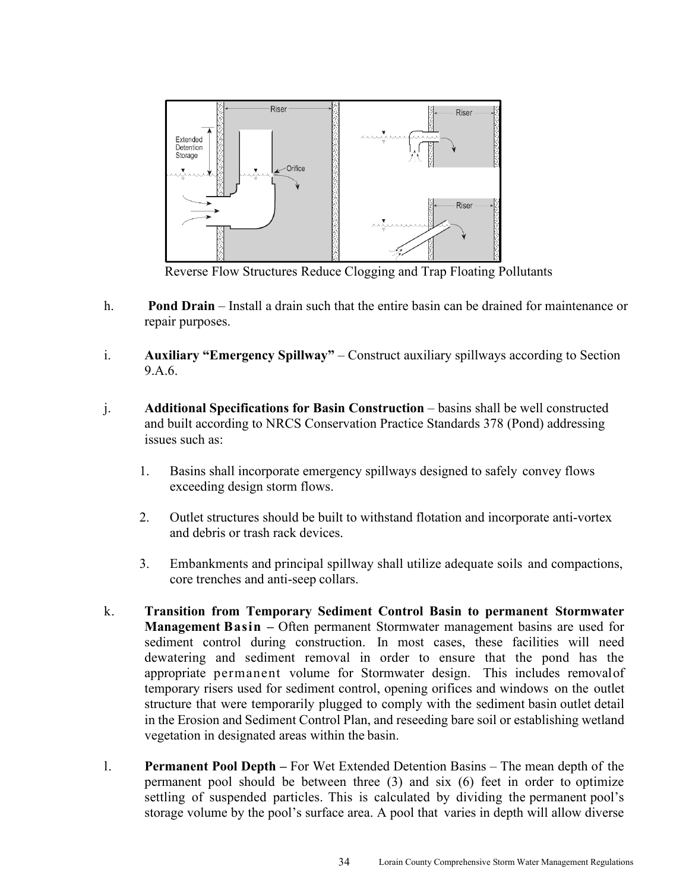Reverse Flow Structures Reduce Clogging and Trap Floating Pollutants

h. **Pond Drain** – Install a drain such that the entire basin can be drained for maintenance or repair purposes.

i. **Auxiliary "Emergency Spillway"** – Construct auxiliary spillways according to Section 9.A.6.

j. **Additional Specifications for Basin Construction** – basins shall be well constructed and built according to NRCS Conservation Practice Standards 378 (Pond) addressing issues such as:

1. Basins shall incorporate emergency spillways designed to safely convey flows exceeding design storm flows.

2. Outlet structures should be built to withstand flotation and incorporate anti-vortex and debris or trash rack devices.

3. Embankments and principal spillway shall utilize adequate soils and compactions, core trenches and anti-seep collars.

k. **Transition from Temporary Sediment Control Basin to permanent Stormwater Management Basin –** Often permanent Stormwater management basins are used for sediment control during construction. In most cases, these facilities will need dewatering and sediment removal in order to ensure that the pond has the appropriate permanent volume for Stormwater design. This includes removal of temporary risers used for sediment control, opening orifices and windows on the outlet structure that were temporarily plugged to comply with the sediment basin outlet detail in the Erosion and Sediment Control Plan, and reseeding bare soil or establishing wetland vegetation in designated areas within the basin.

l. **Permanent Pool Depth –** For Wet Extended Detention Basins – The mean depth of the permanent pool should be between three (3) and six (6) feet in order to optimize settling of suspended particles. This is calculated by dividing the permanent pool's storage volume by the pool's surface area. A pool that varies in depth will allow diverse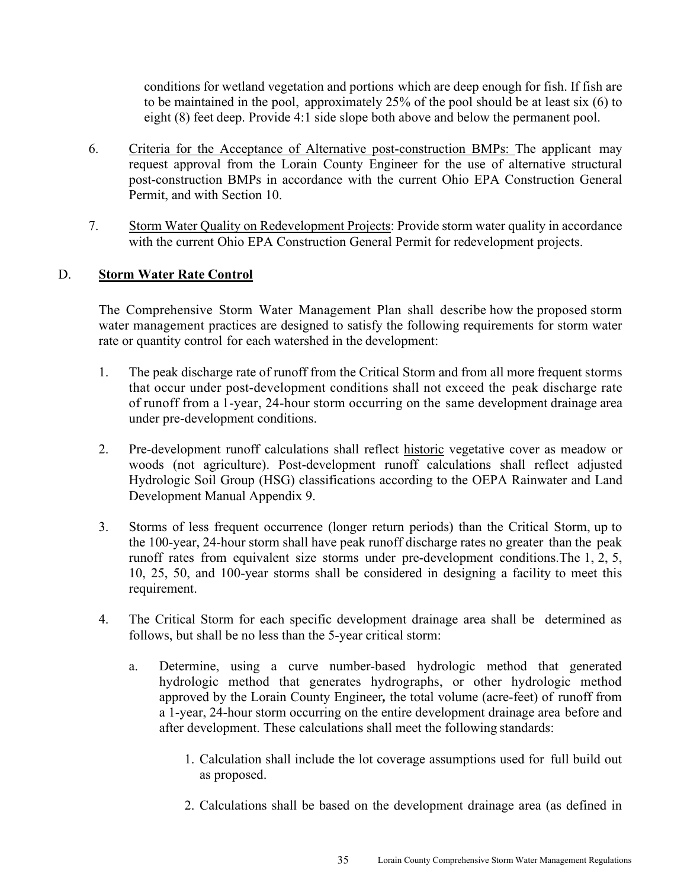conditions for wetland vegetation and portions which are deep enough for fish. If fish are to be maintained in the pool, approximately 25% of the pool should be at least six (6) to eight (8) feet deep. Provide 4:1 side slope both above and below the permanent pool.

6. Criteria for the Acceptance of Alternative post-construction BMPs: The applicant may request approval from the Lorain County Engineer for the use of alternative structural post-construction BMPs in accordance with the current Ohio EPA Construction General Permit, and with Section 10.

7. Storm Water Quality on Redevelopment Projects: Provide storm water quality in accordance with the current Ohio EPA Construction General Permit for redevelopment projects.

## D. **Storm Water Rate Control**

The Comprehensive Storm Water Management Plan shall describe how the proposed storm water management practices are designed to satisfy the following requirements for storm water rate or quantity control for each watershed in the development:

1. The peak discharge rate of runoff from the Critical Storm and from all more frequent storms that occur under post-development conditions shall not exceed the peak discharge rate of runoff from a 1-year, 24-hour storm occurring on the same development drainage area under pre-development conditions.

2. Pre-development runoff calculations shall reflect historic vegetative cover as meadow or woods (not agriculture). Post-development runoff calculations shall reflect adjusted Hydrologic Soil Group (HSG) classifications according to the OEPA Rainwater and Land Development Manual Appendix 9.

3. Storms of less frequent occurrence (longer return periods) than the Critical Storm, up to the 100-year, 24-hour storm shall have peak runoff discharge rates no greater than the peak runoff rates from equivalent size storms under pre-development conditions.The 1, 2, 5, 10, 25, 50, and 100-year storms shall be considered in designing a facility to meet this requirement.

4. The Critical Storm for each specific development drainage area shall be determined as follows, but shall be no less than the 5-year critical storm:

   a. Determine, using a curve number-based hydrologic method that generated hydrologic method that generates hydrographs, or other hydrologic method approved by the Lorain County Engineer**,** the total volume (acre-feet) of runoff from a 1-year, 24-hour storm occurring on the entire development drainage area before and after development. These calculations shall meet the following standards:

      1. Calculation shall include the lot coverage assumptions used for full build out as proposed.

      2. Calculations shall be based on the development drainage area (as defined in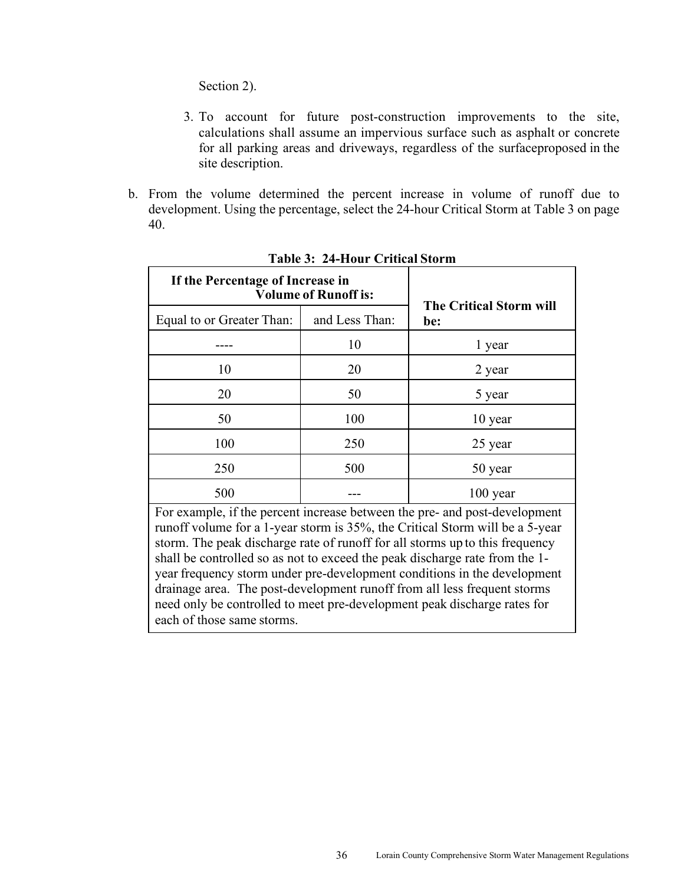Section 2).

3. To account for future post-construction improvements to the site, calculations shall assume an impervious surface such as asphalt or concrete for all parking areas and driveways, regardless of the surfaceproposed in the site description.

b. From the volume determined the percent increase in volume of runoff due to development. Using the percentage, select the 24-hour Critical Storm at Table 3 on page 40.

**Table 3: 24-Hour Critical Storm**

| **If the Percentage of Increase in Volume of Runoff is:** | | **The Critical Storm will be:** |
|---|---|---|
| Equal to or Greater Than: | and Less Than: | |
| ---- | 10 | 1 year |
| 10 | 20 | 2 year |
| 20 | 50 | 5 year |
| 50 | 100 | 10 year |
| 100 | 250 | 25 year |
| 250 | 500 | 50 year |
| 500 | --- | 100 year |

For example, if the percent increase between the pre- and post-development runoff volume for a 1-year storm is 35%, the Critical Storm will be a 5-year storm. The peak discharge rate of runoff for all storms up to this frequency shall be controlled so as not to exceed the peak discharge rate from the 1-year frequency storm under pre-development conditions in the development drainage area. The post-development runoff from all less frequent storms need only be controlled to meet pre-development peak discharge rates for each of those same storms.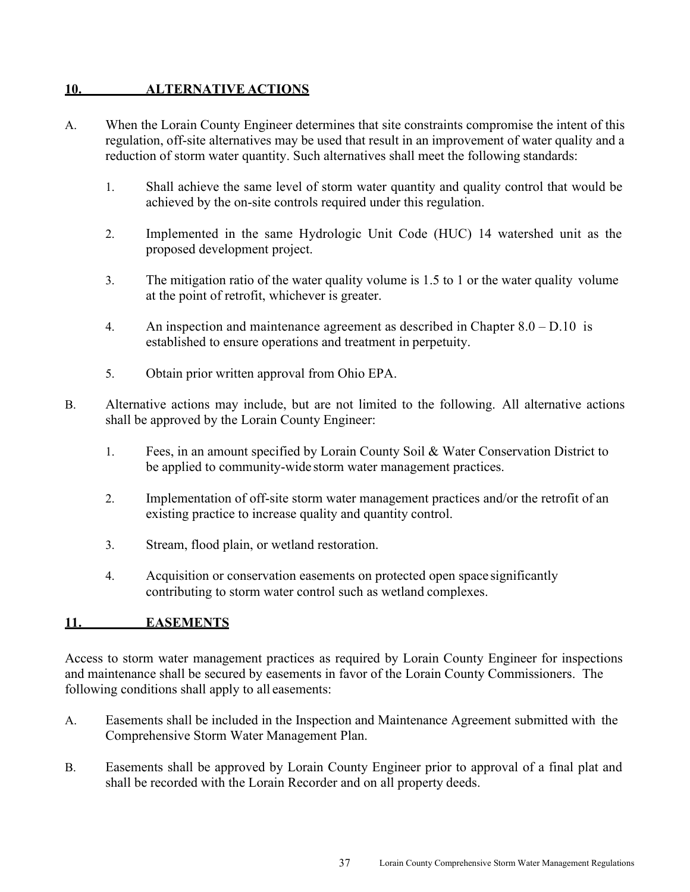## 10. ALTERNATIVE ACTIONS

A. When the Lorain County Engineer determines that site constraints compromise the intent of this regulation, off-site alternatives may be used that result in an improvement of water quality and a reduction of storm water quantity. Such alternatives shall meet the following standards:

   1. Shall achieve the same level of storm water quantity and quality control that would be achieved by the on-site controls required under this regulation.

   2. Implemented in the same Hydrologic Unit Code (HUC) 14 watershed unit as the proposed development project.

   3. The mitigation ratio of the water quality volume is 1.5 to 1 or the water quality volume at the point of retrofit, whichever is greater.

   4. An inspection and maintenance agreement as described in Chapter 8.0 – D.10 is established to ensure operations and treatment in perpetuity.

   5. Obtain prior written approval from Ohio EPA.

B. Alternative actions may include, but are not limited to the following. All alternative actions shall be approved by the Lorain County Engineer:

   1. Fees, in an amount specified by Lorain County Soil & Water Conservation District to be applied to community-wide storm water management practices.

   2. Implementation of off-site storm water management practices and/or the retrofit of an existing practice to increase quality and quantity control.

   3. Stream, flood plain, or wetland restoration.

   4. Acquisition or conservation easements on protected open space significantly contributing to storm water control such as wetland complexes.

## 11. EASEMENTS

Access to storm water management practices as required by Lorain County Engineer for inspections and maintenance shall be secured by easements in favor of the Lorain County Commissioners. The following conditions shall apply to all easements:

A. Easements shall be included in the Inspection and Maintenance Agreement submitted with the Comprehensive Storm Water Management Plan.

B. Easements shall be approved by Lorain County Engineer prior to approval of a final plat and shall be recorded with the Lorain Recorder and on all property deeds.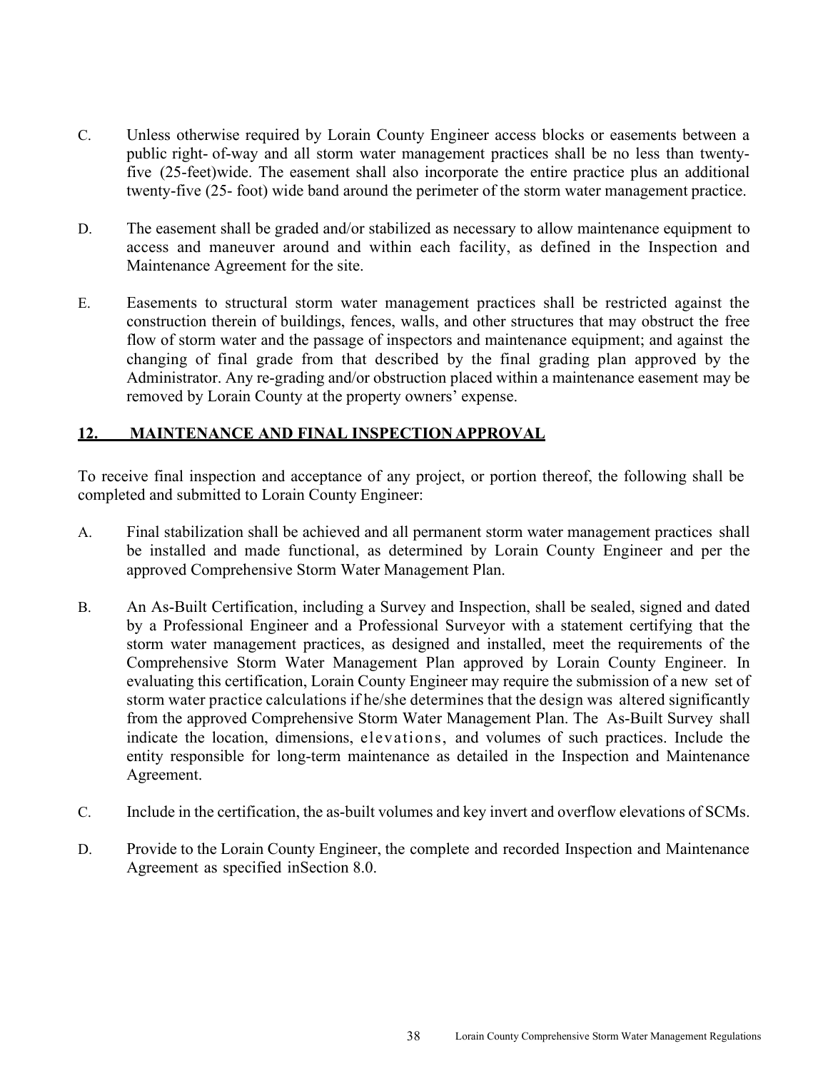C. Unless otherwise required by Lorain County Engineer access blocks or easements between a public right- of-way and all storm water management practices shall be no less than twenty-five (25-feet)wide. The easement shall also incorporate the entire practice plus an additional twenty-five (25- foot) wide band around the perimeter of the storm water management practice.

D. The easement shall be graded and/or stabilized as necessary to allow maintenance equipment to access and maneuver around and within each facility, as defined in the Inspection and Maintenance Agreement for the site.

E. Easements to structural storm water management practices shall be restricted against the construction therein of buildings, fences, walls, and other structures that may obstruct the free flow of storm water and the passage of inspectors and maintenance equipment; and against the changing of final grade from that described by the final grading plan approved by the Administrator. Any re-grading and/or obstruction placed within a maintenance easement may be removed by Lorain County at the property owners' expense.

## 12. MAINTENANCE AND FINAL INSPECTION APPROVAL

To receive final inspection and acceptance of any project, or portion thereof, the following shall be completed and submitted to Lorain County Engineer:

A. Final stabilization shall be achieved and all permanent storm water management practices shall be installed and made functional, as determined by Lorain County Engineer and per the approved Comprehensive Storm Water Management Plan.

B. An As-Built Certification, including a Survey and Inspection, shall be sealed, signed and dated by a Professional Engineer and a Professional Surveyor with a statement certifying that the storm water management practices, as designed and installed, meet the requirements of the Comprehensive Storm Water Management Plan approved by Lorain County Engineer. In evaluating this certification, Lorain County Engineer may require the submission of a new set of storm water practice calculations if he/she determines that the design was altered significantly from the approved Comprehensive Storm Water Management Plan. The As-Built Survey shall indicate the location, dimensions, elevations, and volumes of such practices. Include the entity responsible for long-term maintenance as detailed in the Inspection and Maintenance Agreement.

C. Include in the certification, the as-built volumes and key invert and overflow elevations of SCMs.

D. Provide to the Lorain County Engineer, the complete and recorded Inspection and Maintenance Agreement as specified inSection 8.0.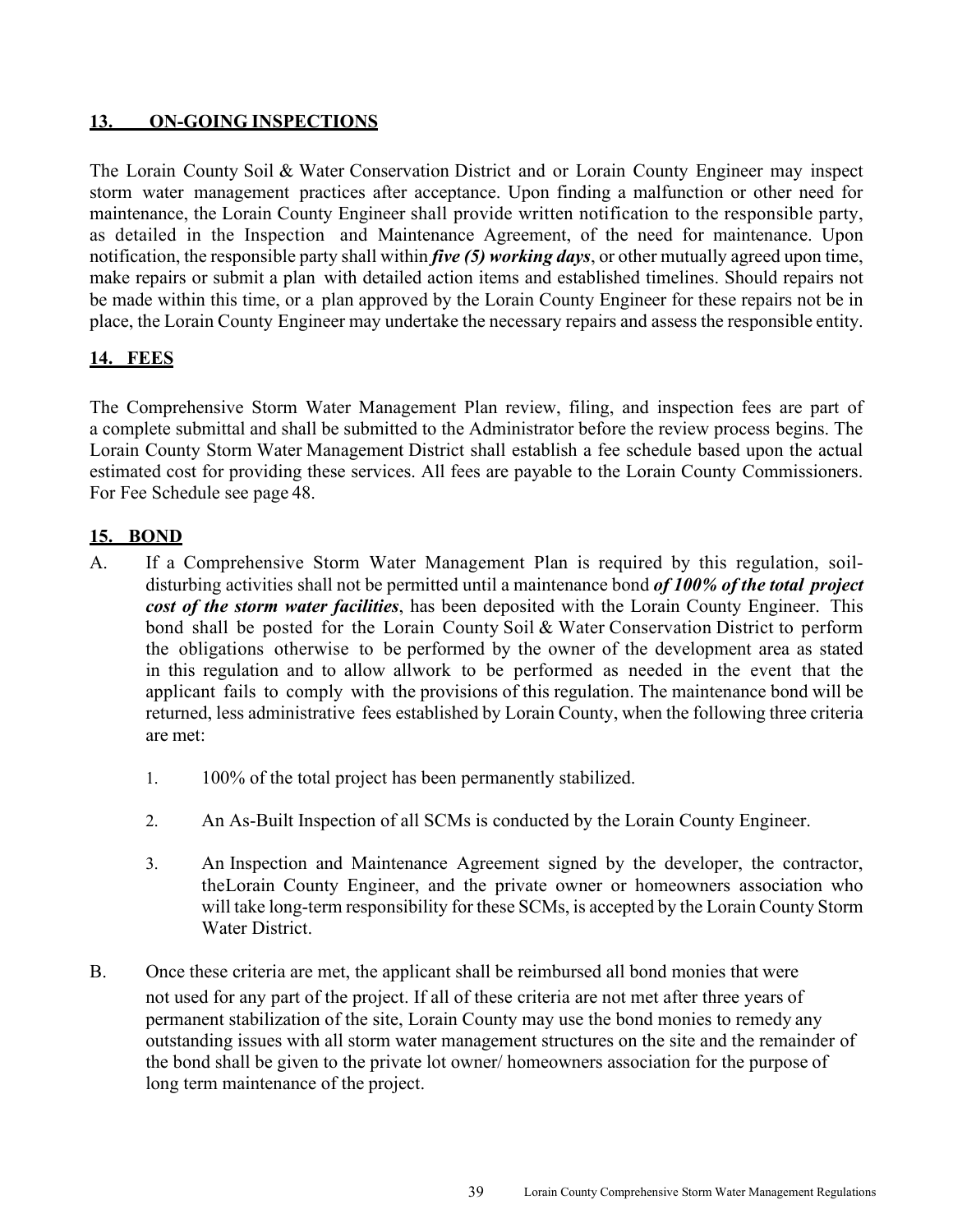## 13. ON-GOING INSPECTIONS

The Lorain County Soil & Water Conservation District and or Lorain County Engineer may inspect storm water management practices after acceptance. Upon finding a malfunction or other need for maintenance, the Lorain County Engineer shall provide written notification to the responsible party, as detailed in the Inspection and Maintenance Agreement, of the need for maintenance. Upon notification, the responsible party shall within ***five (5) working days***, or other mutually agreed upon time, make repairs or submit a plan with detailed action items and established timelines. Should repairs not be made within this time, or a plan approved by the Lorain County Engineer for these repairs not be in place, the Lorain County Engineer may undertake the necessary repairs and assess the responsible entity.

## 14. FEES

The Comprehensive Storm Water Management Plan review, filing, and inspection fees are part of a complete submittal and shall be submitted to the Administrator before the review process begins. The Lorain County Storm Water Management District shall establish a fee schedule based upon the actual estimated cost for providing these services. All fees are payable to the Lorain County Commissioners. For Fee Schedule see page 48.

## 15. BOND

A. If a Comprehensive Storm Water Management Plan is required by this regulation, soil-disturbing activities shall not be permitted until a maintenance bond ***of 100% of the total project cost of the storm water facilities***, has been deposited with the Lorain County Engineer. This bond shall be posted for the Lorain County Soil & Water Conservation District to perform the obligations otherwise to be performed by the owner of the development area as stated in this regulation and to allow allwork to be performed as needed in the event that the applicant fails to comply with the provisions of this regulation. The maintenance bond will be returned, less administrative fees established by Lorain County, when the following three criteria are met:

   1. 100% of the total project has been permanently stabilized.

   2. An As-Built Inspection of all SCMs is conducted by the Lorain County Engineer.

   3. An Inspection and Maintenance Agreement signed by the developer, the contractor, theLorain County Engineer, and the private owner or homeowners association who will take long-term responsibility for these SCMs, is accepted by the Lorain County Storm Water District.

B. Once these criteria are met, the applicant shall be reimbursed all bond monies that were not used for any part of the project. If all of these criteria are not met after three years of permanent stabilization of the site, Lorain County may use the bond monies to remedy any outstanding issues with all storm water management structures on the site and the remainder of the bond shall be given to the private lot owner/ homeowners association for the purpose of long term maintenance of the project.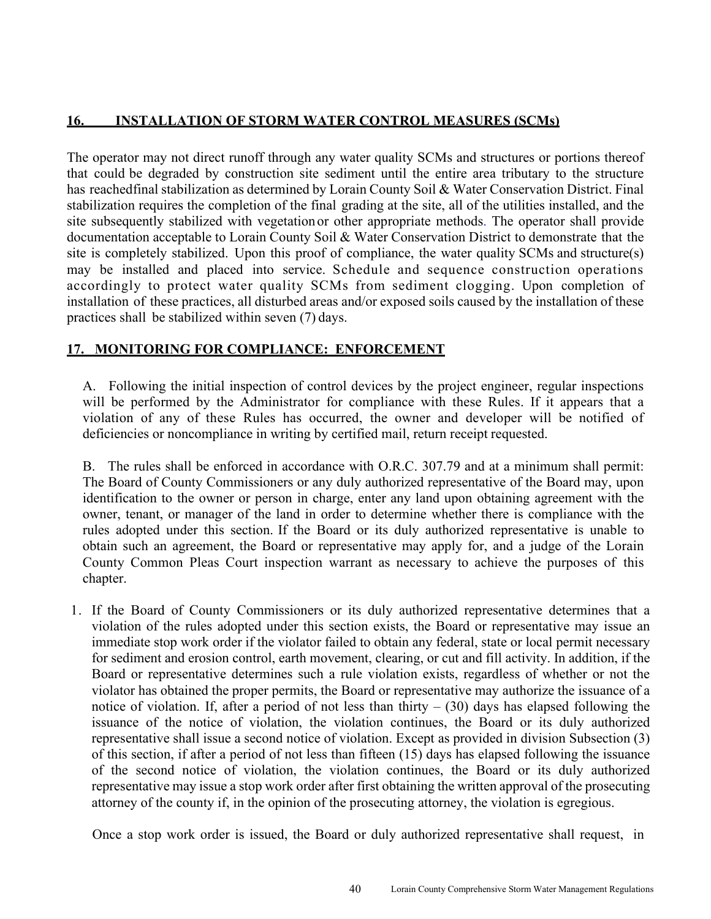## 16. INSTALLATION OF STORM WATER CONTROL MEASURES (SCMs)

The operator may not direct runoff through any water quality SCMs and structures or portions thereof that could be degraded by construction site sediment until the entire area tributary to the structure has reachedfinal stabilization as determined by Lorain County Soil & Water Conservation District. Final stabilization requires the completion of the final grading at the site, all of the utilities installed, and the site subsequently stabilized with vegetation or other appropriate methods. The operator shall provide documentation acceptable to Lorain County Soil & Water Conservation District to demonstrate that the site is completely stabilized. Upon this proof of compliance, the water quality SCMs and structure(s) may be installed and placed into service. Schedule and sequence construction operations accordingly to protect water quality SCMs from sediment clogging. Upon completion of installation of these practices, all disturbed areas and/or exposed soils caused by the installation of these practices shall be stabilized within seven (7) days.

## 17. MONITORING FOR COMPLIANCE: ENFORCEMENT

A. Following the initial inspection of control devices by the project engineer, regular inspections will be performed by the Administrator for compliance with these Rules. If it appears that a violation of any of these Rules has occurred, the owner and developer will be notified of deficiencies or noncompliance in writing by certified mail, return receipt requested.

B. The rules shall be enforced in accordance with O.R.C. 307.79 and at a minimum shall permit: The Board of County Commissioners or any duly authorized representative of the Board may, upon identification to the owner or person in charge, enter any land upon obtaining agreement with the owner, tenant, or manager of the land in order to determine whether there is compliance with the rules adopted under this section. If the Board or its duly authorized representative is unable to obtain such an agreement, the Board or representative may apply for, and a judge of the Lorain County Common Pleas Court inspection warrant as necessary to achieve the purposes of this chapter.

1. If the Board of County Commissioners or its duly authorized representative determines that a violation of the rules adopted under this section exists, the Board or representative may issue an immediate stop work order if the violator failed to obtain any federal, state or local permit necessary for sediment and erosion control, earth movement, clearing, or cut and fill activity. In addition, if the Board or representative determines such a rule violation exists, regardless of whether or not the violator has obtained the proper permits, the Board or representative may authorize the issuance of a notice of violation. If, after a period of not less than thirty – (30) days has elapsed following the issuance of the notice of violation, the violation continues, the Board or its duly authorized representative shall issue a second notice of violation. Except as provided in division Subsection (3) of this section, if after a period of not less than fifteen (15) days has elapsed following the issuance of the second notice of violation, the violation continues, the Board or its duly authorized representative may issue a stop work order after first obtaining the written approval of the prosecuting attorney of the county if, in the opinion of the prosecuting attorney, the violation is egregious.

   Once a stop work order is issued, the Board or duly authorized representative shall request, in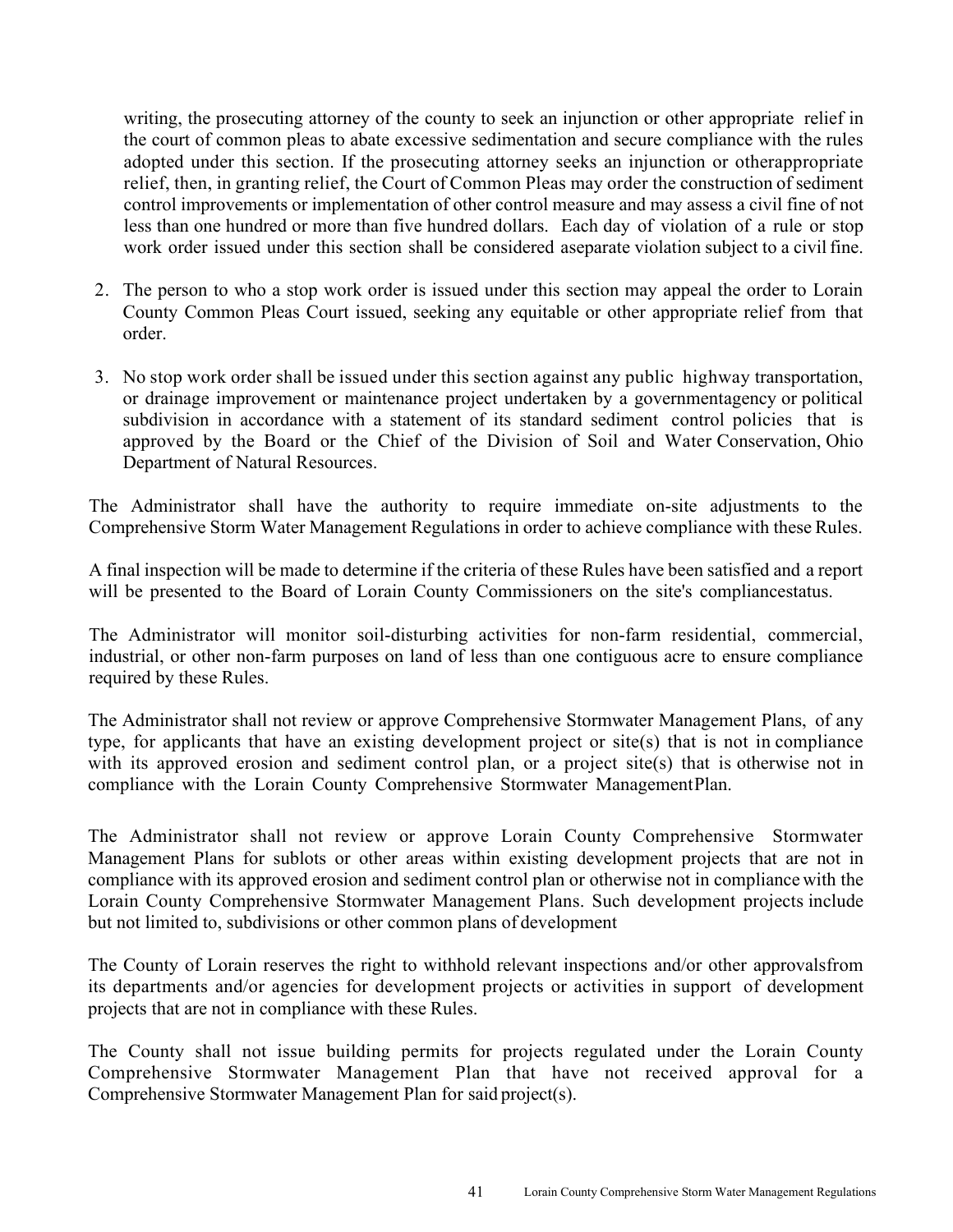writing, the prosecuting attorney of the county to seek an injunction or other appropriate relief in the court of common pleas to abate excessive sedimentation and secure compliance with the rules adopted under this section. If the prosecuting attorney seeks an injunction or otherappropriate relief, then, in granting relief, the Court of Common Pleas may order the construction of sediment control improvements or implementation of other control measure and may assess a civil fine of not less than one hundred or more than five hundred dollars. Each day of violation of a rule or stop work order issued under this section shall be considered aseparate violation subject to a civil fine.

2. The person to who a stop work order is issued under this section may appeal the order to Lorain County Common Pleas Court issued, seeking any equitable or other appropriate relief from that order.

3. No stop work order shall be issued under this section against any public highway transportation, or drainage improvement or maintenance project undertaken by a governmentagency or political subdivision in accordance with a statement of its standard sediment control policies that is approved by the Board or the Chief of the Division of Soil and Water Conservation, Ohio Department of Natural Resources.

The Administrator shall have the authority to require immediate on-site adjustments to the Comprehensive Storm Water Management Regulations in order to achieve compliance with these Rules.

A final inspection will be made to determine if the criteria of these Rules have been satisfied and a report will be presented to the Board of Lorain County Commissioners on the site's compliancestatus.

The Administrator will monitor soil-disturbing activities for non-farm residential, commercial, industrial, or other non-farm purposes on land of less than one contiguous acre to ensure compliance required by these Rules.

The Administrator shall not review or approve Comprehensive Stormwater Management Plans, of any type, for applicants that have an existing development project or site(s) that is not in compliance with its approved erosion and sediment control plan, or a project site(s) that is otherwise not in compliance with the Lorain County Comprehensive Stormwater ManagementPlan.

The Administrator shall not review or approve Lorain County Comprehensive Stormwater Management Plans for sublots or other areas within existing development projects that are not in compliance with its approved erosion and sediment control plan or otherwise not in compliance with the Lorain County Comprehensive Stormwater Management Plans. Such development projects include but not limited to, subdivisions or other common plans of development

The County of Lorain reserves the right to withhold relevant inspections and/or other approvalsfrom its departments and/or agencies for development projects or activities in support of development projects that are not in compliance with these Rules.

The County shall not issue building permits for projects regulated under the Lorain County Comprehensive Stormwater Management Plan that have not received approval for a Comprehensive Stormwater Management Plan for said project(s).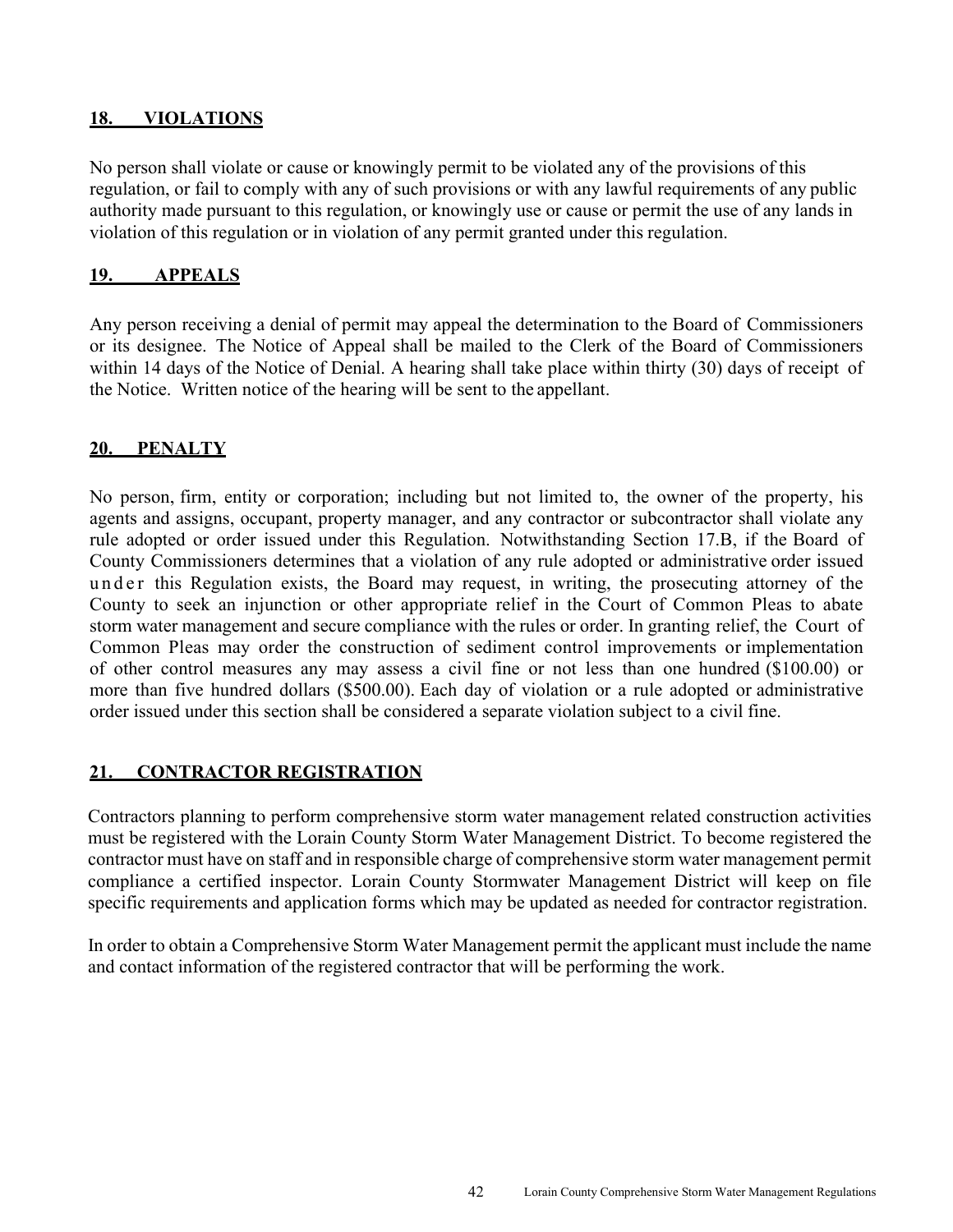## 18. VIOLATIONS

No person shall violate or cause or knowingly permit to be violated any of the provisions of this regulation, or fail to comply with any of such provisions or with any lawful requirements of any public authority made pursuant to this regulation, or knowingly use or cause or permit the use of any lands in violation of this regulation or in violation of any permit granted under this regulation.

## 19. APPEALS

Any person receiving a denial of permit may appeal the determination to the Board of Commissioners or its designee. The Notice of Appeal shall be mailed to the Clerk of the Board of Commissioners within 14 days of the Notice of Denial. A hearing shall take place within thirty (30) days of receipt of the Notice. Written notice of the hearing will be sent to the appellant.

## 20. PENALTY

No person, firm, entity or corporation; including but not limited to, the owner of the property, his agents and assigns, occupant, property manager, and any contractor or subcontractor shall violate any rule adopted or order issued under this Regulation. Notwithstanding Section 17.B, if the Board of County Commissioners determines that a violation of any rule adopted or administrative order issued under this Regulation exists, the Board may request, in writing, the prosecuting attorney of the County to seek an injunction or other appropriate relief in the Court of Common Pleas to abate storm water management and secure compliance with the rules or order. In granting relief, the Court of Common Pleas may order the construction of sediment control improvements or implementation of other control measures any may assess a civil fine or not less than one hundred ($100.00) or more than five hundred dollars ($500.00). Each day of violation or a rule adopted or administrative order issued under this section shall be considered a separate violation subject to a civil fine.

## 21. CONTRACTOR REGISTRATION

Contractors planning to perform comprehensive storm water management related construction activities must be registered with the Lorain County Storm Water Management District. To become registered the contractor must have on staff and in responsible charge of comprehensive storm water management permit compliance a certified inspector. Lorain County Stormwater Management District will keep on file specific requirements and application forms which may be updated as needed for contractor registration.

In order to obtain a Comprehensive Storm Water Management permit the applicant must include the name and contact information of the registered contractor that will be performing the work.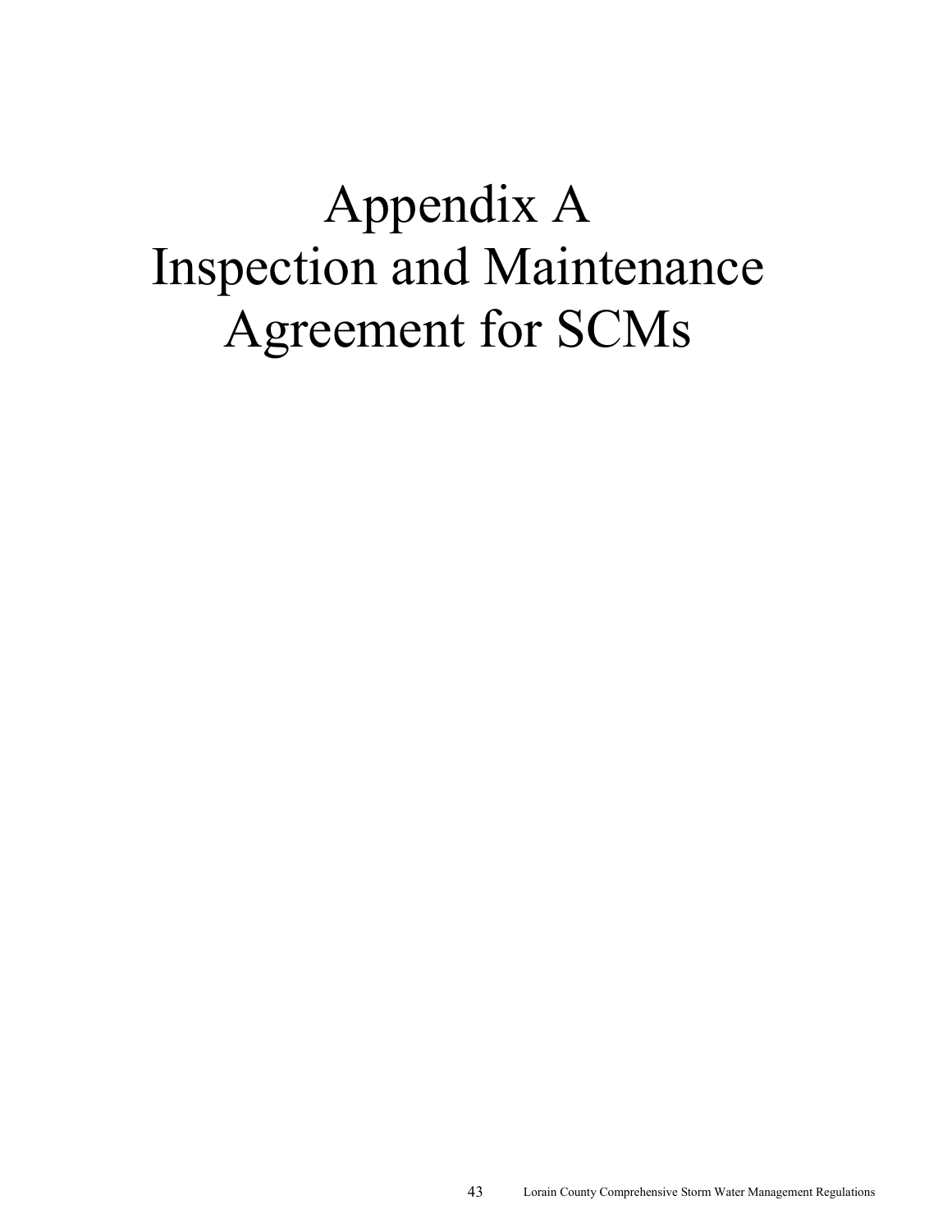# Appendix A
# Inspection and Maintenance Agreement for SCMs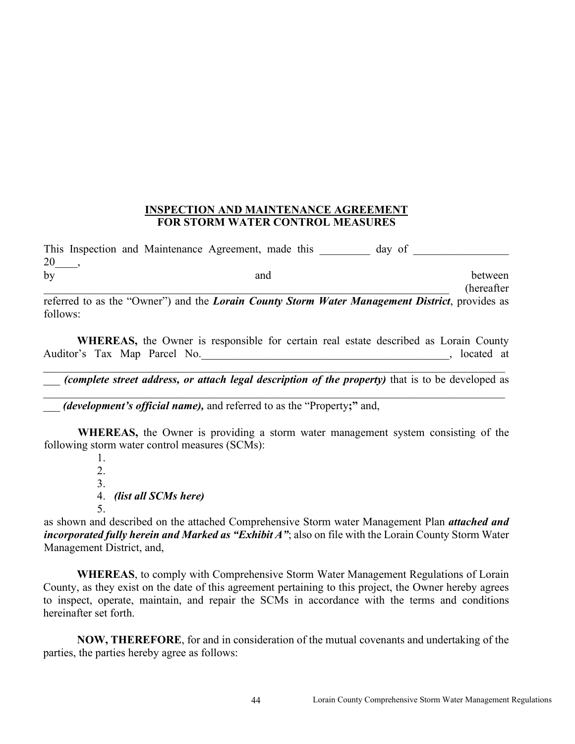**INSPECTION AND MAINTENANCE AGREEMENT**
**FOR STORM WATER CONTROL MEASURES**

This Inspection and Maintenance Agreement, made this _________ day of _________________ 20____,
by and between _______________________________________________________________________ (hereafter referred to as the "Owner") and the ***Lorain County Storm Water Management District***, provides as follows:

**WHEREAS,** the Owner is responsible for certain real estate described as Lorain County Auditor's Tax Map Parcel No._____________________________________________, located at ________________________________________________________________________________
___ ***(complete street address, or attach legal description of the property)*** that is to be developed as ________________________________________________________________________________
___ ***(development's official name),*** and referred to as the "Property**;"** and,

**WHEREAS,** the Owner is providing a storm water management system consisting of the following storm water control measures (SCMs):

1.
2.
3.
4. ***(list all SCMs here)***
5.

as shown and described on the attached Comprehensive Storm water Management Plan ***attached and incorporated fully herein and Marked as "Exhibit A"***; also on file with the Lorain County Storm Water Management District, and,

**WHEREAS**, to comply with Comprehensive Storm Water Management Regulations of Lorain County, as they exist on the date of this agreement pertaining to this project, the Owner hereby agrees to inspect, operate, maintain, and repair the SCMs in accordance with the terms and conditions hereinafter set forth.

**NOW, THEREFORE**, for and in consideration of the mutual covenants and undertaking of the parties, the parties hereby agree as follows: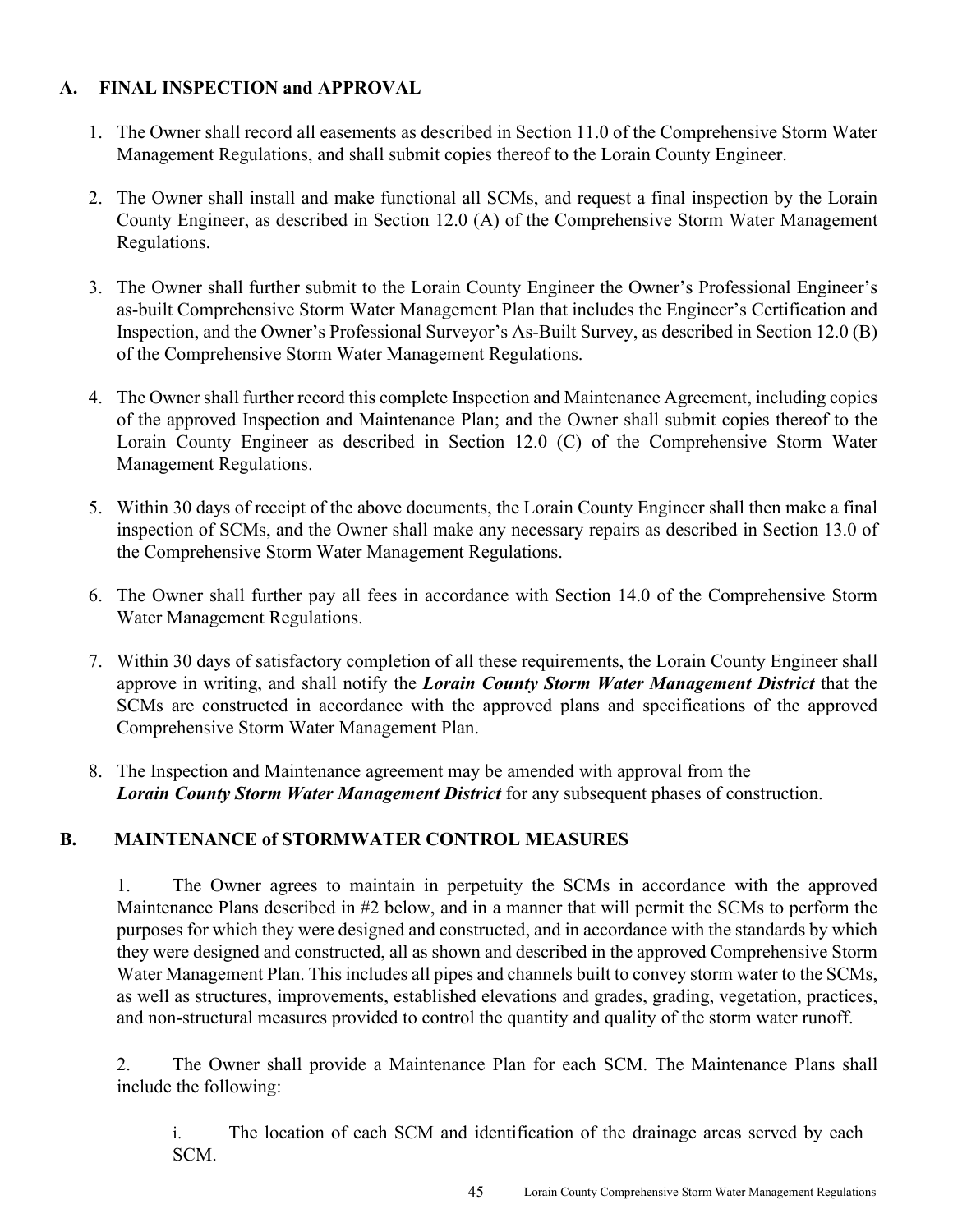## A. FINAL INSPECTION and APPROVAL

1. The Owner shall record all easements as described in Section 11.0 of the Comprehensive Storm Water Management Regulations, and shall submit copies thereof to the Lorain County Engineer.

2. The Owner shall install and make functional all SCMs, and request a final inspection by the Lorain County Engineer, as described in Section 12.0 (A) of the Comprehensive Storm Water Management Regulations.

3. The Owner shall further submit to the Lorain County Engineer the Owner's Professional Engineer's as-built Comprehensive Storm Water Management Plan that includes the Engineer's Certification and Inspection, and the Owner's Professional Surveyor's As-Built Survey, as described in Section 12.0 (B) of the Comprehensive Storm Water Management Regulations.

4. The Owner shall further record this complete Inspection and Maintenance Agreement, including copies of the approved Inspection and Maintenance Plan; and the Owner shall submit copies thereof to the Lorain County Engineer as described in Section 12.0 (C) of the Comprehensive Storm Water Management Regulations.

5. Within 30 days of receipt of the above documents, the Lorain County Engineer shall then make a final inspection of SCMs, and the Owner shall make any necessary repairs as described in Section 13.0 of the Comprehensive Storm Water Management Regulations.

6. The Owner shall further pay all fees in accordance with Section 14.0 of the Comprehensive Storm Water Management Regulations.

7. Within 30 days of satisfactory completion of all these requirements, the Lorain County Engineer shall approve in writing, and shall notify the ***Lorain County Storm Water Management District*** that the SCMs are constructed in accordance with the approved plans and specifications of the approved Comprehensive Storm Water Management Plan.

8. The Inspection and Maintenance agreement may be amended with approval from the ***Lorain County Storm Water Management District*** for any subsequent phases of construction.

## B. MAINTENANCE of STORMWATER CONTROL MEASURES

1. The Owner agrees to maintain in perpetuity the SCMs in accordance with the approved Maintenance Plans described in #2 below, and in a manner that will permit the SCMs to perform the purposes for which they were designed and constructed, and in accordance with the standards by which they were designed and constructed, all as shown and described in the approved Comprehensive Storm Water Management Plan. This includes all pipes and channels built to convey storm water to the SCMs, as well as structures, improvements, established elevations and grades, grading, vegetation, practices, and non-structural measures provided to control the quantity and quality of the storm water runoff.

2. The Owner shall provide a Maintenance Plan for each SCM. The Maintenance Plans shall include the following:

   i. The location of each SCM and identification of the drainage areas served by each SCM.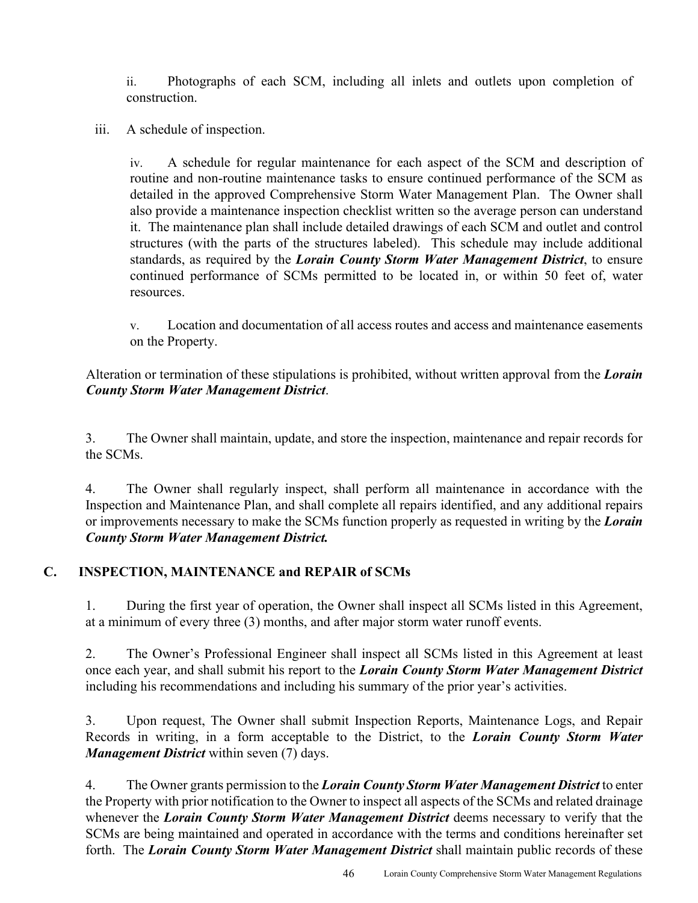ii. Photographs of each SCM, including all inlets and outlets upon completion of construction.

iii. A schedule of inspection.

iv. A schedule for regular maintenance for each aspect of the SCM and description of routine and non-routine maintenance tasks to ensure continued performance of the SCM as detailed in the approved Comprehensive Storm Water Management Plan. The Owner shall also provide a maintenance inspection checklist written so the average person can understand it. The maintenance plan shall include detailed drawings of each SCM and outlet and control structures (with the parts of the structures labeled). This schedule may include additional standards, as required by the ***Lorain County Storm Water Management District***, to ensure continued performance of SCMs permitted to be located in, or within 50 feet of, water resources.

v. Location and documentation of all access routes and access and maintenance easements on the Property.

Alteration or termination of these stipulations is prohibited, without written approval from the ***Lorain County Storm Water Management District***.

3. The Owner shall maintain, update, and store the inspection, maintenance and repair records for the SCMs.

4. The Owner shall regularly inspect, shall perform all maintenance in accordance with the Inspection and Maintenance Plan, and shall complete all repairs identified, and any additional repairs or improvements necessary to make the SCMs function properly as requested in writing by the ***Lorain County Storm Water Management District.***

## C. INSPECTION, MAINTENANCE and REPAIR of SCMs

1. During the first year of operation, the Owner shall inspect all SCMs listed in this Agreement, at a minimum of every three (3) months, and after major storm water runoff events.

2. The Owner's Professional Engineer shall inspect all SCMs listed in this Agreement at least once each year, and shall submit his report to the ***Lorain County Storm Water Management District*** including his recommendations and including his summary of the prior year's activities.

3. Upon request, The Owner shall submit Inspection Reports, Maintenance Logs, and Repair Records in writing, in a form acceptable to the District, to the ***Lorain County Storm Water Management District*** within seven (7) days.

4. The Owner grants permission to the ***Lorain County Storm Water Management District*** to enter the Property with prior notification to the Owner to inspect all aspects of the SCMs and related drainage whenever the ***Lorain County Storm Water Management District*** deems necessary to verify that the SCMs are being maintained and operated in accordance with the terms and conditions hereinafter set forth. The ***Lorain County Storm Water Management District*** shall maintain public records of these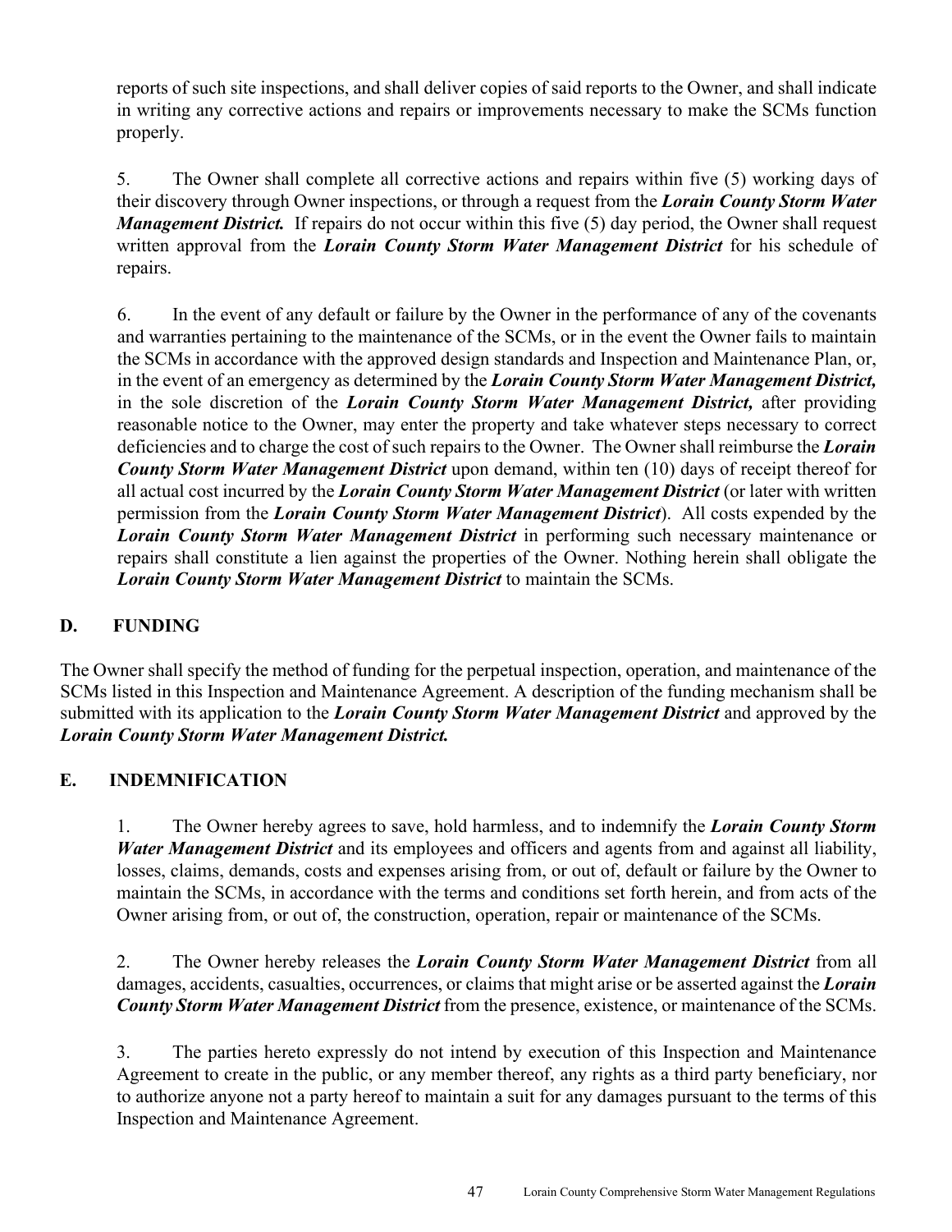reports of such site inspections, and shall deliver copies of said reports to the Owner, and shall indicate in writing any corrective actions and repairs or improvements necessary to make the SCMs function properly.

5. The Owner shall complete all corrective actions and repairs within five (5) working days of their discovery through Owner inspections, or through a request from the ***Lorain County Storm Water Management District.*** If repairs do not occur within this five (5) day period, the Owner shall request written approval from the ***Lorain County Storm Water Management District*** for his schedule of repairs.

6. In the event of any default or failure by the Owner in the performance of any of the covenants and warranties pertaining to the maintenance of the SCMs, or in the event the Owner fails to maintain the SCMs in accordance with the approved design standards and Inspection and Maintenance Plan, or, in the event of an emergency as determined by the ***Lorain County Storm Water Management District,*** in the sole discretion of the ***Lorain County Storm Water Management District,*** after providing reasonable notice to the Owner, may enter the property and take whatever steps necessary to correct deficiencies and to charge the cost of such repairs to the Owner. The Owner shall reimburse the ***Lorain County Storm Water Management District*** upon demand, within ten (10) days of receipt thereof for all actual cost incurred by the ***Lorain County Storm Water Management District*** (or later with written permission from the ***Lorain County Storm Water Management District***). All costs expended by the ***Lorain County Storm Water Management District*** in performing such necessary maintenance or repairs shall constitute a lien against the properties of the Owner. Nothing herein shall obligate the ***Lorain County Storm Water Management District*** to maintain the SCMs.

## D. FUNDING

The Owner shall specify the method of funding for the perpetual inspection, operation, and maintenance of the SCMs listed in this Inspection and Maintenance Agreement. A description of the funding mechanism shall be submitted with its application to the ***Lorain County Storm Water Management District*** and approved by the ***Lorain County Storm Water Management District.***

## E. INDEMNIFICATION

1. The Owner hereby agrees to save, hold harmless, and to indemnify the ***Lorain County Storm Water Management District*** and its employees and officers and agents from and against all liability, losses, claims, demands, costs and expenses arising from, or out of, default or failure by the Owner to maintain the SCMs, in accordance with the terms and conditions set forth herein, and from acts of the Owner arising from, or out of, the construction, operation, repair or maintenance of the SCMs.

2. The Owner hereby releases the ***Lorain County Storm Water Management District*** from all damages, accidents, casualties, occurrences, or claims that might arise or be asserted against the ***Lorain County Storm Water Management District*** from the presence, existence, or maintenance of the SCMs.

3. The parties hereto expressly do not intend by execution of this Inspection and Maintenance Agreement to create in the public, or any member thereof, any rights as a third party beneficiary, nor to authorize anyone not a party hereof to maintain a suit for any damages pursuant to the terms of this Inspection and Maintenance Agreement.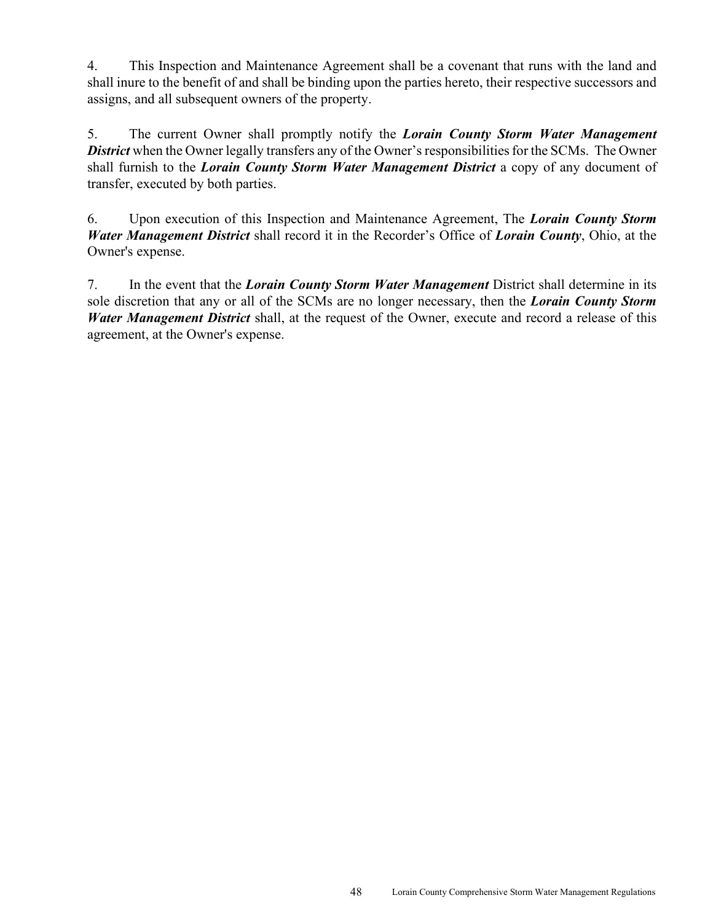4. This Inspection and Maintenance Agreement shall be a covenant that runs with the land and shall inure to the benefit of and shall be binding upon the parties hereto, their respective successors and assigns, and all subsequent owners of the property.

5. The current Owner shall promptly notify the ***Lorain County Storm Water Management District*** when the Owner legally transfers any of the Owner's responsibilities for the SCMs. The Owner shall furnish to the ***Lorain County Storm Water Management District*** a copy of any document of transfer, executed by both parties.

6. Upon execution of this Inspection and Maintenance Agreement, The ***Lorain County Storm Water Management District*** shall record it in the Recorder's Office of ***Lorain County***, Ohio, at the Owner's expense.

7. In the event that the ***Lorain County Storm Water Management*** District shall determine in its sole discretion that any or all of the SCMs are no longer necessary, then the ***Lorain County Storm Water Management District*** shall, at the request of the Owner, execute and record a release of this agreement, at the Owner's expense.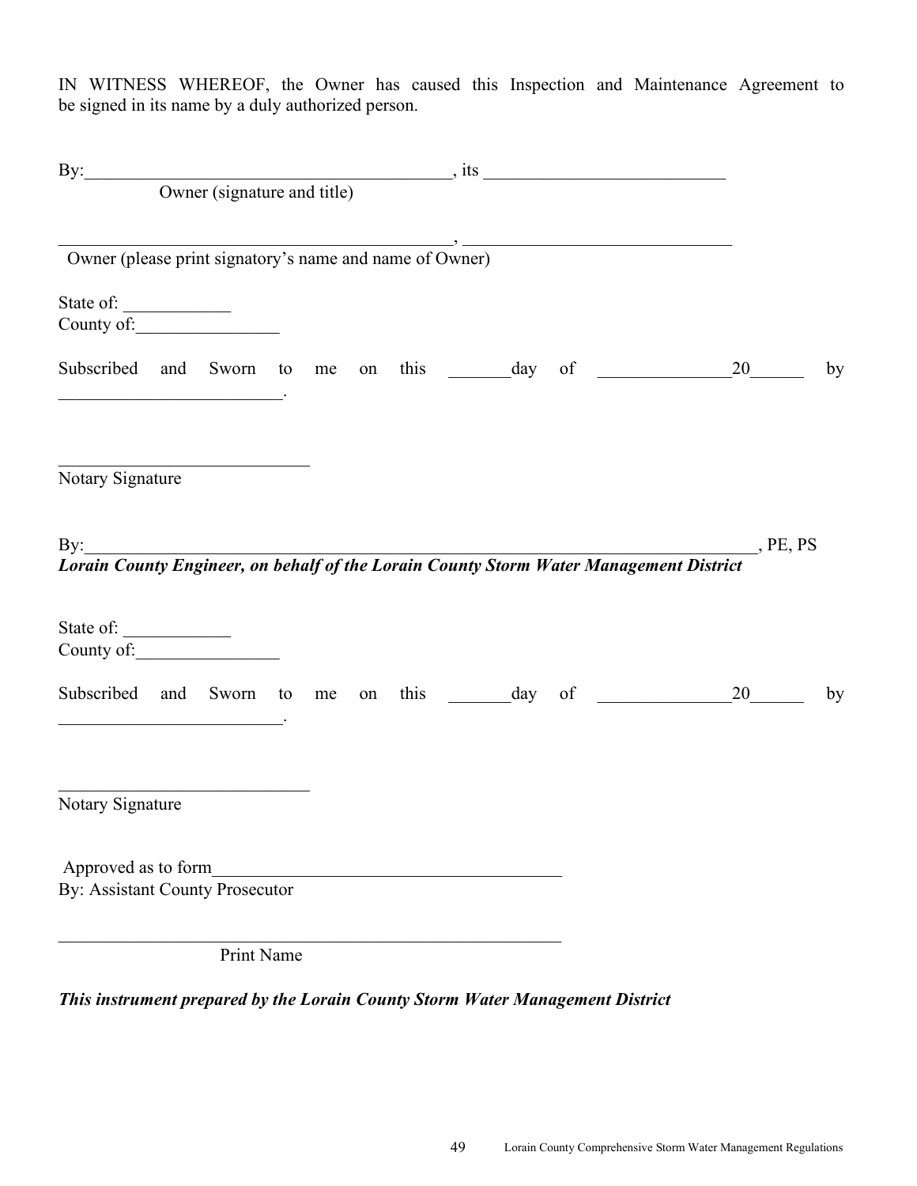IN WITNESS WHEREOF, the Owner has caused this Inspection and Maintenance Agreement to be signed in its name by a duly authorized person.

By:__________________________________________, its ___________________________
Owner (signature and title)

_____________________________________________, ______________________________
Owner (please print signatory's name and name of Owner)

State of: ____________
County of:________________

Subscribed and Sworn to me on this _______day of _______________20______ by _________________________.

____________________________
Notary Signature

By:_____________________________________________________________________________, PE, PS
***Lorain County Engineer, on behalf of the Lorain County Storm Water Management District***

State of: ____________
County of:________________

Subscribed and Sworn to me on this _______day of _______________20______ by _________________________.

____________________________
Notary Signature

Approved as to form________________________________________
By: Assistant County Prosecutor

_________________________________________________________
Print Name

***This instrument prepared by the Lorain County Storm Water Management District***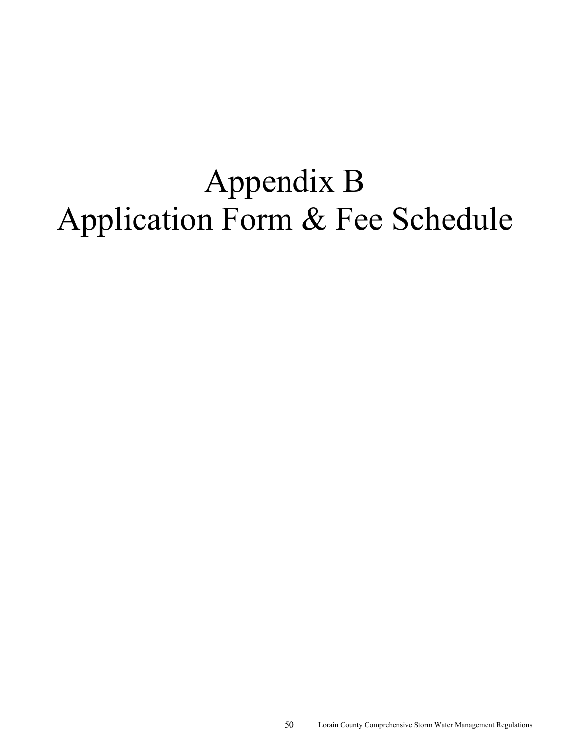# Appendix B
# Application Form & Fee Schedule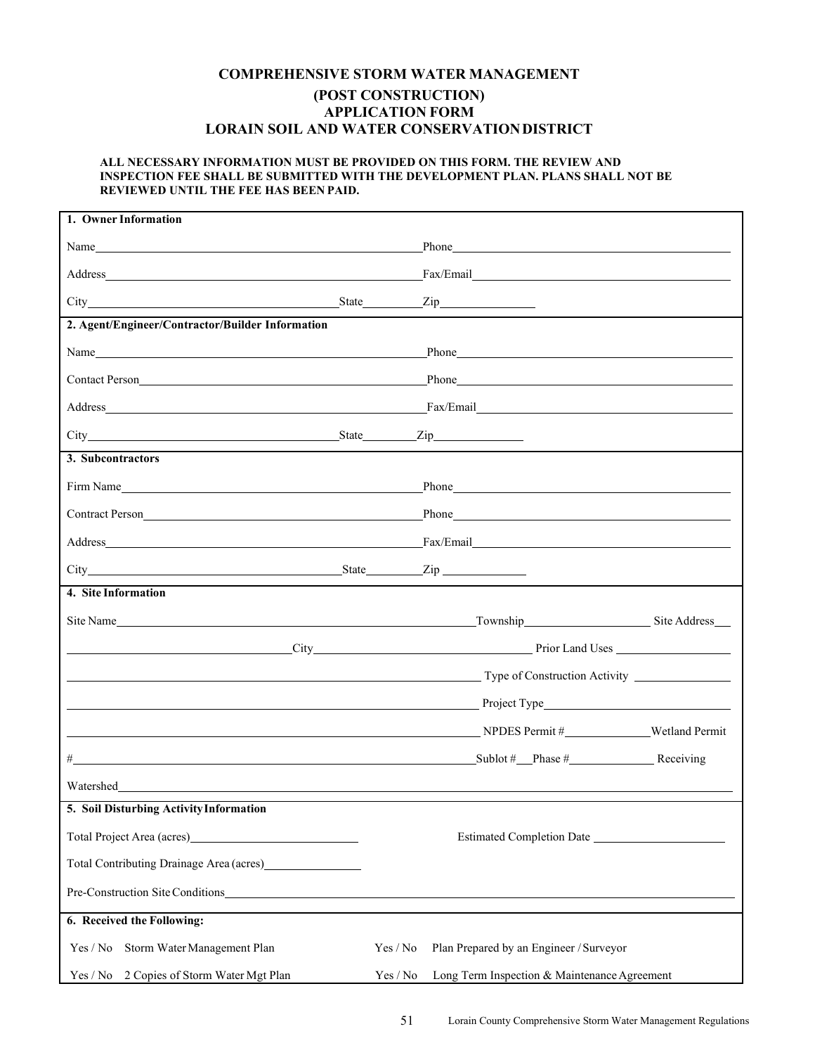# COMPREHENSIVE STORM WATER MANAGEMENT
## (POST CONSTRUCTION)
## APPLICATION FORM
## LORAIN SOIL AND WATER CONSERVATION DISTRICT

**ALL NECESSARY INFORMATION MUST BE PROVIDED ON THIS FORM. THE REVIEW AND INSPECTION FEE SHALL BE SUBMITTED WITH THE DEVELOPMENT PLAN. PLANS SHALL NOT BE REVIEWED UNTIL THE FEE HAS BEEN PAID.**

**1. Owner Information**

Name\_\_\_\_\_\_\_\_\_\_\_\_\_\_\_\_\_\_\_\_ Phone\_\_\_\_\_\_\_\_\_\_\_\_\_\_\_\_\_\_\_\_

Address\_\_\_\_\_\_\_\_\_\_\_\_\_\_\_\_\_\_\_\_ Fax/Email\_\_\_\_\_\_\_\_\_\_\_\_\_\_\_\_\_\_\_\_

City\_\_\_\_\_\_\_\_\_\_\_\_\_\_\_\_\_\_\_\_ State\_\_\_\_\_\_\_\_\_\_ Zip\_\_\_\_\_\_\_\_\_\_

**2. Agent/Engineer/Contractor/Builder Information**

Name\_\_\_\_\_\_\_\_\_\_\_\_\_\_\_\_\_\_\_\_ Phone\_\_\_\_\_\_\_\_\_\_\_\_\_\_\_\_\_\_\_\_

Contact Person\_\_\_\_\_\_\_\_\_\_\_\_\_\_\_\_\_\_\_\_ Phone\_\_\_\_\_\_\_\_\_\_\_\_\_\_\_\_\_\_\_\_

Address\_\_\_\_\_\_\_\_\_\_\_\_\_\_\_\_\_\_\_\_ Fax/Email\_\_\_\_\_\_\_\_\_\_\_\_\_\_\_\_\_\_\_\_

City\_\_\_\_\_\_\_\_\_\_\_\_\_\_\_\_\_\_\_\_ State\_\_\_\_\_\_\_\_\_\_ Zip\_\_\_\_\_\_\_\_\_\_

**3. Subcontractors**

Firm Name\_\_\_\_\_\_\_\_\_\_\_\_\_\_\_\_\_\_\_\_ Phone\_\_\_\_\_\_\_\_\_\_\_\_\_\_\_\_\_\_\_\_

Contract Person\_\_\_\_\_\_\_\_\_\_\_\_\_\_\_\_\_\_\_\_ Phone\_\_\_\_\_\_\_\_\_\_\_\_\_\_\_\_\_\_\_\_

Address\_\_\_\_\_\_\_\_\_\_\_\_\_\_\_\_\_\_\_\_ Fax/Email\_\_\_\_\_\_\_\_\_\_\_\_\_\_\_\_\_\_\_\_

City\_\_\_\_\_\_\_\_\_\_\_\_\_\_\_\_\_\_\_\_ State\_\_\_\_\_\_\_\_\_\_ Zip\_\_\_\_\_\_\_\_\_\_

**4. Site Information**

Site Name\_\_\_\_\_\_\_\_\_\_\_\_\_\_\_\_\_\_\_\_ Township\_\_\_\_\_\_\_\_\_\_\_\_\_\_\_\_\_\_\_\_ Site Address\_\_\_

\_\_\_\_\_\_\_\_\_\_\_\_\_\_\_\_\_\_\_\_ City\_\_\_\_\_\_\_\_\_\_\_\_\_\_\_\_\_\_\_\_ Prior Land Uses\_\_\_\_\_\_\_\_\_\_\_\_\_\_\_\_\_\_\_\_

\_\_\_\_\_\_\_\_\_\_\_\_\_\_\_\_\_\_\_\_ Type of Construction Activity\_\_\_\_\_\_\_\_\_\_\_\_\_\_\_\_\_\_\_\_

\_\_\_\_\_\_\_\_\_\_\_\_\_\_\_\_\_\_\_\_ Project Type\_\_\_\_\_\_\_\_\_\_\_\_\_\_\_\_\_\_\_\_

\_\_\_\_\_\_\_\_\_\_\_\_\_\_\_\_\_\_\_\_ NPDES Permit #\_\_\_\_\_\_\_\_\_\_\_\_\_\_\_\_\_\_\_\_ Wetland Permit

#\_\_\_\_\_\_\_\_\_\_\_\_\_\_\_\_\_\_\_\_ Sublot #\_\_\_ Phase #\_\_\_\_\_\_\_\_\_\_ Receiving

Watershed\_\_\_\_\_\_\_\_\_\_\_\_\_\_\_\_\_\_\_\_

**5. Soil Disturbing Activity Information**

Total Project Area (acres)\_\_\_\_\_\_\_\_\_\_\_\_\_\_\_\_\_\_\_\_ Estimated Completion Date\_\_\_\_\_\_\_\_\_\_\_\_\_\_\_\_\_\_\_\_

Total Contributing Drainage Area (acres)\_\_\_\_\_\_\_\_\_\_\_\_\_\_\_\_\_\_\_\_

Pre-Construction Site Conditions\_\_\_\_\_\_\_\_\_\_\_\_\_\_\_\_\_\_\_\_

**6. Received the Following:**

| | | | |
|---|---|---|---|
| Yes / No | Storm Water Management Plan | Yes / No | Plan Prepared by an Engineer / Surveyor |
| Yes / No | 2 Copies of Storm Water Mgt Plan | Yes / No | Long Term Inspection & Maintenance Agreement |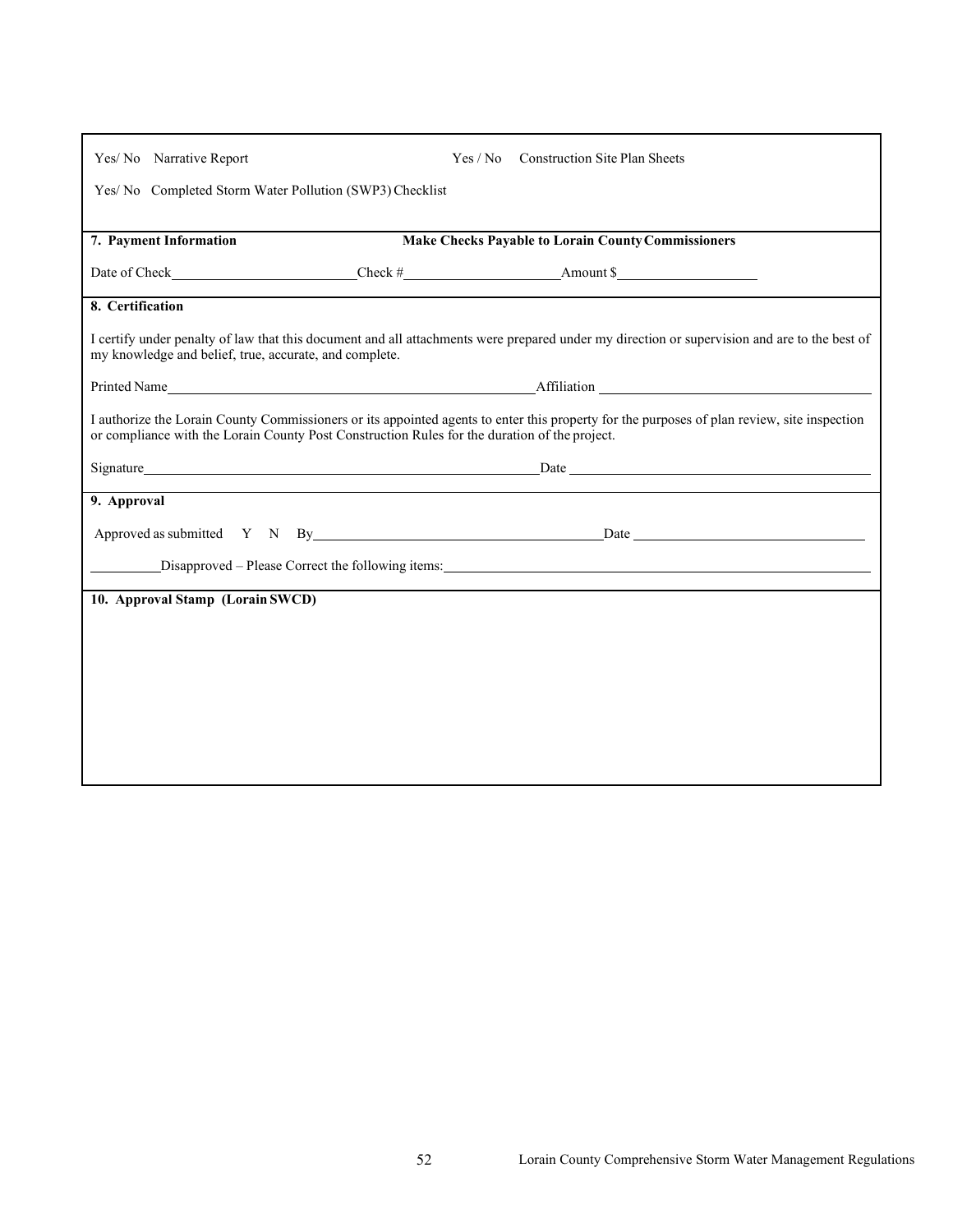Yes/ No Narrative Report　　　　　　Yes / No Construction Site Plan Sheets

Yes/ No Completed Storm Water Pollution (SWP3) Checklist

**7. Payment Information**　　　　　**Make Checks Payable to Lorain County Commissioners**

Date of Check\_\_\_\_\_\_\_\_\_\_\_\_\_\_\_\_\_\_\_\_\_\_\_\_\_\_Check #\_\_\_\_\_\_\_\_\_\_\_\_\_\_\_\_\_\_\_\_\_\_\_\_Amount $\_\_\_\_\_\_\_\_\_\_\_\_\_\_\_\_\_\_\_\_\_

**8. Certification**

I certify under penalty of law that this document and all attachments were prepared under my direction or supervision and are to the best of my knowledge and belief, true, accurate, and complete.

Printed Name\_\_\_\_\_\_\_\_\_\_\_\_\_\_\_\_\_\_\_\_\_\_\_\_\_\_\_\_\_\_\_\_\_\_\_\_\_\_\_\_\_\_\_\_\_\_\_\_\_\_\_\_\_\_\_Affiliation \_\_\_\_\_\_\_\_\_\_\_\_\_\_\_\_\_\_\_\_\_\_\_\_\_\_\_\_\_\_\_\_\_\_\_\_\_\_\_\_

I authorize the Lorain County Commissioners or its appointed agents to enter this property for the purposes of plan review, site inspection or compliance with the Lorain County Post Construction Rules for the duration of the project.

Signature\_\_\_\_\_\_\_\_\_\_\_\_\_\_\_\_\_\_\_\_\_\_\_\_\_\_\_\_\_\_\_\_\_\_\_\_\_\_\_\_\_\_\_\_\_\_\_\_\_\_\_\_\_\_\_\_\_\_\_\_\_Date \_\_\_\_\_\_\_\_\_\_\_\_\_\_\_\_\_\_\_\_\_\_\_\_\_\_\_\_\_\_\_\_\_\_\_\_\_\_\_\_\_\_\_\_\_\_

**9. Approval**

Approved as submitted Y N By\_\_\_\_\_\_\_\_\_\_\_\_\_\_\_\_\_\_\_\_\_\_\_\_\_\_\_\_\_\_\_\_\_\_\_\_\_\_\_\_\_\_\_\_Date \_\_\_\_\_\_\_\_\_\_\_\_\_\_\_\_\_\_\_\_\_\_\_\_\_\_\_\_\_\_\_\_\_\_\_\_

\_\_\_\_\_\_\_\_\_\_Disapproved – Please Correct the following items:\_\_\_\_\_\_\_\_\_\_\_\_\_\_\_\_\_\_\_\_\_\_\_\_\_\_\_\_\_\_\_\_\_\_\_\_\_\_\_\_\_\_\_\_\_\_\_\_\_\_\_\_\_\_\_\_\_\_\_\_\_\_\_\_\_\_

**10. Approval Stamp (Lorain SWCD)**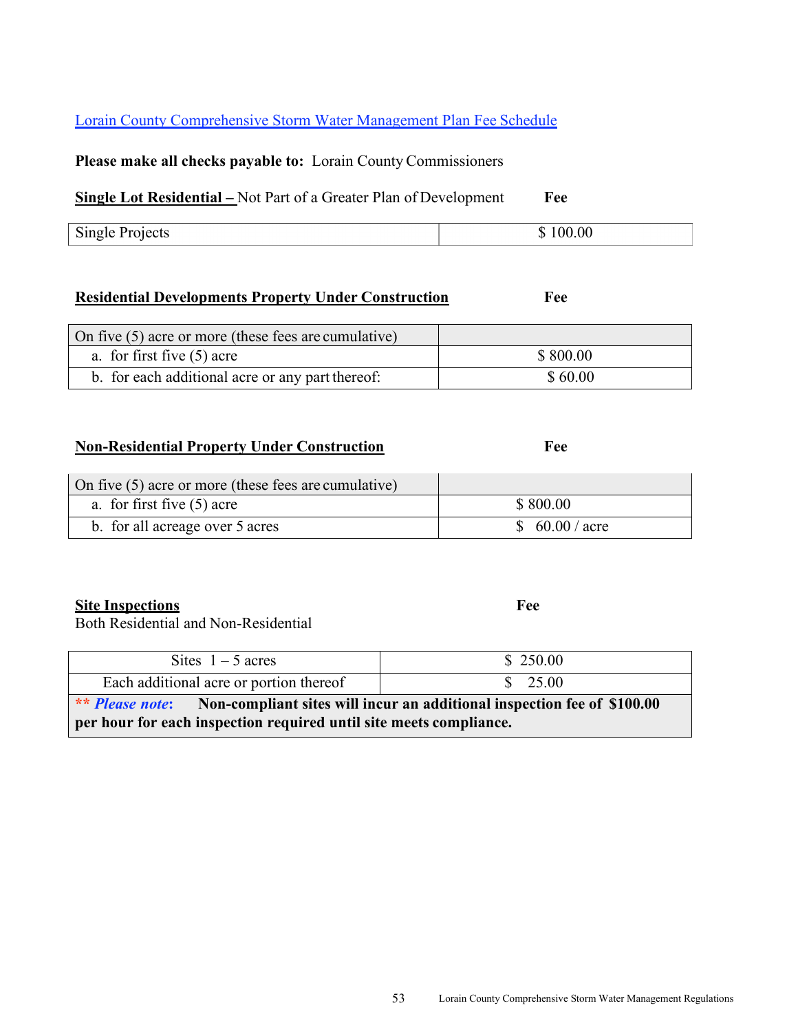[Lorain County Comprehensive Storm Water Management Plan Fee Schedule]

**Please make all checks payable to:** Lorain County Commissioners

**Single Lot Residential –** Not Part of a Greater Plan of Development **Fee**

| | |
|---|---|
| Single Projects | $ 100.00 |

**Residential Developments Property Under Construction** **Fee**

| | |
|---|---|
| On five (5) acre or more (these fees are cumulative) | |
| a. for first five (5) acre | $ 800.00 |
| b. for each additional acre or any part thereof: | $ 60.00 |

**Non-Residential Property Under Construction** **Fee**

| | |
|---|---|
| On five (5) acre or more (these fees are cumulative) | |
| a. for first five (5) acre | $ 800.00 |
| b. for all acreage over 5 acres | $ 60.00 / acre |

**Site Inspections** **Fee**

Both Residential and Non-Residential

| | |
|---|---|
| Sites 1 – 5 acres | $ 250.00 |
| Each additional acre or portion thereof | $ 25.00 |

\*\* ***Please note*: Non-compliant sites will incur an additional inspection fee of $100.00 per hour for each inspection required until site meets compliance.**